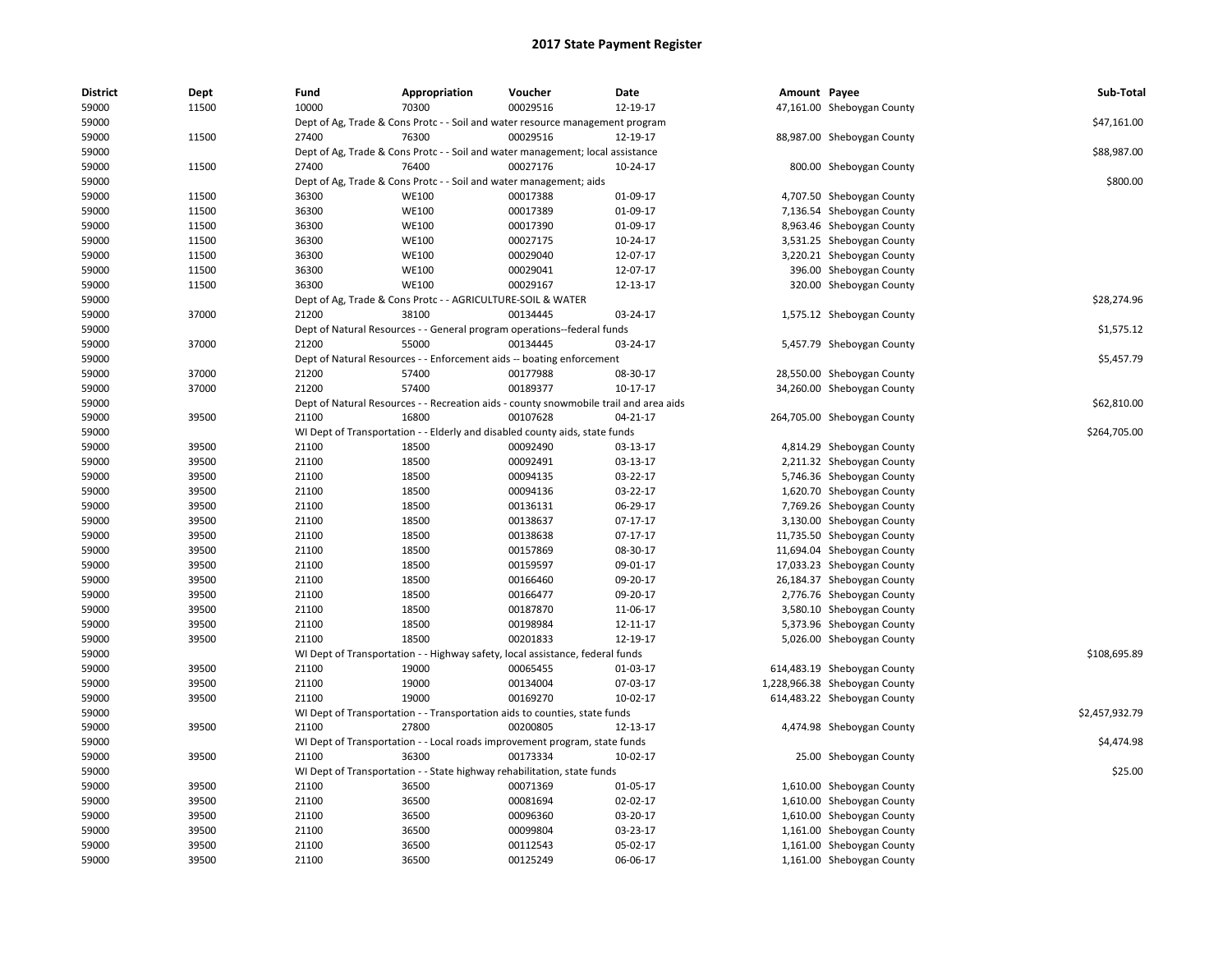# 2017 State Payment Register

| District | Dept | Fund | Appropriation | Voucher | Date | Amount | Payee | Sub-Total |
|---|---|---|---|---|---|---|---|---|
| 59000 | 11500 | 10000 | 70300 | 00029516 | 12-19-17 | 47,161.00 | Sheboygan County | |
| 59000 | | Dept of Ag, Trade & Cons Protc - - Soil and water resource management program | | | | | | $47,161.00 |
| 59000 | 11500 | 27400 | 76300 | 00029516 | 12-19-17 | 88,987.00 | Sheboygan County | |
| 59000 | | Dept of Ag, Trade & Cons Protc - - Soil and water management; local assistance | | | | | | $88,987.00 |
| 59000 | 11500 | 27400 | 76400 | 00027176 | 10-24-17 | 800.00 | Sheboygan County | |
| 59000 | | Dept of Ag, Trade & Cons Protc - - Soil and water management; aids | | | | | | $800.00 |
| 59000 | 11500 | 36300 | WE100 | 00017388 | 01-09-17 | 4,707.50 | Sheboygan County | |
| 59000 | 11500 | 36300 | WE100 | 00017389 | 01-09-17 | 7,136.54 | Sheboygan County | |
| 59000 | 11500 | 36300 | WE100 | 00017390 | 01-09-17 | 8,963.46 | Sheboygan County | |
| 59000 | 11500 | 36300 | WE100 | 00027175 | 10-24-17 | 3,531.25 | Sheboygan County | |
| 59000 | 11500 | 36300 | WE100 | 00029040 | 12-07-17 | 3,220.21 | Sheboygan County | |
| 59000 | 11500 | 36300 | WE100 | 00029041 | 12-07-17 | 396.00 | Sheboygan County | |
| 59000 | 11500 | 36300 | WE100 | 00029167 | 12-13-17 | 320.00 | Sheboygan County | |
| 59000 | | Dept of Ag, Trade & Cons Protc - - AGRICULTURE-SOIL & WATER | | | | | | $28,274.96 |
| 59000 | 37000 | 21200 | 38100 | 00134445 | 03-24-17 | 1,575.12 | Sheboygan County | |
| 59000 | | Dept of Natural Resources - - General program operations--federal funds | | | | | | $1,575.12 |
| 59000 | 37000 | 21200 | 55000 | 00134445 | 03-24-17 | 5,457.79 | Sheboygan County | |
| 59000 | | Dept of Natural Resources - - Enforcement aids -- boating enforcement | | | | | | $5,457.79 |
| 59000 | 37000 | 21200 | 57400 | 00177988 | 08-30-17 | 28,550.00 | Sheboygan County | |
| 59000 | 37000 | 21200 | 57400 | 00189377 | 10-17-17 | 34,260.00 | Sheboygan County | |
| 59000 | | Dept of Natural Resources - - Recreation aids - county snowmobile trail and area aids | | | | | | $62,810.00 |
| 59000 | 39500 | 21100 | 16800 | 00107628 | 04-21-17 | 264,705.00 | Sheboygan County | |
| 59000 | | WI Dept of Transportation - - Elderly and disabled county aids, state funds | | | | | | $264,705.00 |
| 59000 | 39500 | 21100 | 18500 | 00092490 | 03-13-17 | 4,814.29 | Sheboygan County | |
| 59000 | 39500 | 21100 | 18500 | 00092491 | 03-13-17 | 2,211.32 | Sheboygan County | |
| 59000 | 39500 | 21100 | 18500 | 00094135 | 03-22-17 | 5,746.36 | Sheboygan County | |
| 59000 | 39500 | 21100 | 18500 | 00094136 | 03-22-17 | 1,620.70 | Sheboygan County | |
| 59000 | 39500 | 21100 | 18500 | 00136131 | 06-29-17 | 7,769.26 | Sheboygan County | |
| 59000 | 39500 | 21100 | 18500 | 00138637 | 07-17-17 | 3,130.00 | Sheboygan County | |
| 59000 | 39500 | 21100 | 18500 | 00138638 | 07-17-17 | 11,735.50 | Sheboygan County | |
| 59000 | 39500 | 21100 | 18500 | 00157869 | 08-30-17 | 11,694.04 | Sheboygan County | |
| 59000 | 39500 | 21100 | 18500 | 00159597 | 09-01-17 | 17,033.23 | Sheboygan County | |
| 59000 | 39500 | 21100 | 18500 | 00166460 | 09-20-17 | 26,184.37 | Sheboygan County | |
| 59000 | 39500 | 21100 | 18500 | 00166477 | 09-20-17 | 2,776.76 | Sheboygan County | |
| 59000 | 39500 | 21100 | 18500 | 00187870 | 11-06-17 | 3,580.10 | Sheboygan County | |
| 59000 | 39500 | 21100 | 18500 | 00198984 | 12-11-17 | 5,373.96 | Sheboygan County | |
| 59000 | 39500 | 21100 | 18500 | 00201833 | 12-19-17 | 5,026.00 | Sheboygan County | |
| 59000 | | WI Dept of Transportation - - Highway safety, local assistance, federal funds | | | | | | $108,695.89 |
| 59000 | 39500 | 21100 | 19000 | 00065455 | 01-03-17 | 614,483.19 | Sheboygan County | |
| 59000 | 39500 | 21100 | 19000 | 00134004 | 07-03-17 | 1,228,966.38 | Sheboygan County | |
| 59000 | 39500 | 21100 | 19000 | 00169270 | 10-02-17 | 614,483.22 | Sheboygan County | |
| 59000 | | WI Dept of Transportation - - Transportation aids to counties, state funds | | | | | | $2,457,932.79 |
| 59000 | 39500 | 21100 | 27800 | 00200805 | 12-13-17 | 4,474.98 | Sheboygan County | |
| 59000 | | WI Dept of Transportation - - Local roads improvement program, state funds | | | | | | $4,474.98 |
| 59000 | 39500 | 21100 | 36300 | 00173334 | 10-02-17 | 25.00 | Sheboygan County | |
| 59000 | | WI Dept of Transportation - - State highway rehabilitation, state funds | | | | | | $25.00 |
| 59000 | 39500 | 21100 | 36500 | 00071369 | 01-05-17 | 1,610.00 | Sheboygan County | |
| 59000 | 39500 | 21100 | 36500 | 00081694 | 02-02-17 | 1,610.00 | Sheboygan County | |
| 59000 | 39500 | 21100 | 36500 | 00096360 | 03-20-17 | 1,610.00 | Sheboygan County | |
| 59000 | 39500 | 21100 | 36500 | 00099804 | 03-23-17 | 1,161.00 | Sheboygan County | |
| 59000 | 39500 | 21100 | 36500 | 00112543 | 05-02-17 | 1,161.00 | Sheboygan County | |
| 59000 | 39500 | 21100 | 36500 | 00125249 | 06-06-17 | 1,161.00 | Sheboygan County | |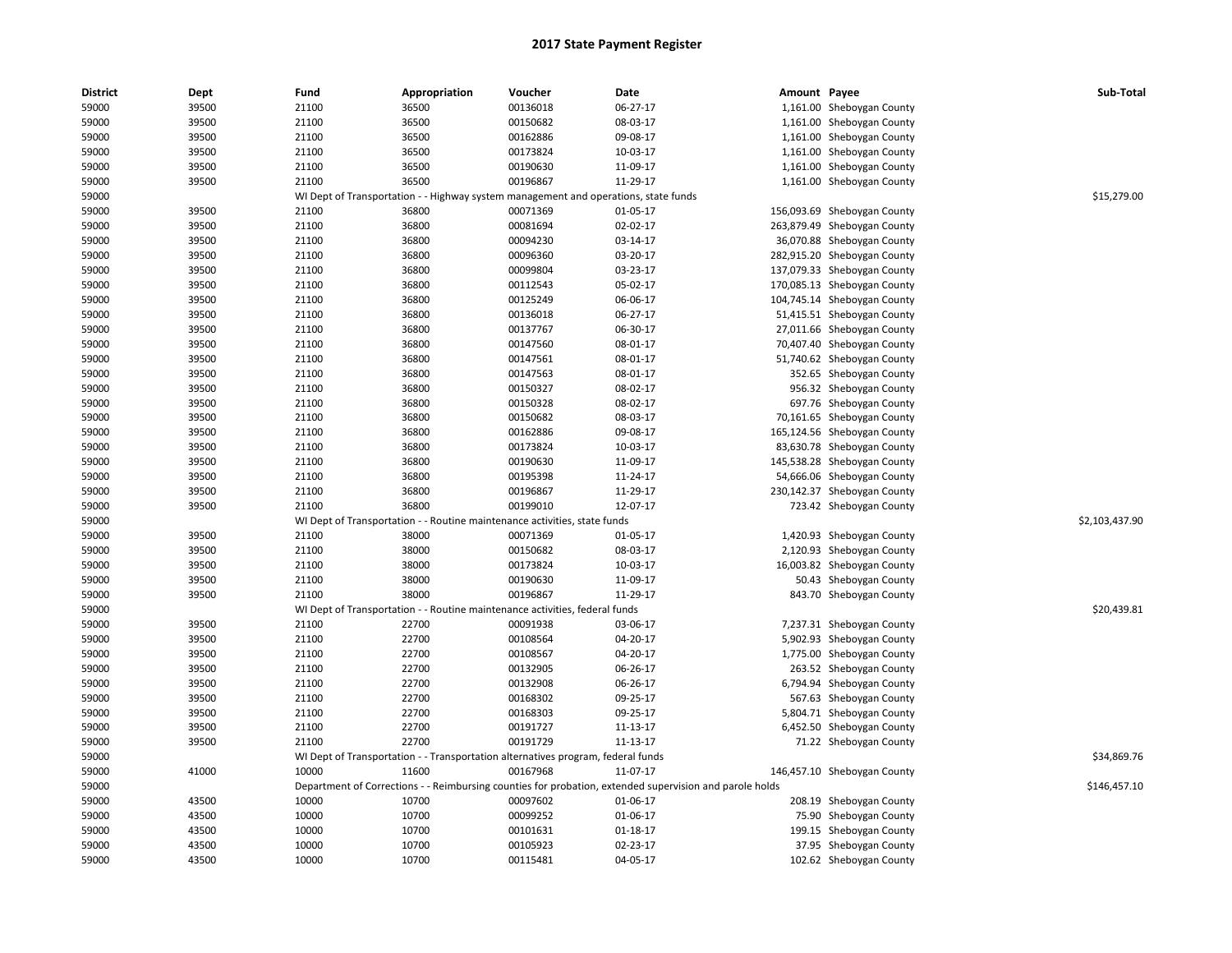# 2017 State Payment Register

| District | Dept | Fund | Appropriation | Voucher | Date | Amount | Payee | Sub-Total |
|---|---|---|---|---|---|---|---|---|
| 59000 | 39500 | 21100 | 36500 | 00136018 | 06-27-17 | 1,161.00 | Sheboygan County | |
| 59000 | 39500 | 21100 | 36500 | 00150682 | 08-03-17 | 1,161.00 | Sheboygan County | |
| 59000 | 39500 | 21100 | 36500 | 00162886 | 09-08-17 | 1,161.00 | Sheboygan County | |
| 59000 | 39500 | 21100 | 36500 | 00173824 | 10-03-17 | 1,161.00 | Sheboygan County | |
| 59000 | 39500 | 21100 | 36500 | 00190630 | 11-09-17 | 1,161.00 | Sheboygan County | |
| 59000 | 39500 | 21100 | 36500 | 00196867 | 11-29-17 | 1,161.00 | Sheboygan County | |
| 59000 | | WI Dept of Transportation - - Highway system management and operations, state funds | | | | | | $15,279.00 |
| 59000 | 39500 | 21100 | 36800 | 00071369 | 01-05-17 | 156,093.69 | Sheboygan County | |
| 59000 | 39500 | 21100 | 36800 | 00081694 | 02-02-17 | 263,879.49 | Sheboygan County | |
| 59000 | 39500 | 21100 | 36800 | 00094230 | 03-14-17 | 36,070.88 | Sheboygan County | |
| 59000 | 39500 | 21100 | 36800 | 00096360 | 03-20-17 | 282,915.20 | Sheboygan County | |
| 59000 | 39500 | 21100 | 36800 | 00099804 | 03-23-17 | 137,079.33 | Sheboygan County | |
| 59000 | 39500 | 21100 | 36800 | 00112543 | 05-02-17 | 170,085.13 | Sheboygan County | |
| 59000 | 39500 | 21100 | 36800 | 00125249 | 06-06-17 | 104,745.14 | Sheboygan County | |
| 59000 | 39500 | 21100 | 36800 | 00136018 | 06-27-17 | 51,415.51 | Sheboygan County | |
| 59000 | 39500 | 21100 | 36800 | 00137767 | 06-30-17 | 27,011.66 | Sheboygan County | |
| 59000 | 39500 | 21100 | 36800 | 00147560 | 08-01-17 | 70,407.40 | Sheboygan County | |
| 59000 | 39500 | 21100 | 36800 | 00147561 | 08-01-17 | 51,740.62 | Sheboygan County | |
| 59000 | 39500 | 21100 | 36800 | 00147563 | 08-01-17 | 352.65 | Sheboygan County | |
| 59000 | 39500 | 21100 | 36800 | 00150327 | 08-02-17 | 956.32 | Sheboygan County | |
| 59000 | 39500 | 21100 | 36800 | 00150328 | 08-02-17 | 697.76 | Sheboygan County | |
| 59000 | 39500 | 21100 | 36800 | 00150682 | 08-03-17 | 70,161.65 | Sheboygan County | |
| 59000 | 39500 | 21100 | 36800 | 00162886 | 09-08-17 | 165,124.56 | Sheboygan County | |
| 59000 | 39500 | 21100 | 36800 | 00173824 | 10-03-17 | 83,630.78 | Sheboygan County | |
| 59000 | 39500 | 21100 | 36800 | 00190630 | 11-09-17 | 145,538.28 | Sheboygan County | |
| 59000 | 39500 | 21100 | 36800 | 00195398 | 11-24-17 | 54,666.06 | Sheboygan County | |
| 59000 | 39500 | 21100 | 36800 | 00196867 | 11-29-17 | 230,142.37 | Sheboygan County | |
| 59000 | 39500 | 21100 | 36800 | 00199010 | 12-07-17 | 723.42 | Sheboygan County | |
| 59000 | | WI Dept of Transportation - - Routine maintenance activities, state funds | | | | | | $2,103,437.90 |
| 59000 | 39500 | 21100 | 38000 | 00071369 | 01-05-17 | 1,420.93 | Sheboygan County | |
| 59000 | 39500 | 21100 | 38000 | 00150682 | 08-03-17 | 2,120.93 | Sheboygan County | |
| 59000 | 39500 | 21100 | 38000 | 00173824 | 10-03-17 | 16,003.82 | Sheboygan County | |
| 59000 | 39500 | 21100 | 38000 | 00190630 | 11-09-17 | 50.43 | Sheboygan County | |
| 59000 | 39500 | 21100 | 38000 | 00196867 | 11-29-17 | 843.70 | Sheboygan County | |
| 59000 | | WI Dept of Transportation - - Routine maintenance activities, federal funds | | | | | | $20,439.81 |
| 59000 | 39500 | 21100 | 22700 | 00091938 | 03-06-17 | 7,237.31 | Sheboygan County | |
| 59000 | 39500 | 21100 | 22700 | 00108564 | 04-20-17 | 5,902.93 | Sheboygan County | |
| 59000 | 39500 | 21100 | 22700 | 00108567 | 04-20-17 | 1,775.00 | Sheboygan County | |
| 59000 | 39500 | 21100 | 22700 | 00132905 | 06-26-17 | 263.52 | Sheboygan County | |
| 59000 | 39500 | 21100 | 22700 | 00132908 | 06-26-17 | 6,794.94 | Sheboygan County | |
| 59000 | 39500 | 21100 | 22700 | 00168302 | 09-25-17 | 567.63 | Sheboygan County | |
| 59000 | 39500 | 21100 | 22700 | 00168303 | 09-25-17 | 5,804.71 | Sheboygan County | |
| 59000 | 39500 | 21100 | 22700 | 00191727 | 11-13-17 | 6,452.50 | Sheboygan County | |
| 59000 | 39500 | 21100 | 22700 | 00191729 | 11-13-17 | 71.22 | Sheboygan County | |
| 59000 | | WI Dept of Transportation - - Transportation alternatives program, federal funds | | | | | | $34,869.76 |
| 59000 | 41000 | 10000 | 11600 | 00167968 | 11-07-17 | 146,457.10 | Sheboygan County | |
| 59000 | | Department of Corrections - - Reimbursing counties for probation, extended supervision and parole holds | | | | | | $146,457.10 |
| 59000 | 43500 | 10000 | 10700 | 00097602 | 01-06-17 | 208.19 | Sheboygan County | |
| 59000 | 43500 | 10000 | 10700 | 00099252 | 01-06-17 | 75.90 | Sheboygan County | |
| 59000 | 43500 | 10000 | 10700 | 00101631 | 01-18-17 | 199.15 | Sheboygan County | |
| 59000 | 43500 | 10000 | 10700 | 00105923 | 02-23-17 | 37.95 | Sheboygan County | |
| 59000 | 43500 | 10000 | 10700 | 00115481 | 04-05-17 | 102.62 | Sheboygan County | |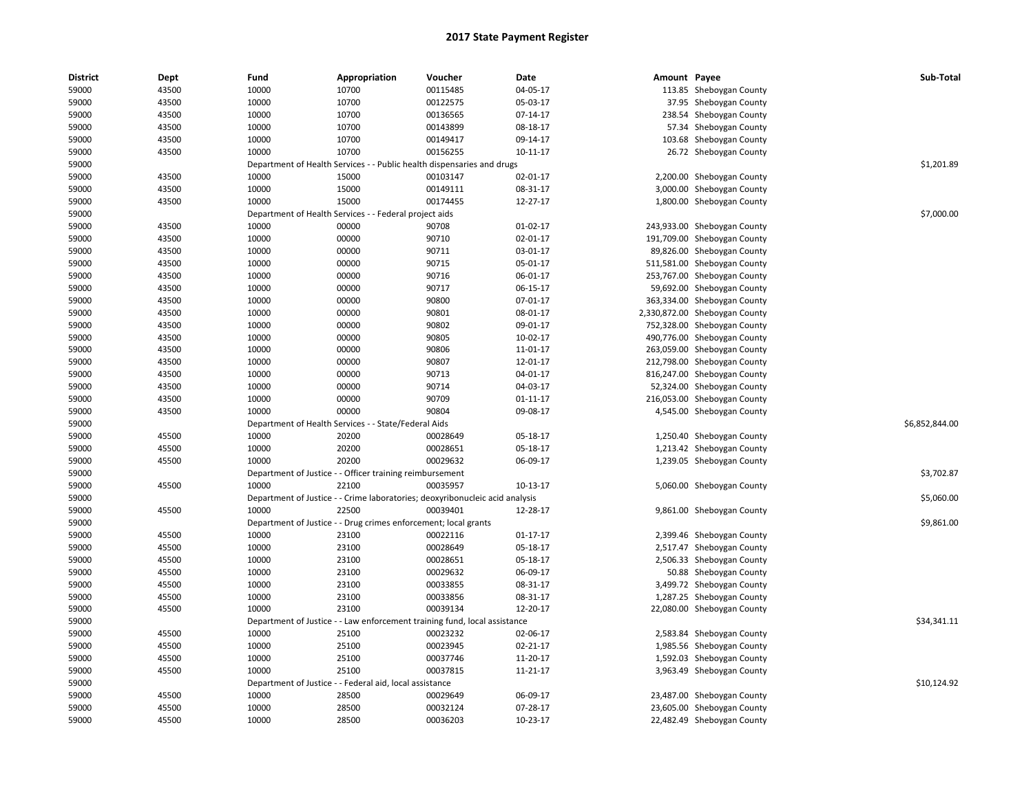# 2017 State Payment Register

| District | Dept | Fund | Appropriation | Voucher | Date | Amount | Payee | Sub-Total |
|---|---|---|---|---|---|---|---|---|
| 59000 | 43500 | 10000 | 10700 | 00115485 | 04-05-17 | 113.85 | Sheboygan County | |
| 59000 | 43500 | 10000 | 10700 | 00122575 | 05-03-17 | 37.95 | Sheboygan County | |
| 59000 | 43500 | 10000 | 10700 | 00136565 | 07-14-17 | 238.54 | Sheboygan County | |
| 59000 | 43500 | 10000 | 10700 | 00143899 | 08-18-17 | 57.34 | Sheboygan County | |
| 59000 | 43500 | 10000 | 10700 | 00149417 | 09-14-17 | 103.68 | Sheboygan County | |
| 59000 | 43500 | 10000 | 10700 | 00156255 | 10-11-17 | 26.72 | Sheboygan County | |
| 59000 | | Department of Health Services - - Public health dispensaries and drugs | | | | | | $1,201.89 |
| 59000 | 43500 | 10000 | 15000 | 00103147 | 02-01-17 | 2,200.00 | Sheboygan County | |
| 59000 | 43500 | 10000 | 15000 | 00149111 | 08-31-17 | 3,000.00 | Sheboygan County | |
| 59000 | 43500 | 10000 | 15000 | 00174455 | 12-27-17 | 1,800.00 | Sheboygan County | |
| 59000 | | Department of Health Services - - Federal project aids | | | | | | $7,000.00 |
| 59000 | 43500 | 10000 | 00000 | 90708 | 01-02-17 | 243,933.00 | Sheboygan County | |
| 59000 | 43500 | 10000 | 00000 | 90710 | 02-01-17 | 191,709.00 | Sheboygan County | |
| 59000 | 43500 | 10000 | 00000 | 90711 | 03-01-17 | 89,826.00 | Sheboygan County | |
| 59000 | 43500 | 10000 | 00000 | 90715 | 05-01-17 | 511,581.00 | Sheboygan County | |
| 59000 | 43500 | 10000 | 00000 | 90716 | 06-01-17 | 253,767.00 | Sheboygan County | |
| 59000 | 43500 | 10000 | 00000 | 90717 | 06-15-17 | 59,692.00 | Sheboygan County | |
| 59000 | 43500 | 10000 | 00000 | 90800 | 07-01-17 | 363,334.00 | Sheboygan County | |
| 59000 | 43500 | 10000 | 00000 | 90801 | 08-01-17 | 2,330,872.00 | Sheboygan County | |
| 59000 | 43500 | 10000 | 00000 | 90802 | 09-01-17 | 752,328.00 | Sheboygan County | |
| 59000 | 43500 | 10000 | 00000 | 90805 | 10-02-17 | 490,776.00 | Sheboygan County | |
| 59000 | 43500 | 10000 | 00000 | 90806 | 11-01-17 | 263,059.00 | Sheboygan County | |
| 59000 | 43500 | 10000 | 00000 | 90807 | 12-01-17 | 212,798.00 | Sheboygan County | |
| 59000 | 43500 | 10000 | 00000 | 90713 | 04-01-17 | 816,247.00 | Sheboygan County | |
| 59000 | 43500 | 10000 | 00000 | 90714 | 04-03-17 | 52,324.00 | Sheboygan County | |
| 59000 | 43500 | 10000 | 00000 | 90709 | 01-11-17 | 216,053.00 | Sheboygan County | |
| 59000 | 43500 | 10000 | 00000 | 90804 | 09-08-17 | 4,545.00 | Sheboygan County | |
| 59000 | | Department of Health Services - - State/Federal Aids | | | | | | $6,852,844.00 |
| 59000 | 45500 | 10000 | 20200 | 00028649 | 05-18-17 | 1,250.40 | Sheboygan County | |
| 59000 | 45500 | 10000 | 20200 | 00028651 | 05-18-17 | 1,213.42 | Sheboygan County | |
| 59000 | 45500 | 10000 | 20200 | 00029632 | 06-09-17 | 1,239.05 | Sheboygan County | |
| 59000 | | Department of Justice - - Officer training reimbursement | | | | | | $3,702.87 |
| 59000 | 45500 | 10000 | 22100 | 00035957 | 10-13-17 | 5,060.00 | Sheboygan County | |
| 59000 | | Department of Justice - - Crime laboratories; deoxyribonucleic acid analysis | | | | | | $5,060.00 |
| 59000 | 45500 | 10000 | 22500 | 00039401 | 12-28-17 | 9,861.00 | Sheboygan County | |
| 59000 | | Department of Justice - - Drug crimes enforcement; local grants | | | | | | $9,861.00 |
| 59000 | 45500 | 10000 | 23100 | 00022116 | 01-17-17 | 2,399.46 | Sheboygan County | |
| 59000 | 45500 | 10000 | 23100 | 00028649 | 05-18-17 | 2,517.47 | Sheboygan County | |
| 59000 | 45500 | 10000 | 23100 | 00028651 | 05-18-17 | 2,506.33 | Sheboygan County | |
| 59000 | 45500 | 10000 | 23100 | 00029632 | 06-09-17 | 50.88 | Sheboygan County | |
| 59000 | 45500 | 10000 | 23100 | 00033855 | 08-31-17 | 3,499.72 | Sheboygan County | |
| 59000 | 45500 | 10000 | 23100 | 00033856 | 08-31-17 | 1,287.25 | Sheboygan County | |
| 59000 | 45500 | 10000 | 23100 | 00039134 | 12-20-17 | 22,080.00 | Sheboygan County | |
| 59000 | | Department of Justice - - Law enforcement training fund, local assistance | | | | | | $34,341.11 |
| 59000 | 45500 | 10000 | 25100 | 00023232 | 02-06-17 | 2,583.84 | Sheboygan County | |
| 59000 | 45500 | 10000 | 25100 | 00023945 | 02-21-17 | 1,985.56 | Sheboygan County | |
| 59000 | 45500 | 10000 | 25100 | 00037746 | 11-20-17 | 1,592.03 | Sheboygan County | |
| 59000 | 45500 | 10000 | 25100 | 00037815 | 11-21-17 | 3,963.49 | Sheboygan County | |
| 59000 | | Department of Justice - - Federal aid, local assistance | | | | | | $10,124.92 |
| 59000 | 45500 | 10000 | 28500 | 00029649 | 06-09-17 | 23,487.00 | Sheboygan County | |
| 59000 | 45500 | 10000 | 28500 | 00032124 | 07-28-17 | 23,605.00 | Sheboygan County | |
| 59000 | 45500 | 10000 | 28500 | 00036203 | 10-23-17 | 22,482.49 | Sheboygan County | |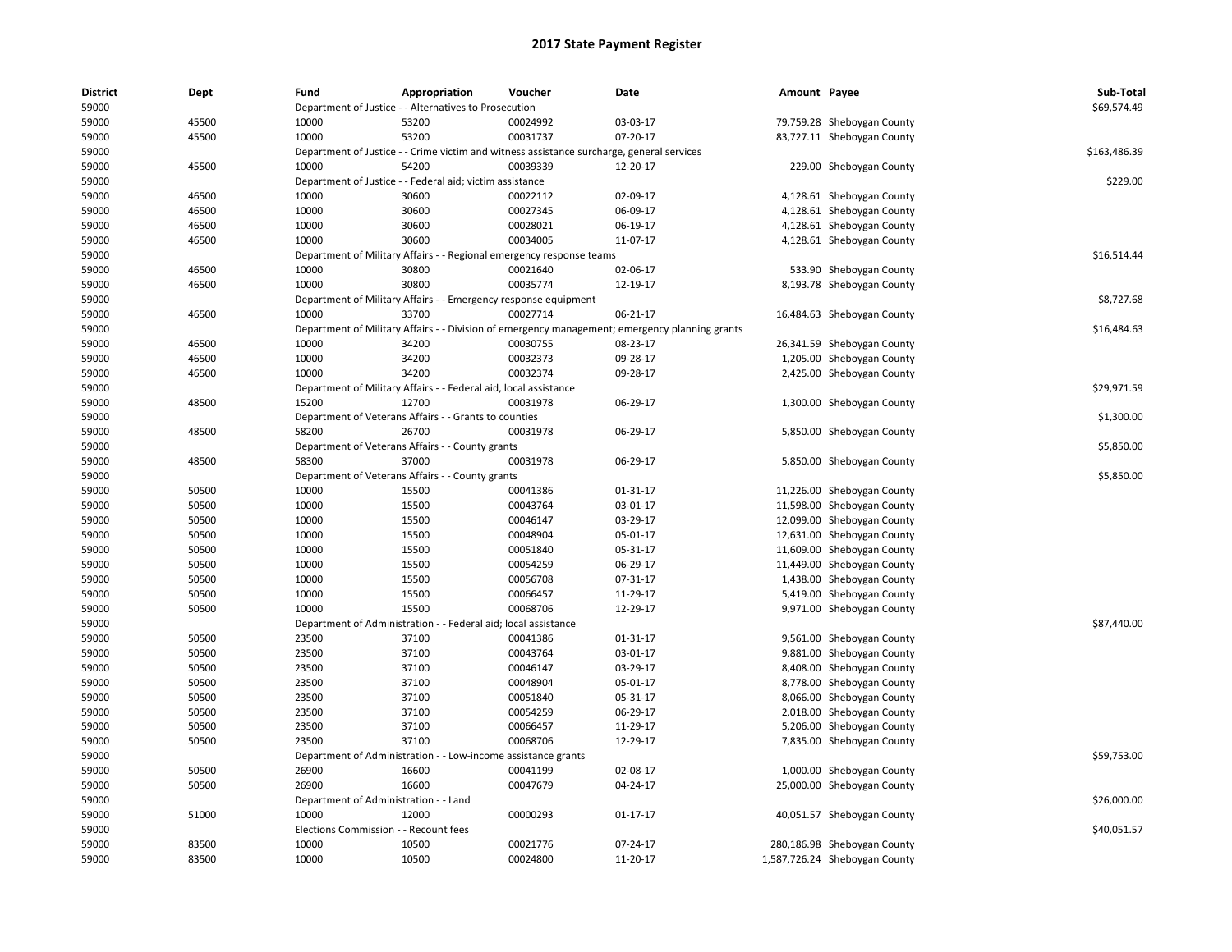# 2017 State Payment Register

| District | Dept | Fund | Appropriation | Voucher | Date | Amount | Payee | Sub-Total |
|---|---|---|---|---|---|---|---|---|
| 59000 | | Department of Justice - - Alternatives to Prosecution | | | | | | $69,574.49 |
| 59000 | 45500 | 10000 | 53200 | 00024992 | 03-03-17 | 79,759.28 | Sheboygan County | |
| 59000 | 45500 | 10000 | 53200 | 00031737 | 07-20-17 | 83,727.11 | Sheboygan County | |
| 59000 | | Department of Justice - - Crime victim and witness assistance surcharge, general services | | | | | | $163,486.39 |
| 59000 | 45500 | 10000 | 54200 | 00039339 | 12-20-17 | 229.00 | Sheboygan County | |
| 59000 | | Department of Justice - - Federal aid; victim assistance | | | | | | $229.00 |
| 59000 | 46500 | 10000 | 30600 | 00022112 | 02-09-17 | 4,128.61 | Sheboygan County | |
| 59000 | 46500 | 10000 | 30600 | 00027345 | 06-09-17 | 4,128.61 | Sheboygan County | |
| 59000 | 46500 | 10000 | 30600 | 00028021 | 06-19-17 | 4,128.61 | Sheboygan County | |
| 59000 | 46500 | 10000 | 30600 | 00034005 | 11-07-17 | 4,128.61 | Sheboygan County | |
| 59000 | | Department of Military Affairs - - Regional emergency response teams | | | | | | $16,514.44 |
| 59000 | 46500 | 10000 | 30800 | 00021640 | 02-06-17 | 533.90 | Sheboygan County | |
| 59000 | 46500 | 10000 | 30800 | 00035774 | 12-19-17 | 8,193.78 | Sheboygan County | |
| 59000 | | Department of Military Affairs - - Emergency response equipment | | | | | | $8,727.68 |
| 59000 | 46500 | 10000 | 33700 | 00027714 | 06-21-17 | 16,484.63 | Sheboygan County | |
| 59000 | | Department of Military Affairs - - Division of emergency management; emergency planning grants | | | | | | $16,484.63 |
| 59000 | 46500 | 10000 | 34200 | 00030755 | 08-23-17 | 26,341.59 | Sheboygan County | |
| 59000 | 46500 | 10000 | 34200 | 00032373 | 09-28-17 | 1,205.00 | Sheboygan County | |
| 59000 | 46500 | 10000 | 34200 | 00032374 | 09-28-17 | 2,425.00 | Sheboygan County | |
| 59000 | | Department of Military Affairs - - Federal aid, local assistance | | | | | | $29,971.59 |
| 59000 | 48500 | 15200 | 12700 | 00031978 | 06-29-17 | 1,300.00 | Sheboygan County | |
| 59000 | | Department of Veterans Affairs - - Grants to counties | | | | | | $1,300.00 |
| 59000 | 48500 | 58200 | 26700 | 00031978 | 06-29-17 | 5,850.00 | Sheboygan County | |
| 59000 | | Department of Veterans Affairs - - County grants | | | | | | $5,850.00 |
| 59000 | 48500 | 58300 | 37000 | 00031978 | 06-29-17 | 5,850.00 | Sheboygan County | |
| 59000 | | Department of Veterans Affairs - - County grants | | | | | | $5,850.00 |
| 59000 | 50500 | 10000 | 15500 | 00041386 | 01-31-17 | 11,226.00 | Sheboygan County | |
| 59000 | 50500 | 10000 | 15500 | 00043764 | 03-01-17 | 11,598.00 | Sheboygan County | |
| 59000 | 50500 | 10000 | 15500 | 00046147 | 03-29-17 | 12,099.00 | Sheboygan County | |
| 59000 | 50500 | 10000 | 15500 | 00048904 | 05-01-17 | 12,631.00 | Sheboygan County | |
| 59000 | 50500 | 10000 | 15500 | 00051840 | 05-31-17 | 11,609.00 | Sheboygan County | |
| 59000 | 50500 | 10000 | 15500 | 00054259 | 06-29-17 | 11,449.00 | Sheboygan County | |
| 59000 | 50500 | 10000 | 15500 | 00056708 | 07-31-17 | 1,438.00 | Sheboygan County | |
| 59000 | 50500 | 10000 | 15500 | 00066457 | 11-29-17 | 5,419.00 | Sheboygan County | |
| 59000 | 50500 | 10000 | 15500 | 00068706 | 12-29-17 | 9,971.00 | Sheboygan County | |
| 59000 | | Department of Administration - - Federal aid; local assistance | | | | | | $87,440.00 |
| 59000 | 50500 | 23500 | 37100 | 00041386 | 01-31-17 | 9,561.00 | Sheboygan County | |
| 59000 | 50500 | 23500 | 37100 | 00043764 | 03-01-17 | 9,881.00 | Sheboygan County | |
| 59000 | 50500 | 23500 | 37100 | 00046147 | 03-29-17 | 8,408.00 | Sheboygan County | |
| 59000 | 50500 | 23500 | 37100 | 00048904 | 05-01-17 | 8,778.00 | Sheboygan County | |
| 59000 | 50500 | 23500 | 37100 | 00051840 | 05-31-17 | 8,066.00 | Sheboygan County | |
| 59000 | 50500 | 23500 | 37100 | 00054259 | 06-29-17 | 2,018.00 | Sheboygan County | |
| 59000 | 50500 | 23500 | 37100 | 00066457 | 11-29-17 | 5,206.00 | Sheboygan County | |
| 59000 | 50500 | 23500 | 37100 | 00068706 | 12-29-17 | 7,835.00 | Sheboygan County | |
| 59000 | | Department of Administration - - Low-income assistance grants | | | | | | $59,753.00 |
| 59000 | 50500 | 26900 | 16600 | 00041199 | 02-08-17 | 1,000.00 | Sheboygan County | |
| 59000 | 50500 | 26900 | 16600 | 00047679 | 04-24-17 | 25,000.00 | Sheboygan County | |
| 59000 | | Department of Administration - - Land | | | | | | $26,000.00 |
| 59000 | 51000 | 10000 | 12000 | 00000293 | 01-17-17 | 40,051.57 | Sheboygan County | |
| 59000 | | Elections Commission - - Recount fees | | | | | | $40,051.57 |
| 59000 | 83500 | 10000 | 10500 | 00021776 | 07-24-17 | 280,186.98 | Sheboygan County | |
| 59000 | 83500 | 10000 | 10500 | 00024800 | 11-20-17 | 1,587,726.24 | Sheboygan County | |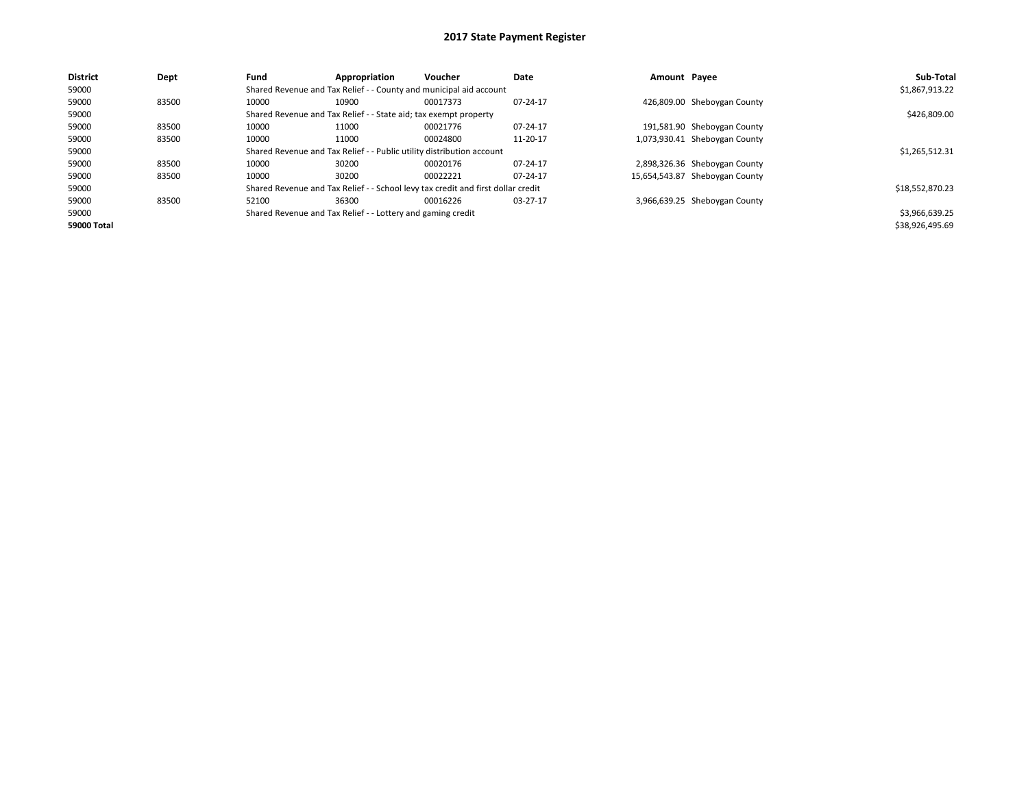## 2017 State Payment Register

| District | Dept | Fund | Appropriation | Voucher | Date | Amount | Payee | Sub-Total |
|---|---|---|---|---|---|---|---|---|
| 59000 | | Shared Revenue and Tax Relief - - County and municipal aid account | | | | | | $1,867,913.22 |
| 59000 | 83500 | 10000 | 10900 | 00017373 | 07-24-17 | 426,809.00 | Sheboygan County | |
| 59000 | | Shared Revenue and Tax Relief - - State aid; tax exempt property | | | | | | $426,809.00 |
| 59000 | 83500 | 10000 | 11000 | 00021776 | 07-24-17 | 191,581.90 | Sheboygan County | |
| 59000 | 83500 | 10000 | 11000 | 00024800 | 11-20-17 | 1,073,930.41 | Sheboygan County | |
| 59000 | | Shared Revenue and Tax Relief - - Public utility distribution account | | | | | | $1,265,512.31 |
| 59000 | 83500 | 10000 | 30200 | 00020176 | 07-24-17 | 2,898,326.36 | Sheboygan County | |
| 59000 | 83500 | 10000 | 30200 | 00022221 | 07-24-17 | 15,654,543.87 | Sheboygan County | |
| 59000 | | Shared Revenue and Tax Relief - - School levy tax credit and first dollar credit | | | | | | $18,552,870.23 |
| 59000 | 83500 | 52100 | 36300 | 00016226 | 03-27-17 | 3,966,639.25 | Sheboygan County | |
| 59000 | | Shared Revenue and Tax Relief - - Lottery and gaming credit | | | | | | $3,966,639.25 |
| **59000 Total** | | | | | | | | $38,926,495.69 |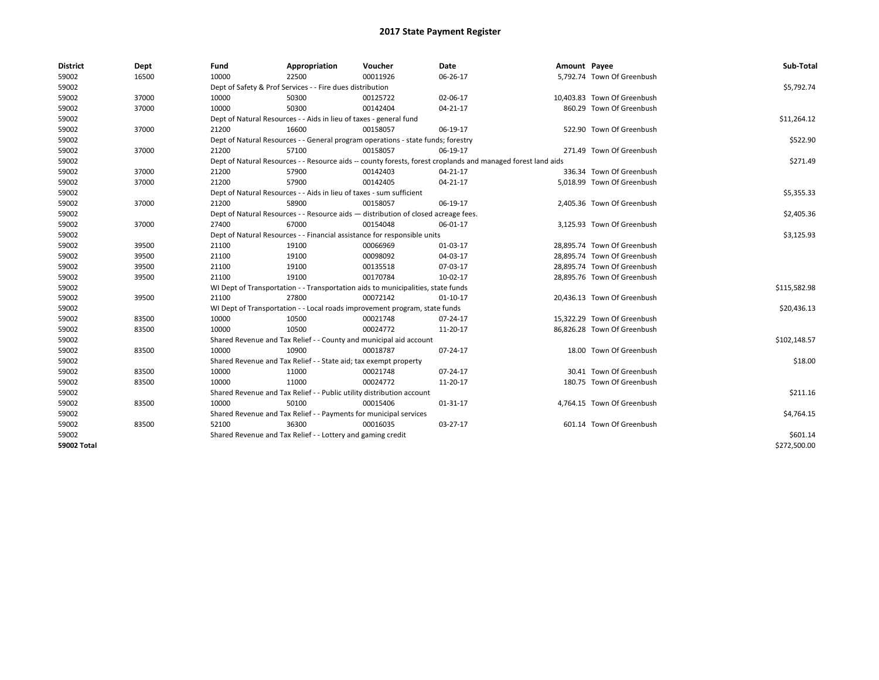# 2017 State Payment Register

| District | Dept | Fund | Appropriation | Voucher | Date | Amount | Payee | Sub-Total |
|---|---|---|---|---|---|---|---|---|
| 59002 | 16500 | 10000 | 22500 | 00011926 | 06-26-17 | 5,792.74 | Town Of Greenbush | |
| 59002 | | Dept of Safety & Prof Services - - Fire dues distribution | | | | | | $5,792.74 |
| 59002 | 37000 | 10000 | 50300 | 00125722 | 02-06-17 | 10,403.83 | Town Of Greenbush | |
| 59002 | 37000 | 10000 | 50300 | 00142404 | 04-21-17 | 860.29 | Town Of Greenbush | |
| 59002 | | Dept of Natural Resources - - Aids in lieu of taxes - general fund | | | | | | $11,264.12 |
| 59002 | 37000 | 21200 | 16600 | 00158057 | 06-19-17 | 522.90 | Town Of Greenbush | |
| 59002 | | Dept of Natural Resources - - General program operations - state funds; forestry | | | | | | $522.90 |
| 59002 | 37000 | 21200 | 57100 | 00158057 | 06-19-17 | 271.49 | Town Of Greenbush | |
| 59002 | | Dept of Natural Resources - - Resource aids -- county forests, forest croplands and managed forest land aids | | | | | | $271.49 |
| 59002 | 37000 | 21200 | 57900 | 00142403 | 04-21-17 | 336.34 | Town Of Greenbush | |
| 59002 | 37000 | 21200 | 57900 | 00142405 | 04-21-17 | 5,018.99 | Town Of Greenbush | |
| 59002 | | Dept of Natural Resources - - Aids in lieu of taxes - sum sufficient | | | | | | $5,355.33 |
| 59002 | 37000 | 21200 | 58900 | 00158057 | 06-19-17 | 2,405.36 | Town Of Greenbush | |
| 59002 | | Dept of Natural Resources - - Resource aids — distribution of closed acreage fees. | | | | | | $2,405.36 |
| 59002 | 37000 | 27400 | 67000 | 00154048 | 06-01-17 | 3,125.93 | Town Of Greenbush | |
| 59002 | | Dept of Natural Resources - - Financial assistance for responsible units | | | | | | $3,125.93 |
| 59002 | 39500 | 21100 | 19100 | 00066969 | 01-03-17 | 28,895.74 | Town Of Greenbush | |
| 59002 | 39500 | 21100 | 19100 | 00098092 | 04-03-17 | 28,895.74 | Town Of Greenbush | |
| 59002 | 39500 | 21100 | 19100 | 00135518 | 07-03-17 | 28,895.74 | Town Of Greenbush | |
| 59002 | 39500 | 21100 | 19100 | 00170784 | 10-02-17 | 28,895.76 | Town Of Greenbush | |
| 59002 | | WI Dept of Transportation - - Transportation aids to municipalities, state funds | | | | | | $115,582.98 |
| 59002 | 39500 | 21100 | 27800 | 00072142 | 01-10-17 | 20,436.13 | Town Of Greenbush | |
| 59002 | | WI Dept of Transportation - - Local roads improvement program, state funds | | | | | | $20,436.13 |
| 59002 | 83500 | 10000 | 10500 | 00021748 | 07-24-17 | 15,322.29 | Town Of Greenbush | |
| 59002 | 83500 | 10000 | 10500 | 00024772 | 11-20-17 | 86,826.28 | Town Of Greenbush | |
| 59002 | | Shared Revenue and Tax Relief - - County and municipal aid account | | | | | | $102,148.57 |
| 59002 | 83500 | 10000 | 10900 | 00018787 | 07-24-17 | 18.00 | Town Of Greenbush | |
| 59002 | | Shared Revenue and Tax Relief - - State aid; tax exempt property | | | | | | $18.00 |
| 59002 | 83500 | 10000 | 11000 | 00021748 | 07-24-17 | 30.41 | Town Of Greenbush | |
| 59002 | 83500 | 10000 | 11000 | 00024772 | 11-20-17 | 180.75 | Town Of Greenbush | |
| 59002 | | Shared Revenue and Tax Relief - - Public utility distribution account | | | | | | $211.16 |
| 59002 | 83500 | 10000 | 50100 | 00015406 | 01-31-17 | 4,764.15 | Town Of Greenbush | |
| 59002 | | Shared Revenue and Tax Relief - - Payments for municipal services | | | | | | $4,764.15 |
| 59002 | 83500 | 52100 | 36300 | 00016035 | 03-27-17 | 601.14 | Town Of Greenbush | |
| 59002 | | Shared Revenue and Tax Relief - - Lottery and gaming credit | | | | | | $601.14 |
| **59002 Total** | | | | | | | | $272,500.00 |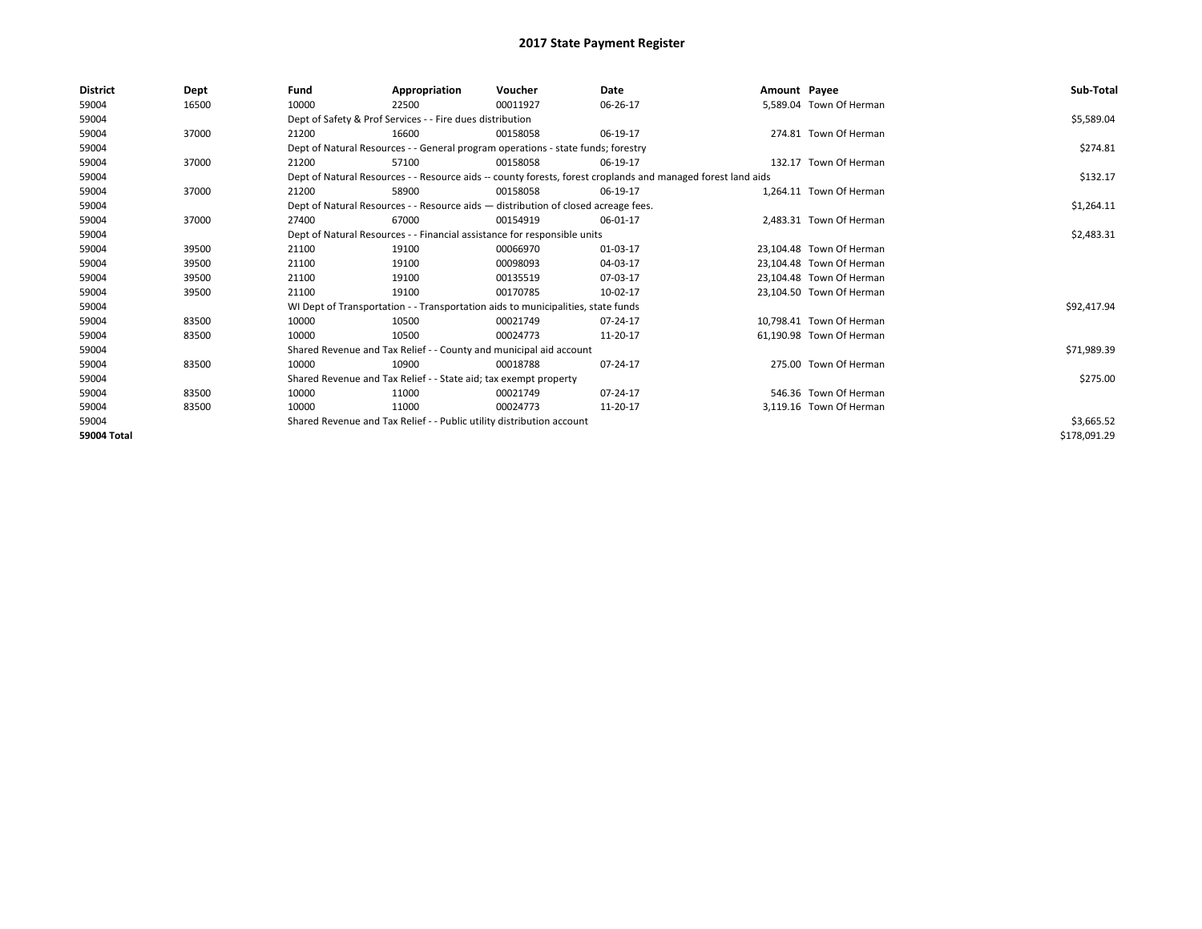# 2017 State Payment Register

| District | Dept | Fund | Appropriation | Voucher | Date | Amount | Payee | Sub-Total |
|---|---|---|---|---|---|---|---|---|
| 59004 | 16500 | 10000 | 22500 | 00011927 | 06-26-17 | 5,589.04 | Town Of Herman | |
| 59004 | | Dept of Safety & Prof Services - - Fire dues distribution | | | | | | $5,589.04 |
| 59004 | 37000 | 21200 | 16600 | 00158058 | 06-19-17 | 274.81 | Town Of Herman | |
| 59004 | | Dept of Natural Resources - - General program operations - state funds; forestry | | | | | | $274.81 |
| 59004 | 37000 | 21200 | 57100 | 00158058 | 06-19-17 | 132.17 | Town Of Herman | |
| 59004 | | Dept of Natural Resources - - Resource aids -- county forests, forest croplands and managed forest land aids | | | | | | $132.17 |
| 59004 | 37000 | 21200 | 58900 | 00158058 | 06-19-17 | 1,264.11 | Town Of Herman | |
| 59004 | | Dept of Natural Resources - - Resource aids — distribution of closed acreage fees. | | | | | | $1,264.11 |
| 59004 | 37000 | 27400 | 67000 | 00154919 | 06-01-17 | 2,483.31 | Town Of Herman | |
| 59004 | | Dept of Natural Resources - - Financial assistance for responsible units | | | | | | $2,483.31 |
| 59004 | 39500 | 21100 | 19100 | 00066970 | 01-03-17 | 23,104.48 | Town Of Herman | |
| 59004 | 39500 | 21100 | 19100 | 00098093 | 04-03-17 | 23,104.48 | Town Of Herman | |
| 59004 | 39500 | 21100 | 19100 | 00135519 | 07-03-17 | 23,104.48 | Town Of Herman | |
| 59004 | 39500 | 21100 | 19100 | 00170785 | 10-02-17 | 23,104.50 | Town Of Herman | |
| 59004 | | WI Dept of Transportation - - Transportation aids to municipalities, state funds | | | | | | $92,417.94 |
| 59004 | 83500 | 10000 | 10500 | 00021749 | 07-24-17 | 10,798.41 | Town Of Herman | |
| 59004 | 83500 | 10000 | 10500 | 00024773 | 11-20-17 | 61,190.98 | Town Of Herman | |
| 59004 | | Shared Revenue and Tax Relief - - County and municipal aid account | | | | | | $71,989.39 |
| 59004 | 83500 | 10000 | 10900 | 00018788 | 07-24-17 | 275.00 | Town Of Herman | |
| 59004 | | Shared Revenue and Tax Relief - - State aid; tax exempt property | | | | | | $275.00 |
| 59004 | 83500 | 10000 | 11000 | 00021749 | 07-24-17 | 546.36 | Town Of Herman | |
| 59004 | 83500 | 10000 | 11000 | 00024773 | 11-20-17 | 3,119.16 | Town Of Herman | |
| 59004 | | Shared Revenue and Tax Relief - - Public utility distribution account | | | | | | $3,665.52 |
| **59004 Total** | | | | | | | | $178,091.29 |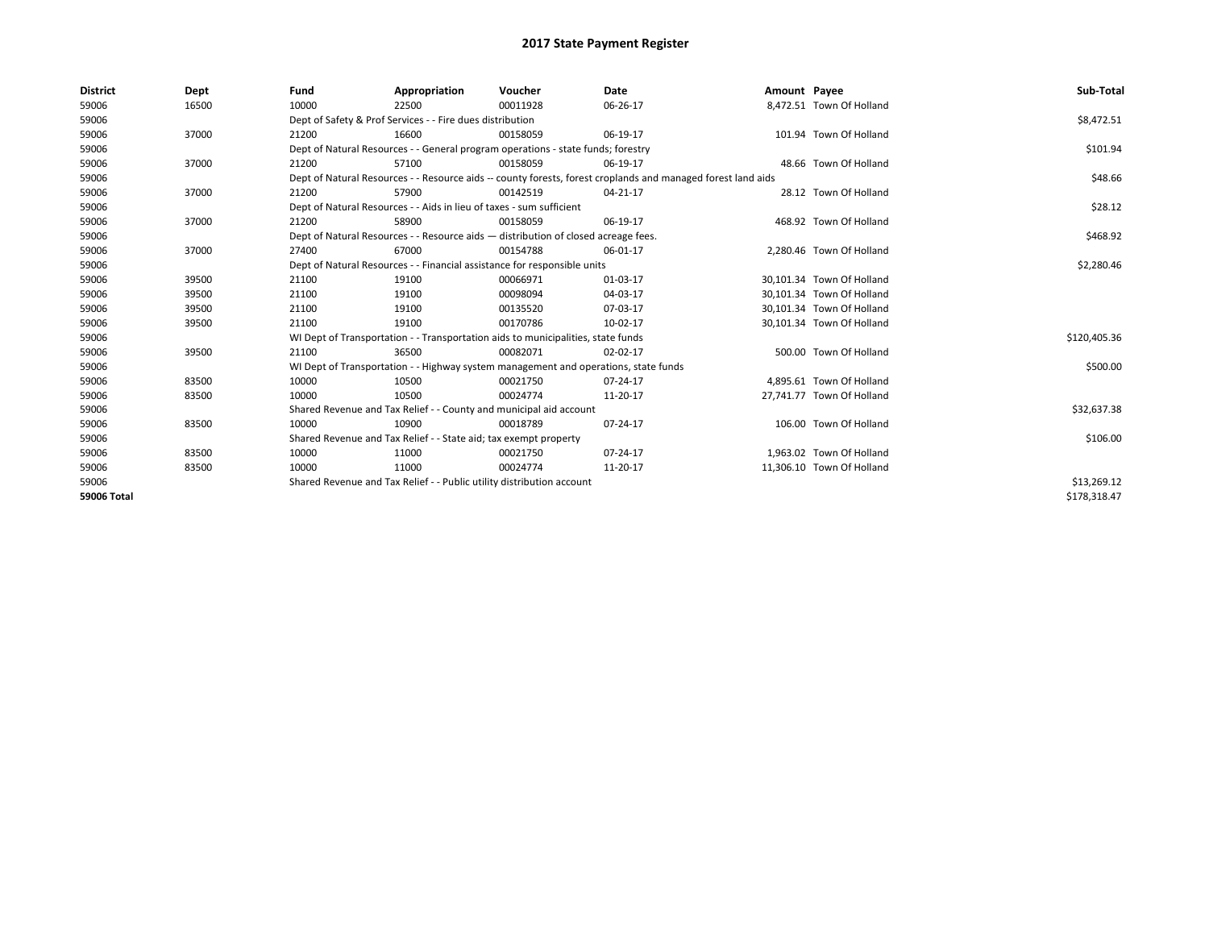# 2017 State Payment Register

| District | Dept | Fund | Appropriation | Voucher | Date | Amount | Payee | Sub-Total |
|---|---|---|---|---|---|---|---|---|
| 59006 | 16500 | 10000 | 22500 | 00011928 | 06-26-17 | 8,472.51 | Town Of Holland | |
| 59006 | | Dept of Safety & Prof Services - - Fire dues distribution | | | | | | $8,472.51 |
| 59006 | 37000 | 21200 | 16600 | 00158059 | 06-19-17 | 101.94 | Town Of Holland | |
| 59006 | | Dept of Natural Resources - - General program operations - state funds; forestry | | | | | | $101.94 |
| 59006 | 37000 | 21200 | 57100 | 00158059 | 06-19-17 | 48.66 | Town Of Holland | |
| 59006 | | Dept of Natural Resources - - Resource aids -- county forests, forest croplands and managed forest land aids | | | | | | $48.66 |
| 59006 | 37000 | 21200 | 57900 | 00142519 | 04-21-17 | 28.12 | Town Of Holland | |
| 59006 | | Dept of Natural Resources - - Aids in lieu of taxes - sum sufficient | | | | | | $28.12 |
| 59006 | 37000 | 21200 | 58900 | 00158059 | 06-19-17 | 468.92 | Town Of Holland | |
| 59006 | | Dept of Natural Resources - - Resource aids — distribution of closed acreage fees. | | | | | | $468.92 |
| 59006 | 37000 | 27400 | 67000 | 00154788 | 06-01-17 | 2,280.46 | Town Of Holland | |
| 59006 | | Dept of Natural Resources - - Financial assistance for responsible units | | | | | | $2,280.46 |
| 59006 | 39500 | 21100 | 19100 | 00066971 | 01-03-17 | 30,101.34 | Town Of Holland | |
| 59006 | 39500 | 21100 | 19100 | 00098094 | 04-03-17 | 30,101.34 | Town Of Holland | |
| 59006 | 39500 | 21100 | 19100 | 00135520 | 07-03-17 | 30,101.34 | Town Of Holland | |
| 59006 | 39500 | 21100 | 19100 | 00170786 | 10-02-17 | 30,101.34 | Town Of Holland | |
| 59006 | | WI Dept of Transportation - - Transportation aids to municipalities, state funds | | | | | | $120,405.36 |
| 59006 | 39500 | 21100 | 36500 | 00082071 | 02-02-17 | 500.00 | Town Of Holland | |
| 59006 | | WI Dept of Transportation - - Highway system management and operations, state funds | | | | | | $500.00 |
| 59006 | 83500 | 10000 | 10500 | 00021750 | 07-24-17 | 4,895.61 | Town Of Holland | |
| 59006 | 83500 | 10000 | 10500 | 00024774 | 11-20-17 | 27,741.77 | Town Of Holland | |
| 59006 | | Shared Revenue and Tax Relief - - County and municipal aid account | | | | | | $32,637.38 |
| 59006 | 83500 | 10000 | 10900 | 00018789 | 07-24-17 | 106.00 | Town Of Holland | |
| 59006 | | Shared Revenue and Tax Relief - - State aid; tax exempt property | | | | | | $106.00 |
| 59006 | 83500 | 10000 | 11000 | 00021750 | 07-24-17 | 1,963.02 | Town Of Holland | |
| 59006 | 83500 | 10000 | 11000 | 00024774 | 11-20-17 | 11,306.10 | Town Of Holland | |
| 59006 | | Shared Revenue and Tax Relief - - Public utility distribution account | | | | | | $13,269.12 |
| **59006 Total** | | | | | | | | $178,318.47 |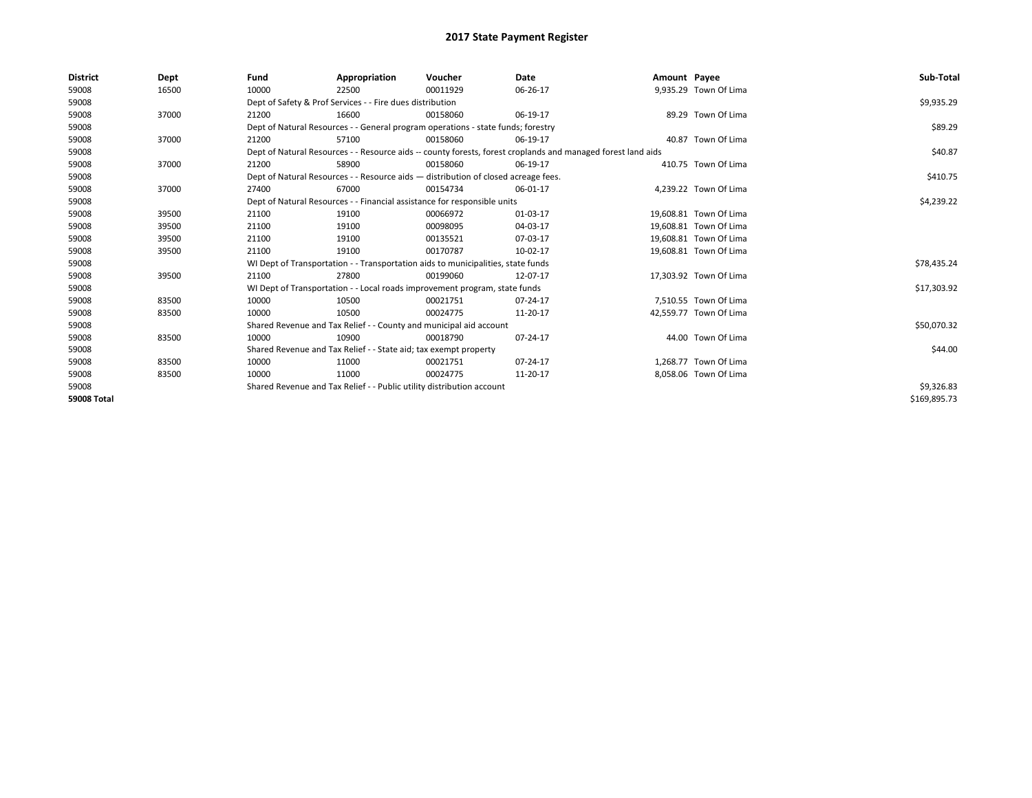# 2017 State Payment Register

| District | Dept | Fund | Appropriation | Voucher | Date | Amount | Payee | Sub-Total |
|---|---|---|---|---|---|---|---|---|
| 59008 | 16500 | 10000 | 22500 | 00011929 | 06-26-17 | 9,935.29 | Town Of Lima | |
| 59008 | | Dept of Safety & Prof Services - - Fire dues distribution | | | | | | $9,935.29 |
| 59008 | 37000 | 21200 | 16600 | 00158060 | 06-19-17 | 89.29 | Town Of Lima | |
| 59008 | | Dept of Natural Resources - - General program operations - state funds; forestry | | | | | | $89.29 |
| 59008 | 37000 | 21200 | 57100 | 00158060 | 06-19-17 | 40.87 | Town Of Lima | |
| 59008 | | Dept of Natural Resources - - Resource aids -- county forests, forest croplands and managed forest land aids | | | | | | $40.87 |
| 59008 | 37000 | 21200 | 58900 | 00158060 | 06-19-17 | 410.75 | Town Of Lima | |
| 59008 | | Dept of Natural Resources - - Resource aids — distribution of closed acreage fees. | | | | | | $410.75 |
| 59008 | 37000 | 27400 | 67000 | 00154734 | 06-01-17 | 4,239.22 | Town Of Lima | |
| 59008 | | Dept of Natural Resources - - Financial assistance for responsible units | | | | | | $4,239.22 |
| 59008 | 39500 | 21100 | 19100 | 00066972 | 01-03-17 | 19,608.81 | Town Of Lima | |
| 59008 | 39500 | 21100 | 19100 | 00098095 | 04-03-17 | 19,608.81 | Town Of Lima | |
| 59008 | 39500 | 21100 | 19100 | 00135521 | 07-03-17 | 19,608.81 | Town Of Lima | |
| 59008 | 39500 | 21100 | 19100 | 00170787 | 10-02-17 | 19,608.81 | Town Of Lima | |
| 59008 | | WI Dept of Transportation - - Transportation aids to municipalities, state funds | | | | | | $78,435.24 |
| 59008 | 39500 | 21100 | 27800 | 00199060 | 12-07-17 | 17,303.92 | Town Of Lima | |
| 59008 | | WI Dept of Transportation - - Local roads improvement program, state funds | | | | | | $17,303.92 |
| 59008 | 83500 | 10000 | 10500 | 00021751 | 07-24-17 | 7,510.55 | Town Of Lima | |
| 59008 | 83500 | 10000 | 10500 | 00024775 | 11-20-17 | 42,559.77 | Town Of Lima | |
| 59008 | | Shared Revenue and Tax Relief - - County and municipal aid account | | | | | | $50,070.32 |
| 59008 | 83500 | 10000 | 10900 | 00018790 | 07-24-17 | 44.00 | Town Of Lima | |
| 59008 | | Shared Revenue and Tax Relief - - State aid; tax exempt property | | | | | | $44.00 |
| 59008 | 83500 | 10000 | 11000 | 00021751 | 07-24-17 | 1,268.77 | Town Of Lima | |
| 59008 | 83500 | 10000 | 11000 | 00024775 | 11-20-17 | 8,058.06 | Town Of Lima | |
| 59008 | | Shared Revenue and Tax Relief - - Public utility distribution account | | | | | | $9,326.83 |
| **59008 Total** | | | | | | | | $169,895.73 |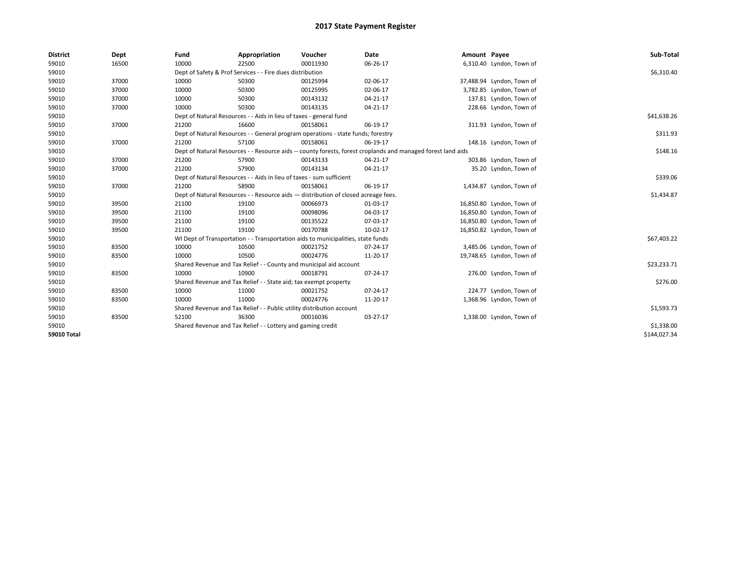## 2017 State Payment Register

| District | Dept | Fund | Appropriation | Voucher | Date | Amount | Payee | Sub-Total |
|---|---|---|---|---|---|---|---|---|
| 59010 | 16500 | 10000 | 22500 | 00011930 | 06-26-17 | 6,310.40 | Lyndon, Town of | |
| 59010 | | Dept of Safety & Prof Services - - Fire dues distribution | | | | | | $6,310.40 |
| 59010 | 37000 | 10000 | 50300 | 00125994 | 02-06-17 | 37,488.94 | Lyndon, Town of | |
| 59010 | 37000 | 10000 | 50300 | 00125995 | 02-06-17 | 3,782.85 | Lyndon, Town of | |
| 59010 | 37000 | 10000 | 50300 | 00143132 | 04-21-17 | 137.81 | Lyndon, Town of | |
| 59010 | 37000 | 10000 | 50300 | 00143135 | 04-21-17 | 228.66 | Lyndon, Town of | |
| 59010 | | Dept of Natural Resources - - Aids in lieu of taxes - general fund | | | | | | $41,638.26 |
| 59010 | 37000 | 21200 | 16600 | 00158061 | 06-19-17 | 311.93 | Lyndon, Town of | |
| 59010 | | Dept of Natural Resources - - General program operations - state funds; forestry | | | | | | $311.93 |
| 59010 | 37000 | 21200 | 57100 | 00158061 | 06-19-17 | 148.16 | Lyndon, Town of | |
| 59010 | | Dept of Natural Resources - - Resource aids -- county forests, forest croplands and managed forest land aids | | | | | | $148.16 |
| 59010 | 37000 | 21200 | 57900 | 00143133 | 04-21-17 | 303.86 | Lyndon, Town of | |
| 59010 | 37000 | 21200 | 57900 | 00143134 | 04-21-17 | 35.20 | Lyndon, Town of | |
| 59010 | | Dept of Natural Resources - - Aids in lieu of taxes - sum sufficient | | | | | | $339.06 |
| 59010 | 37000 | 21200 | 58900 | 00158061 | 06-19-17 | 1,434.87 | Lyndon, Town of | |
| 59010 | | Dept of Natural Resources - - Resource aids — distribution of closed acreage fees. | | | | | | $1,434.87 |
| 59010 | 39500 | 21100 | 19100 | 00066973 | 01-03-17 | 16,850.80 | Lyndon, Town of | |
| 59010 | 39500 | 21100 | 19100 | 00098096 | 04-03-17 | 16,850.80 | Lyndon, Town of | |
| 59010 | 39500 | 21100 | 19100 | 00135522 | 07-03-17 | 16,850.80 | Lyndon, Town of | |
| 59010 | 39500 | 21100 | 19100 | 00170788 | 10-02-17 | 16,850.82 | Lyndon, Town of | |
| 59010 | | WI Dept of Transportation - - Transportation aids to municipalities, state funds | | | | | | $67,403.22 |
| 59010 | 83500 | 10000 | 10500 | 00021752 | 07-24-17 | 3,485.06 | Lyndon, Town of | |
| 59010 | 83500 | 10000 | 10500 | 00024776 | 11-20-17 | 19,748.65 | Lyndon, Town of | |
| 59010 | | Shared Revenue and Tax Relief - - County and municipal aid account | | | | | | $23,233.71 |
| 59010 | 83500 | 10000 | 10900 | 00018791 | 07-24-17 | 276.00 | Lyndon, Town of | |
| 59010 | | Shared Revenue and Tax Relief - - State aid; tax exempt property | | | | | | $276.00 |
| 59010 | 83500 | 10000 | 11000 | 00021752 | 07-24-17 | 224.77 | Lyndon, Town of | |
| 59010 | 83500 | 10000 | 11000 | 00024776 | 11-20-17 | 1,368.96 | Lyndon, Town of | |
| 59010 | | Shared Revenue and Tax Relief - - Public utility distribution account | | | | | | $1,593.73 |
| 59010 | 83500 | 52100 | 36300 | 00016036 | 03-27-17 | 1,338.00 | Lyndon, Town of | |
| 59010 | | Shared Revenue and Tax Relief - - Lottery and gaming credit | | | | | | $1,338.00 |
| **59010 Total** | | | | | | | | $144,027.34 |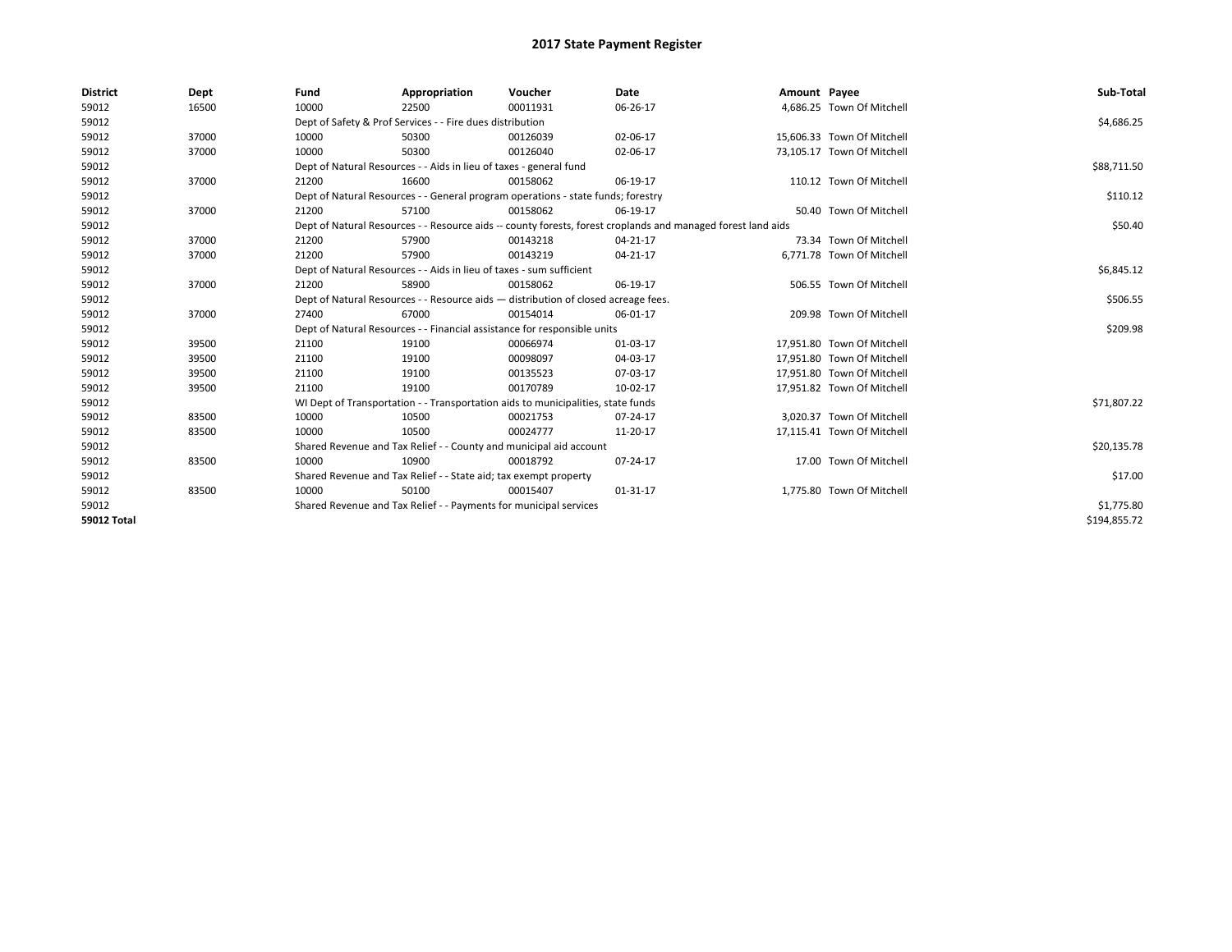# 2017 State Payment Register

| District | Dept | Fund | Appropriation | Voucher | Date | Amount | Payee | Sub-Total |
|---|---|---|---|---|---|---|---|---|
| 59012 | 16500 | 10000 | 22500 | 00011931 | 06-26-17 | 4,686.25 | Town Of Mitchell | |
| 59012 | | Dept of Safety & Prof Services - - Fire dues distribution | | | | | | $4,686.25 |
| 59012 | 37000 | 10000 | 50300 | 00126039 | 02-06-17 | 15,606.33 | Town Of Mitchell | |
| 59012 | 37000 | 10000 | 50300 | 00126040 | 02-06-17 | 73,105.17 | Town Of Mitchell | |
| 59012 | | Dept of Natural Resources - - Aids in lieu of taxes - general fund | | | | | | $88,711.50 |
| 59012 | 37000 | 21200 | 16600 | 00158062 | 06-19-17 | 110.12 | Town Of Mitchell | |
| 59012 | | Dept of Natural Resources - - General program operations - state funds; forestry | | | | | | $110.12 |
| 59012 | 37000 | 21200 | 57100 | 00158062 | 06-19-17 | 50.40 | Town Of Mitchell | |
| 59012 | | Dept of Natural Resources - - Resource aids -- county forests, forest croplands and managed forest land aids | | | | | | $50.40 |
| 59012 | 37000 | 21200 | 57900 | 00143218 | 04-21-17 | 73.34 | Town Of Mitchell | |
| 59012 | 37000 | 21200 | 57900 | 00143219 | 04-21-17 | 6,771.78 | Town Of Mitchell | |
| 59012 | | Dept of Natural Resources - - Aids in lieu of taxes - sum sufficient | | | | | | $6,845.12 |
| 59012 | 37000 | 21200 | 58900 | 00158062 | 06-19-17 | 506.55 | Town Of Mitchell | |
| 59012 | | Dept of Natural Resources - - Resource aids — distribution of closed acreage fees. | | | | | | $506.55 |
| 59012 | 37000 | 27400 | 67000 | 00154014 | 06-01-17 | 209.98 | Town Of Mitchell | |
| 59012 | | Dept of Natural Resources - - Financial assistance for responsible units | | | | | | $209.98 |
| 59012 | 39500 | 21100 | 19100 | 00066974 | 01-03-17 | 17,951.80 | Town Of Mitchell | |
| 59012 | 39500 | 21100 | 19100 | 00098097 | 04-03-17 | 17,951.80 | Town Of Mitchell | |
| 59012 | 39500 | 21100 | 19100 | 00135523 | 07-03-17 | 17,951.80 | Town Of Mitchell | |
| 59012 | 39500 | 21100 | 19100 | 00170789 | 10-02-17 | 17,951.82 | Town Of Mitchell | |
| 59012 | | WI Dept of Transportation - - Transportation aids to municipalities, state funds | | | | | | $71,807.22 |
| 59012 | 83500 | 10000 | 10500 | 00021753 | 07-24-17 | 3,020.37 | Town Of Mitchell | |
| 59012 | 83500 | 10000 | 10500 | 00024777 | 11-20-17 | 17,115.41 | Town Of Mitchell | |
| 59012 | | Shared Revenue and Tax Relief - - County and municipal aid account | | | | | | $20,135.78 |
| 59012 | 83500 | 10000 | 10900 | 00018792 | 07-24-17 | 17.00 | Town Of Mitchell | |
| 59012 | | Shared Revenue and Tax Relief - - State aid; tax exempt property | | | | | | $17.00 |
| 59012 | 83500 | 10000 | 50100 | 00015407 | 01-31-17 | 1,775.80 | Town Of Mitchell | |
| 59012 | | Shared Revenue and Tax Relief - - Payments for municipal services | | | | | | $1,775.80 |
| **59012 Total** | | | | | | | | $194,855.72 |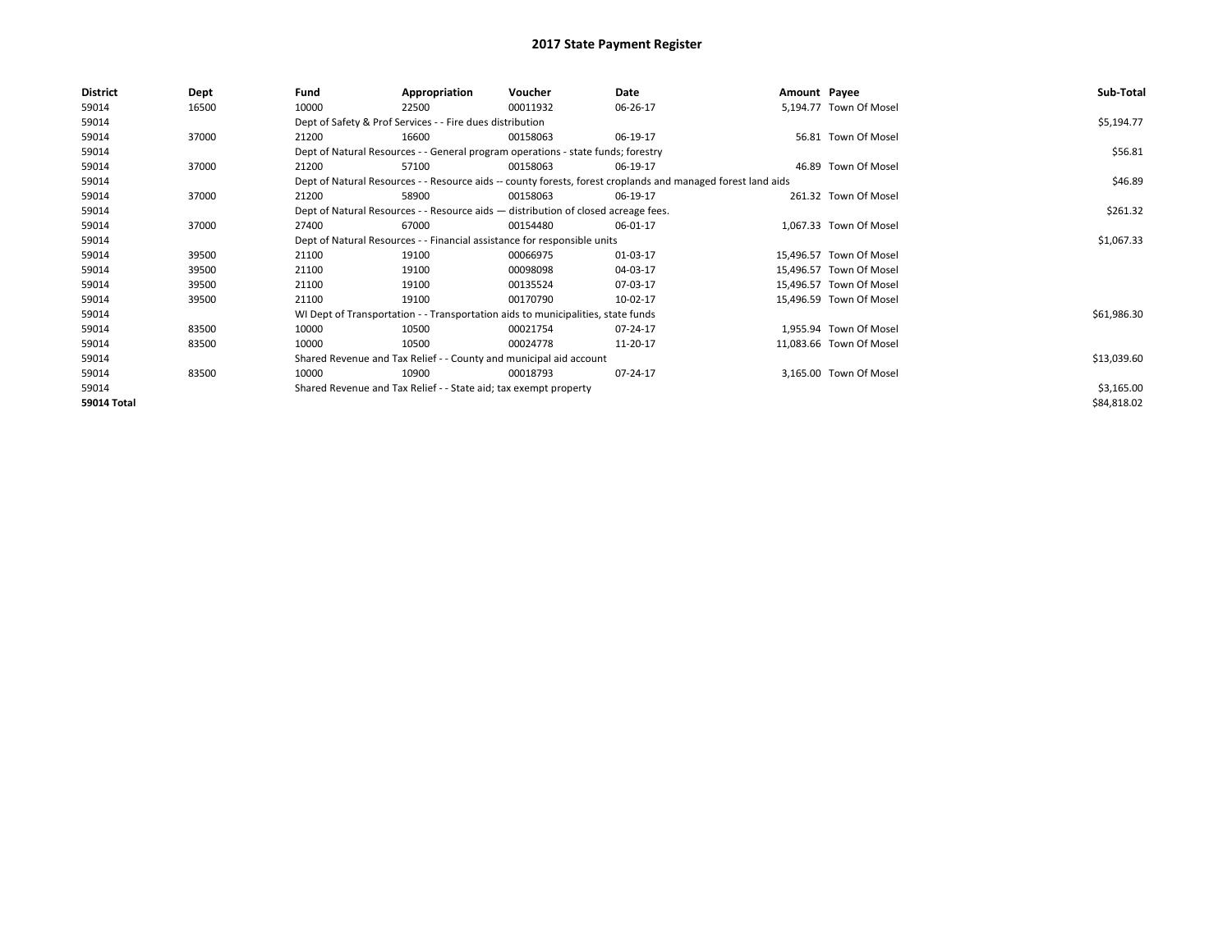# 2017 State Payment Register

| District | Dept | Fund | Appropriation | Voucher | Date | Amount | Payee | Sub-Total |
|---|---|---|---|---|---|---|---|---|
| 59014 | 16500 | 10000 | 22500 | 00011932 | 06-26-17 | 5,194.77 | Town Of Mosel | |
| 59014 | | Dept of Safety & Prof Services - - Fire dues distribution | | | | | | $5,194.77 |
| 59014 | 37000 | 21200 | 16600 | 00158063 | 06-19-17 | 56.81 | Town Of Mosel | |
| 59014 | | Dept of Natural Resources - - General program operations - state funds; forestry | | | | | | $56.81 |
| 59014 | 37000 | 21200 | 57100 | 00158063 | 06-19-17 | 46.89 | Town Of Mosel | |
| 59014 | | Dept of Natural Resources - - Resource aids -- county forests, forest croplands and managed forest land aids | | | | | | $46.89 |
| 59014 | 37000 | 21200 | 58900 | 00158063 | 06-19-17 | 261.32 | Town Of Mosel | |
| 59014 | | Dept of Natural Resources - - Resource aids — distribution of closed acreage fees. | | | | | | $261.32 |
| 59014 | 37000 | 27400 | 67000 | 00154480 | 06-01-17 | 1,067.33 | Town Of Mosel | |
| 59014 | | Dept of Natural Resources - - Financial assistance for responsible units | | | | | | $1,067.33 |
| 59014 | 39500 | 21100 | 19100 | 00066975 | 01-03-17 | 15,496.57 | Town Of Mosel | |
| 59014 | 39500 | 21100 | 19100 | 00098098 | 04-03-17 | 15,496.57 | Town Of Mosel | |
| 59014 | 39500 | 21100 | 19100 | 00135524 | 07-03-17 | 15,496.57 | Town Of Mosel | |
| 59014 | 39500 | 21100 | 19100 | 00170790 | 10-02-17 | 15,496.59 | Town Of Mosel | |
| 59014 | | WI Dept of Transportation - - Transportation aids to municipalities, state funds | | | | | | $61,986.30 |
| 59014 | 83500 | 10000 | 10500 | 00021754 | 07-24-17 | 1,955.94 | Town Of Mosel | |
| 59014 | 83500 | 10000 | 10500 | 00024778 | 11-20-17 | 11,083.66 | Town Of Mosel | |
| 59014 | | Shared Revenue and Tax Relief - - County and municipal aid account | | | | | | $13,039.60 |
| 59014 | 83500 | 10000 | 10900 | 00018793 | 07-24-17 | 3,165.00 | Town Of Mosel | |
| 59014 | | Shared Revenue and Tax Relief - - State aid; tax exempt property | | | | | | $3,165.00 |
| **59014 Total** | | | | | | | | $84,818.02 |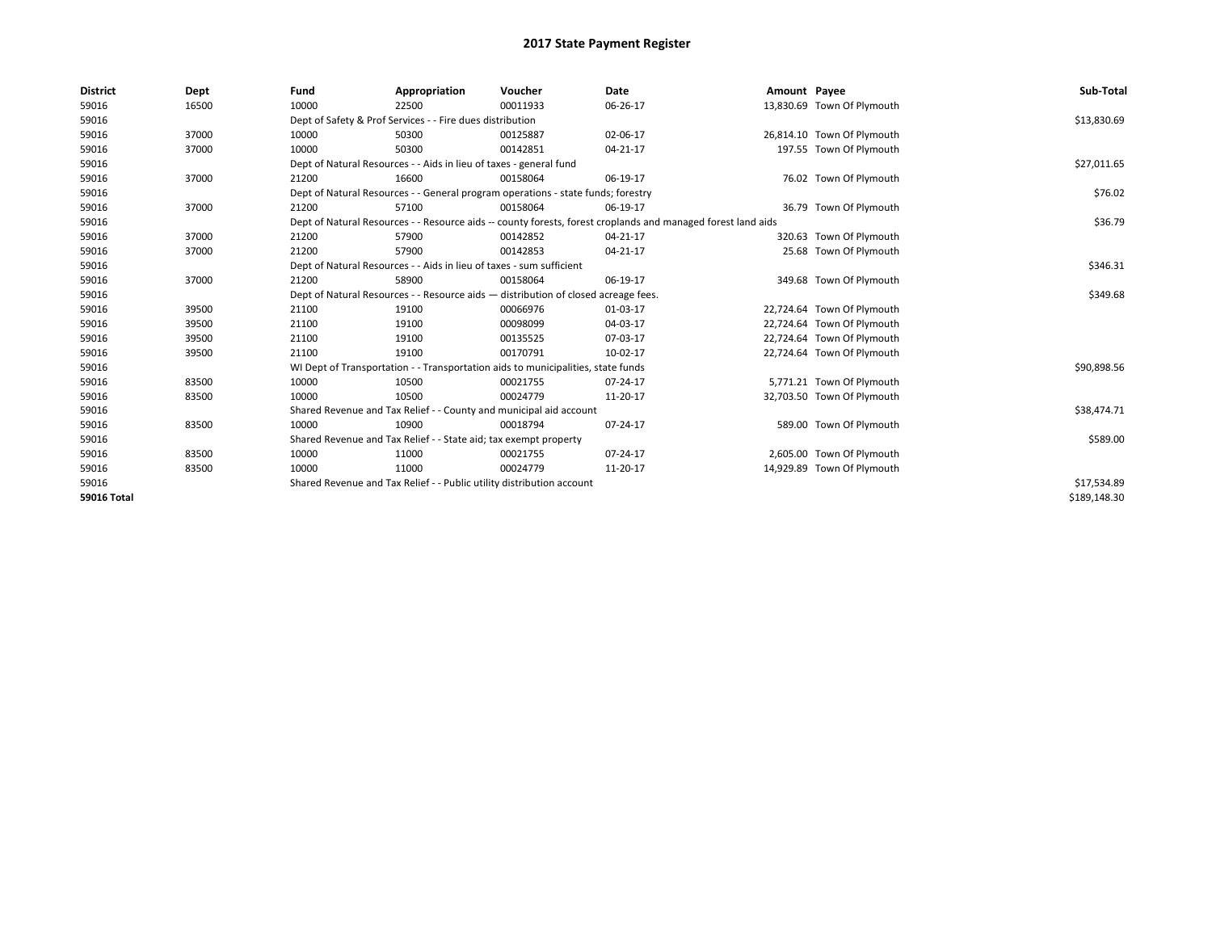# 2017 State Payment Register

| District | Dept | Fund | Appropriation | Voucher | Date | Amount | Payee | Sub-Total |
|---|---|---|---|---|---|---|---|---|
| 59016 | 16500 | 10000 | 22500 | 00011933 | 06-26-17 | 13,830.69 | Town Of Plymouth | |
| 59016 | | Dept of Safety & Prof Services - - Fire dues distribution | | | | | | $13,830.69 |
| 59016 | 37000 | 10000 | 50300 | 00125887 | 02-06-17 | 26,814.10 | Town Of Plymouth | |
| 59016 | 37000 | 10000 | 50300 | 00142851 | 04-21-17 | 197.55 | Town Of Plymouth | |
| 59016 | | Dept of Natural Resources - - Aids in lieu of taxes - general fund | | | | | | $27,011.65 |
| 59016 | 37000 | 21200 | 16600 | 00158064 | 06-19-17 | 76.02 | Town Of Plymouth | |
| 59016 | | Dept of Natural Resources - - General program operations - state funds; forestry | | | | | | $76.02 |
| 59016 | 37000 | 21200 | 57100 | 00158064 | 06-19-17 | 36.79 | Town Of Plymouth | |
| 59016 | | Dept of Natural Resources - - Resource aids -- county forests, forest croplands and managed forest land aids | | | | | | $36.79 |
| 59016 | 37000 | 21200 | 57900 | 00142852 | 04-21-17 | 320.63 | Town Of Plymouth | |
| 59016 | 37000 | 21200 | 57900 | 00142853 | 04-21-17 | 25.68 | Town Of Plymouth | |
| 59016 | | Dept of Natural Resources - - Aids in lieu of taxes - sum sufficient | | | | | | $346.31 |
| 59016 | 37000 | 21200 | 58900 | 00158064 | 06-19-17 | 349.68 | Town Of Plymouth | |
| 59016 | | Dept of Natural Resources - - Resource aids — distribution of closed acreage fees. | | | | | | $349.68 |
| 59016 | 39500 | 21100 | 19100 | 00066976 | 01-03-17 | 22,724.64 | Town Of Plymouth | |
| 59016 | 39500 | 21100 | 19100 | 00098099 | 04-03-17 | 22,724.64 | Town Of Plymouth | |
| 59016 | 39500 | 21100 | 19100 | 00135525 | 07-03-17 | 22,724.64 | Town Of Plymouth | |
| 59016 | 39500 | 21100 | 19100 | 00170791 | 10-02-17 | 22,724.64 | Town Of Plymouth | |
| 59016 | | WI Dept of Transportation - - Transportation aids to municipalities, state funds | | | | | | $90,898.56 |
| 59016 | 83500 | 10000 | 10500 | 00021755 | 07-24-17 | 5,771.21 | Town Of Plymouth | |
| 59016 | 83500 | 10000 | 10500 | 00024779 | 11-20-17 | 32,703.50 | Town Of Plymouth | |
| 59016 | | Shared Revenue and Tax Relief - - County and municipal aid account | | | | | | $38,474.71 |
| 59016 | 83500 | 10000 | 10900 | 00018794 | 07-24-17 | 589.00 | Town Of Plymouth | |
| 59016 | | Shared Revenue and Tax Relief - - State aid; tax exempt property | | | | | | $589.00 |
| 59016 | 83500 | 10000 | 11000 | 00021755 | 07-24-17 | 2,605.00 | Town Of Plymouth | |
| 59016 | 83500 | 10000 | 11000 | 00024779 | 11-20-17 | 14,929.89 | Town Of Plymouth | |
| 59016 | | Shared Revenue and Tax Relief - - Public utility distribution account | | | | | | $17,534.89 |
| **59016 Total** | | | | | | | | $189,148.30 |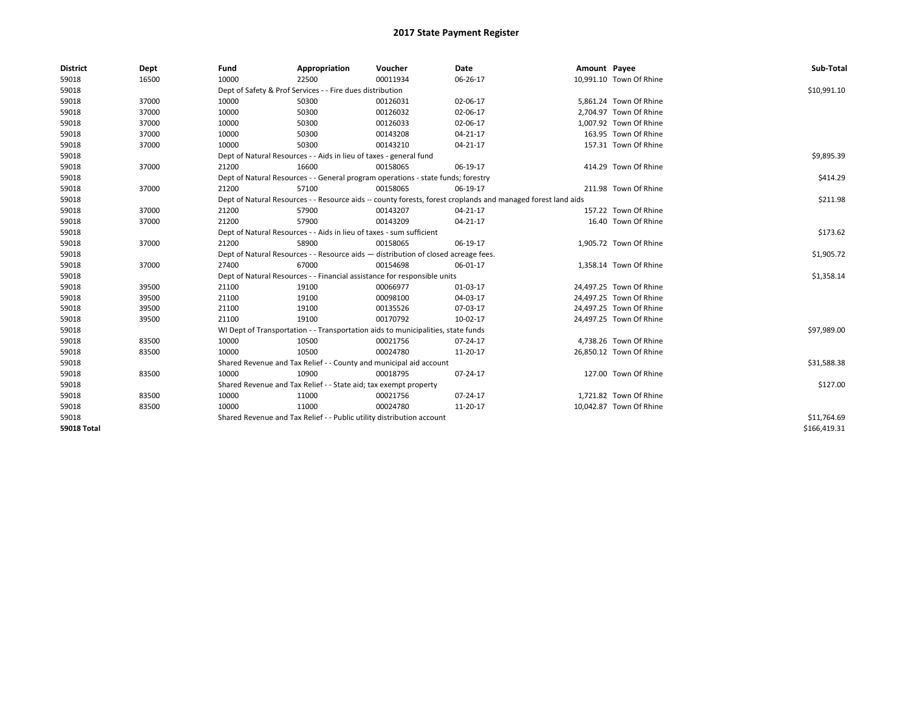# 2017 State Payment Register

| District | Dept | Fund | Appropriation | Voucher | Date | Amount | Payee | Sub-Total |
|---|---|---|---|---|---|---|---|---|
| 59018 | 16500 | 10000 | 22500 | 00011934 | 06-26-17 | 10,991.10 | Town Of Rhine | |
| 59018 | | Dept of Safety & Prof Services - - Fire dues distribution | | | | | | $10,991.10 |
| 59018 | 37000 | 10000 | 50300 | 00126031 | 02-06-17 | 5,861.24 | Town Of Rhine | |
| 59018 | 37000 | 10000 | 50300 | 00126032 | 02-06-17 | 2,704.97 | Town Of Rhine | |
| 59018 | 37000 | 10000 | 50300 | 00126033 | 02-06-17 | 1,007.92 | Town Of Rhine | |
| 59018 | 37000 | 10000 | 50300 | 00143208 | 04-21-17 | 163.95 | Town Of Rhine | |
| 59018 | 37000 | 10000 | 50300 | 00143210 | 04-21-17 | 157.31 | Town Of Rhine | |
| 59018 | | Dept of Natural Resources - - Aids in lieu of taxes - general fund | | | | | | $9,895.39 |
| 59018 | 37000 | 21200 | 16600 | 00158065 | 06-19-17 | 414.29 | Town Of Rhine | |
| 59018 | | Dept of Natural Resources - - General program operations - state funds; forestry | | | | | | $414.29 |
| 59018 | 37000 | 21200 | 57100 | 00158065 | 06-19-17 | 211.98 | Town Of Rhine | |
| 59018 | | Dept of Natural Resources - - Resource aids -- county forests, forest croplands and managed forest land aids | | | | | | $211.98 |
| 59018 | 37000 | 21200 | 57900 | 00143207 | 04-21-17 | 157.22 | Town Of Rhine | |
| 59018 | 37000 | 21200 | 57900 | 00143209 | 04-21-17 | 16.40 | Town Of Rhine | |
| 59018 | | Dept of Natural Resources - - Aids in lieu of taxes - sum sufficient | | | | | | $173.62 |
| 59018 | 37000 | 21200 | 58900 | 00158065 | 06-19-17 | 1,905.72 | Town Of Rhine | |
| 59018 | | Dept of Natural Resources - - Resource aids — distribution of closed acreage fees. | | | | | | $1,905.72 |
| 59018 | 37000 | 27400 | 67000 | 00154698 | 06-01-17 | 1,358.14 | Town Of Rhine | |
| 59018 | | Dept of Natural Resources - - Financial assistance for responsible units | | | | | | $1,358.14 |
| 59018 | 39500 | 21100 | 19100 | 00066977 | 01-03-17 | 24,497.25 | Town Of Rhine | |
| 59018 | 39500 | 21100 | 19100 | 00098100 | 04-03-17 | 24,497.25 | Town Of Rhine | |
| 59018 | 39500 | 21100 | 19100 | 00135526 | 07-03-17 | 24,497.25 | Town Of Rhine | |
| 59018 | 39500 | 21100 | 19100 | 00170792 | 10-02-17 | 24,497.25 | Town Of Rhine | |
| 59018 | | WI Dept of Transportation - - Transportation aids to municipalities, state funds | | | | | | $97,989.00 |
| 59018 | 83500 | 10000 | 10500 | 00021756 | 07-24-17 | 4,738.26 | Town Of Rhine | |
| 59018 | 83500 | 10000 | 10500 | 00024780 | 11-20-17 | 26,850.12 | Town Of Rhine | |
| 59018 | | Shared Revenue and Tax Relief - - County and municipal aid account | | | | | | $31,588.38 |
| 59018 | 83500 | 10000 | 10900 | 00018795 | 07-24-17 | 127.00 | Town Of Rhine | |
| 59018 | | Shared Revenue and Tax Relief - - State aid; tax exempt property | | | | | | $127.00 |
| 59018 | 83500 | 10000 | 11000 | 00021756 | 07-24-17 | 1,721.82 | Town Of Rhine | |
| 59018 | 83500 | 10000 | 11000 | 00024780 | 11-20-17 | 10,042.87 | Town Of Rhine | |
| 59018 | | Shared Revenue and Tax Relief - - Public utility distribution account | | | | | | $11,764.69 |
| **59018 Total** | | | | | | | | $166,419.31 |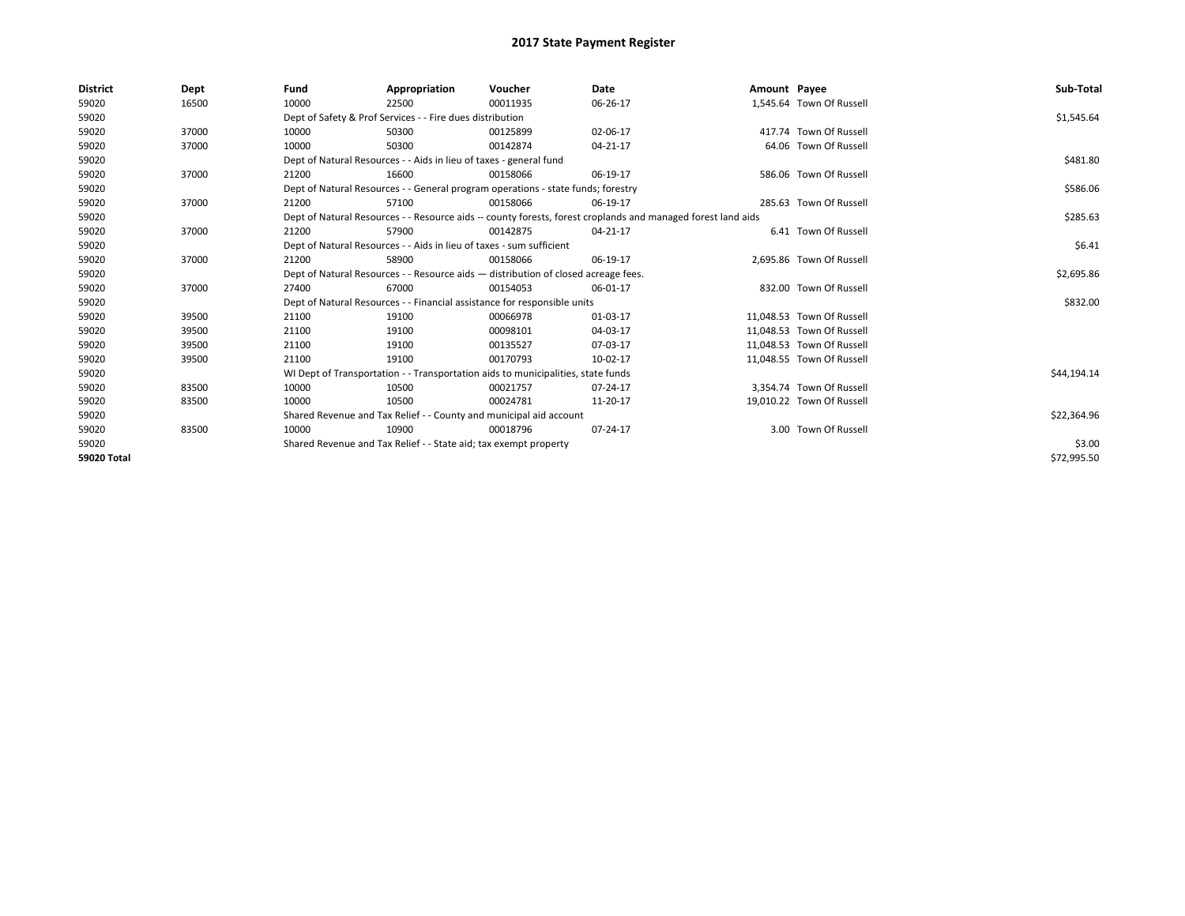# 2017 State Payment Register

| District | Dept | Fund | Appropriation | Voucher | Date | Amount | Payee | Sub-Total |
|---|---|---|---|---|---|---|---|---|
| 59020 | 16500 | 10000 | 22500 | 00011935 | 06-26-17 | 1,545.64 | Town Of Russell | |
| 59020 | | Dept of Safety & Prof Services - - Fire dues distribution | | | | | | $1,545.64 |
| 59020 | 37000 | 10000 | 50300 | 00125899 | 02-06-17 | 417.74 | Town Of Russell | |
| 59020 | 37000 | 10000 | 50300 | 00142874 | 04-21-17 | 64.06 | Town Of Russell | |
| 59020 | | Dept of Natural Resources - - Aids in lieu of taxes - general fund | | | | | | $481.80 |
| 59020 | 37000 | 21200 | 16600 | 00158066 | 06-19-17 | 586.06 | Town Of Russell | |
| 59020 | | Dept of Natural Resources - - General program operations - state funds; forestry | | | | | | $586.06 |
| 59020 | 37000 | 21200 | 57100 | 00158066 | 06-19-17 | 285.63 | Town Of Russell | |
| 59020 | | Dept of Natural Resources - - Resource aids -- county forests, forest croplands and managed forest land aids | | | | | | $285.63 |
| 59020 | 37000 | 21200 | 57900 | 00142875 | 04-21-17 | 6.41 | Town Of Russell | |
| 59020 | | Dept of Natural Resources - - Aids in lieu of taxes - sum sufficient | | | | | | $6.41 |
| 59020 | 37000 | 21200 | 58900 | 00158066 | 06-19-17 | 2,695.86 | Town Of Russell | |
| 59020 | | Dept of Natural Resources - - Resource aids — distribution of closed acreage fees. | | | | | | $2,695.86 |
| 59020 | 37000 | 27400 | 67000 | 00154053 | 06-01-17 | 832.00 | Town Of Russell | |
| 59020 | | Dept of Natural Resources - - Financial assistance for responsible units | | | | | | $832.00 |
| 59020 | 39500 | 21100 | 19100 | 00066978 | 01-03-17 | 11,048.53 | Town Of Russell | |
| 59020 | 39500 | 21100 | 19100 | 00098101 | 04-03-17 | 11,048.53 | Town Of Russell | |
| 59020 | 39500 | 21100 | 19100 | 00135527 | 07-03-17 | 11,048.53 | Town Of Russell | |
| 59020 | 39500 | 21100 | 19100 | 00170793 | 10-02-17 | 11,048.55 | Town Of Russell | |
| 59020 | | WI Dept of Transportation - - Transportation aids to municipalities, state funds | | | | | | $44,194.14 |
| 59020 | 83500 | 10000 | 10500 | 00021757 | 07-24-17 | 3,354.74 | Town Of Russell | |
| 59020 | 83500 | 10000 | 10500 | 00024781 | 11-20-17 | 19,010.22 | Town Of Russell | |
| 59020 | | Shared Revenue and Tax Relief - - County and municipal aid account | | | | | | $22,364.96 |
| 59020 | 83500 | 10000 | 10900 | 00018796 | 07-24-17 | 3.00 | Town Of Russell | |
| 59020 | | Shared Revenue and Tax Relief - - State aid; tax exempt property | | | | | | $3.00 |
| 59020 Total | | | | | | | | $72,995.50 |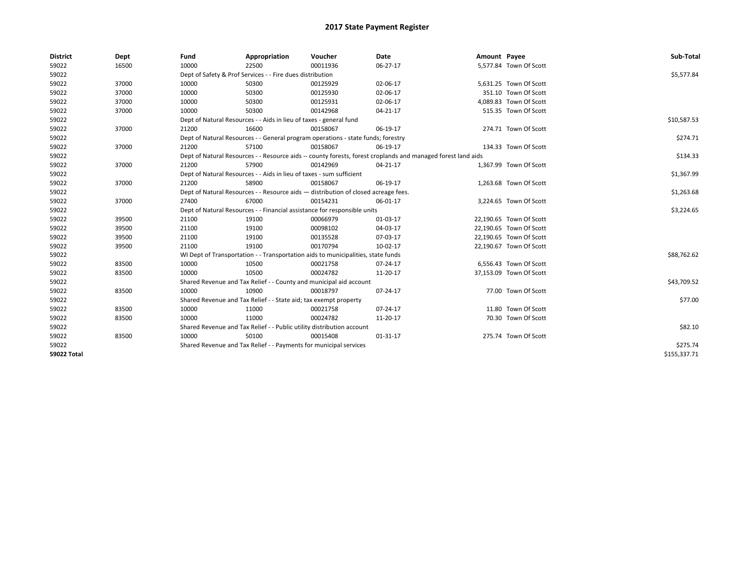# 2017 State Payment Register

| District | Dept | Fund | Appropriation | Voucher | Date | Amount | Payee | Sub-Total |
|---|---|---|---|---|---|---|---|---|
| 59022 | 16500 | 10000 | 22500 | 00011936 | 06-27-17 | 5,577.84 | Town Of Scott | |
| 59022 | | Dept of Safety & Prof Services - - Fire dues distribution | | | | | | $5,577.84 |
| 59022 | 37000 | 10000 | 50300 | 00125929 | 02-06-17 | 5,631.25 | Town Of Scott | |
| 59022 | 37000 | 10000 | 50300 | 00125930 | 02-06-17 | 351.10 | Town Of Scott | |
| 59022 | 37000 | 10000 | 50300 | 00125931 | 02-06-17 | 4,089.83 | Town Of Scott | |
| 59022 | 37000 | 10000 | 50300 | 00142968 | 04-21-17 | 515.35 | Town Of Scott | |
| 59022 | | Dept of Natural Resources - - Aids in lieu of taxes - general fund | | | | | | $10,587.53 |
| 59022 | 37000 | 21200 | 16600 | 00158067 | 06-19-17 | 274.71 | Town Of Scott | |
| 59022 | | Dept of Natural Resources - - General program operations - state funds; forestry | | | | | | $274.71 |
| 59022 | 37000 | 21200 | 57100 | 00158067 | 06-19-17 | 134.33 | Town Of Scott | |
| 59022 | | Dept of Natural Resources - - Resource aids -- county forests, forest croplands and managed forest land aids | | | | | | $134.33 |
| 59022 | 37000 | 21200 | 57900 | 00142969 | 04-21-17 | 1,367.99 | Town Of Scott | |
| 59022 | | Dept of Natural Resources - - Aids in lieu of taxes - sum sufficient | | | | | | $1,367.99 |
| 59022 | 37000 | 21200 | 58900 | 00158067 | 06-19-17 | 1,263.68 | Town Of Scott | |
| 59022 | | Dept of Natural Resources - - Resource aids — distribution of closed acreage fees. | | | | | | $1,263.68 |
| 59022 | 37000 | 27400 | 67000 | 00154231 | 06-01-17 | 3,224.65 | Town Of Scott | |
| 59022 | | Dept of Natural Resources - - Financial assistance for responsible units | | | | | | $3,224.65 |
| 59022 | 39500 | 21100 | 19100 | 00066979 | 01-03-17 | 22,190.65 | Town Of Scott | |
| 59022 | 39500 | 21100 | 19100 | 00098102 | 04-03-17 | 22,190.65 | Town Of Scott | |
| 59022 | 39500 | 21100 | 19100 | 00135528 | 07-03-17 | 22,190.65 | Town Of Scott | |
| 59022 | 39500 | 21100 | 19100 | 00170794 | 10-02-17 | 22,190.67 | Town Of Scott | |
| 59022 | | WI Dept of Transportation - - Transportation aids to municipalities, state funds | | | | | | $88,762.62 |
| 59022 | 83500 | 10000 | 10500 | 00021758 | 07-24-17 | 6,556.43 | Town Of Scott | |
| 59022 | 83500 | 10000 | 10500 | 00024782 | 11-20-17 | 37,153.09 | Town Of Scott | |
| 59022 | | Shared Revenue and Tax Relief - - County and municipal aid account | | | | | | $43,709.52 |
| 59022 | 83500 | 10000 | 10900 | 00018797 | 07-24-17 | 77.00 | Town Of Scott | |
| 59022 | | Shared Revenue and Tax Relief - - State aid; tax exempt property | | | | | | $77.00 |
| 59022 | 83500 | 10000 | 11000 | 00021758 | 07-24-17 | 11.80 | Town Of Scott | |
| 59022 | 83500 | 10000 | 11000 | 00024782 | 11-20-17 | 70.30 | Town Of Scott | |
| 59022 | | Shared Revenue and Tax Relief - - Public utility distribution account | | | | | | $82.10 |
| 59022 | 83500 | 10000 | 50100 | 00015408 | 01-31-17 | 275.74 | Town Of Scott | |
| 59022 | | Shared Revenue and Tax Relief - - Payments for municipal services | | | | | | $275.74 |
| **59022 Total** | | | | | | | | $155,337.71 |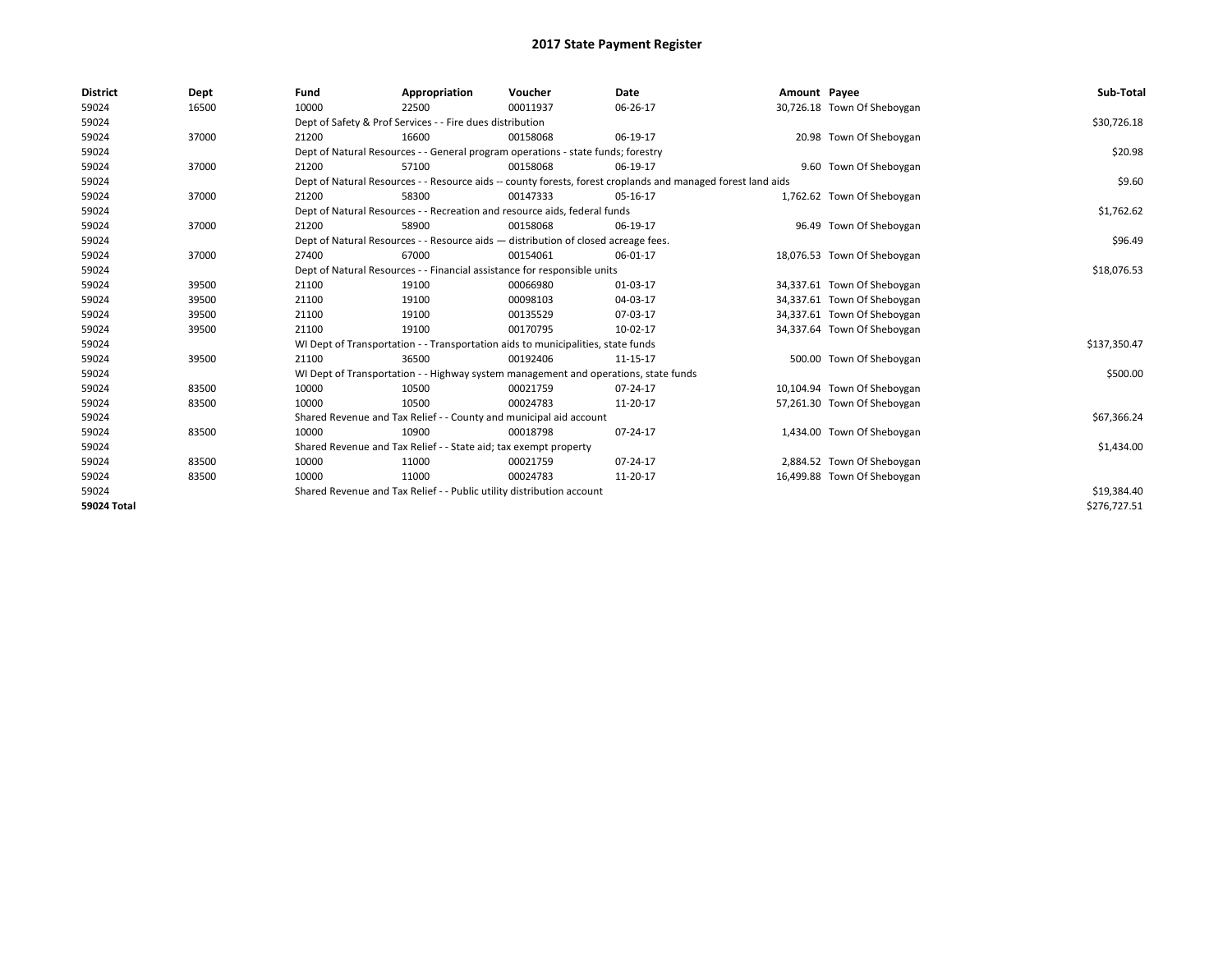# 2017 State Payment Register

| District | Dept | Fund | Appropriation | Voucher | Date | Amount | Payee | Sub-Total |
|---|---|---|---|---|---|---|---|---|
| 59024 | 16500 | 10000 | 22500 | 00011937 | 06-26-17 | 30,726.18 | Town Of Sheboygan | |
| 59024 | | Dept of Safety & Prof Services - - Fire dues distribution | | | | | | $30,726.18 |
| 59024 | 37000 | 21200 | 16600 | 00158068 | 06-19-17 | 20.98 | Town Of Sheboygan | |
| 59024 | | Dept of Natural Resources - - General program operations - state funds; forestry | | | | | | $20.98 |
| 59024 | 37000 | 21200 | 57100 | 00158068 | 06-19-17 | 9.60 | Town Of Sheboygan | |
| 59024 | | Dept of Natural Resources - - Resource aids -- county forests, forest croplands and managed forest land aids | | | | | | $9.60 |
| 59024 | 37000 | 21200 | 58300 | 00147333 | 05-16-17 | 1,762.62 | Town Of Sheboygan | |
| 59024 | | Dept of Natural Resources - - Recreation and resource aids, federal funds | | | | | | $1,762.62 |
| 59024 | 37000 | 21200 | 58900 | 00158068 | 06-19-17 | 96.49 | Town Of Sheboygan | |
| 59024 | | Dept of Natural Resources - - Resource aids — distribution of closed acreage fees. | | | | | | $96.49 |
| 59024 | 37000 | 27400 | 67000 | 00154061 | 06-01-17 | 18,076.53 | Town Of Sheboygan | |
| 59024 | | Dept of Natural Resources - - Financial assistance for responsible units | | | | | | $18,076.53 |
| 59024 | 39500 | 21100 | 19100 | 00066980 | 01-03-17 | 34,337.61 | Town Of Sheboygan | |
| 59024 | 39500 | 21100 | 19100 | 00098103 | 04-03-17 | 34,337.61 | Town Of Sheboygan | |
| 59024 | 39500 | 21100 | 19100 | 00135529 | 07-03-17 | 34,337.61 | Town Of Sheboygan | |
| 59024 | 39500 | 21100 | 19100 | 00170795 | 10-02-17 | 34,337.64 | Town Of Sheboygan | |
| 59024 | | WI Dept of Transportation - - Transportation aids to municipalities, state funds | | | | | | $137,350.47 |
| 59024 | 39500 | 21100 | 36500 | 00192406 | 11-15-17 | 500.00 | Town Of Sheboygan | |
| 59024 | | WI Dept of Transportation - - Highway system management and operations, state funds | | | | | | $500.00 |
| 59024 | 83500 | 10000 | 10500 | 00021759 | 07-24-17 | 10,104.94 | Town Of Sheboygan | |
| 59024 | 83500 | 10000 | 10500 | 00024783 | 11-20-17 | 57,261.30 | Town Of Sheboygan | |
| 59024 | | Shared Revenue and Tax Relief - - County and municipal aid account | | | | | | $67,366.24 |
| 59024 | 83500 | 10000 | 10900 | 00018798 | 07-24-17 | 1,434.00 | Town Of Sheboygan | |
| 59024 | | Shared Revenue and Tax Relief - - State aid; tax exempt property | | | | | | $1,434.00 |
| 59024 | 83500 | 10000 | 11000 | 00021759 | 07-24-17 | 2,884.52 | Town Of Sheboygan | |
| 59024 | 83500 | 10000 | 11000 | 00024783 | 11-20-17 | 16,499.88 | Town Of Sheboygan | |
| 59024 | | Shared Revenue and Tax Relief - - Public utility distribution account | | | | | | $19,384.40 |
| **59024 Total** | | | | | | | | $276,727.51 |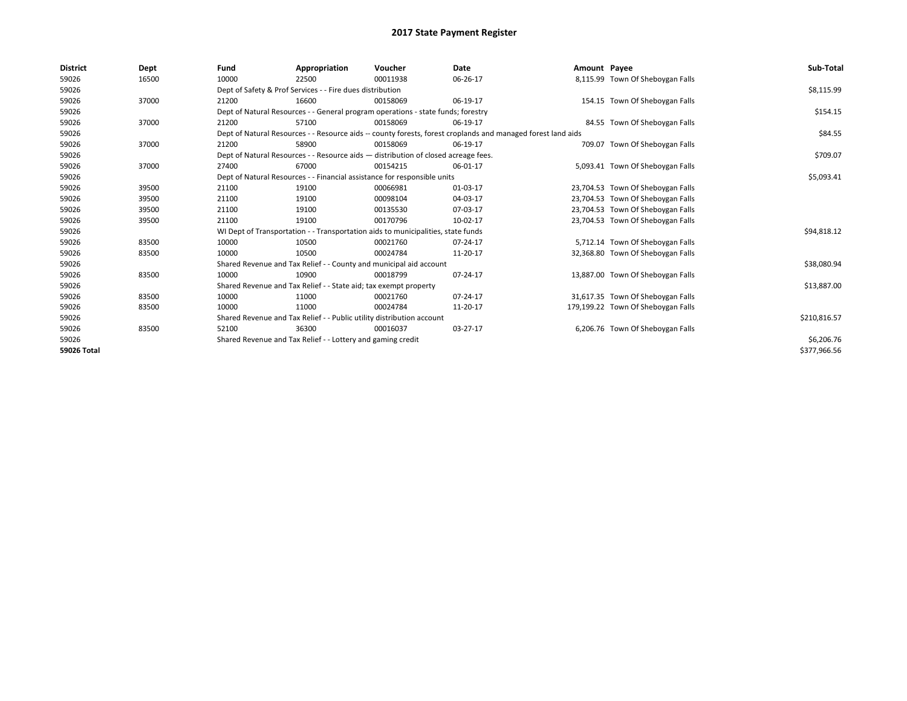# 2017 State Payment Register

| District | Dept | Fund | Appropriation | Voucher | Date | Amount | Payee | Sub-Total |
|---|---|---|---|---|---|---|---|---|
| 59026 | 16500 | 10000 | 22500 | 00011938 | 06-26-17 | 8,115.99 | Town Of Sheboygan Falls | |
| 59026 | | Dept of Safety & Prof Services - - Fire dues distribution | | | | | | $8,115.99 |
| 59026 | 37000 | 21200 | 16600 | 00158069 | 06-19-17 | 154.15 | Town Of Sheboygan Falls | |
| 59026 | | Dept of Natural Resources - - General program operations - state funds; forestry | | | | | | $154.15 |
| 59026 | 37000 | 21200 | 57100 | 00158069 | 06-19-17 | 84.55 | Town Of Sheboygan Falls | |
| 59026 | | Dept of Natural Resources - - Resource aids -- county forests, forest croplands and managed forest land aids | | | | | | $84.55 |
| 59026 | 37000 | 21200 | 58900 | 00158069 | 06-19-17 | 709.07 | Town Of Sheboygan Falls | |
| 59026 | | Dept of Natural Resources - - Resource aids — distribution of closed acreage fees. | | | | | | $709.07 |
| 59026 | 37000 | 27400 | 67000 | 00154215 | 06-01-17 | 5,093.41 | Town Of Sheboygan Falls | |
| 59026 | | Dept of Natural Resources - - Financial assistance for responsible units | | | | | | $5,093.41 |
| 59026 | 39500 | 21100 | 19100 | 00066981 | 01-03-17 | 23,704.53 | Town Of Sheboygan Falls | |
| 59026 | 39500 | 21100 | 19100 | 00098104 | 04-03-17 | 23,704.53 | Town Of Sheboygan Falls | |
| 59026 | 39500 | 21100 | 19100 | 00135530 | 07-03-17 | 23,704.53 | Town Of Sheboygan Falls | |
| 59026 | 39500 | 21100 | 19100 | 00170796 | 10-02-17 | 23,704.53 | Town Of Sheboygan Falls | |
| 59026 | | WI Dept of Transportation - - Transportation aids to municipalities, state funds | | | | | | $94,818.12 |
| 59026 | 83500 | 10000 | 10500 | 00021760 | 07-24-17 | 5,712.14 | Town Of Sheboygan Falls | |
| 59026 | 83500 | 10000 | 10500 | 00024784 | 11-20-17 | 32,368.80 | Town Of Sheboygan Falls | |
| 59026 | | Shared Revenue and Tax Relief - - County and municipal aid account | | | | | | $38,080.94 |
| 59026 | 83500 | 10000 | 10900 | 00018799 | 07-24-17 | 13,887.00 | Town Of Sheboygan Falls | |
| 59026 | | Shared Revenue and Tax Relief - - State aid; tax exempt property | | | | | | $13,887.00 |
| 59026 | 83500 | 10000 | 11000 | 00021760 | 07-24-17 | 31,617.35 | Town Of Sheboygan Falls | |
| 59026 | 83500 | 10000 | 11000 | 00024784 | 11-20-17 | 179,199.22 | Town Of Sheboygan Falls | |
| 59026 | | Shared Revenue and Tax Relief - - Public utility distribution account | | | | | | $210,816.57 |
| 59026 | 83500 | 52100 | 36300 | 00016037 | 03-27-17 | 6,206.76 | Town Of Sheboygan Falls | |
| 59026 | | Shared Revenue and Tax Relief - - Lottery and gaming credit | | | | | | $6,206.76 |
| **59026 Total** | | | | | | | | $377,966.56 |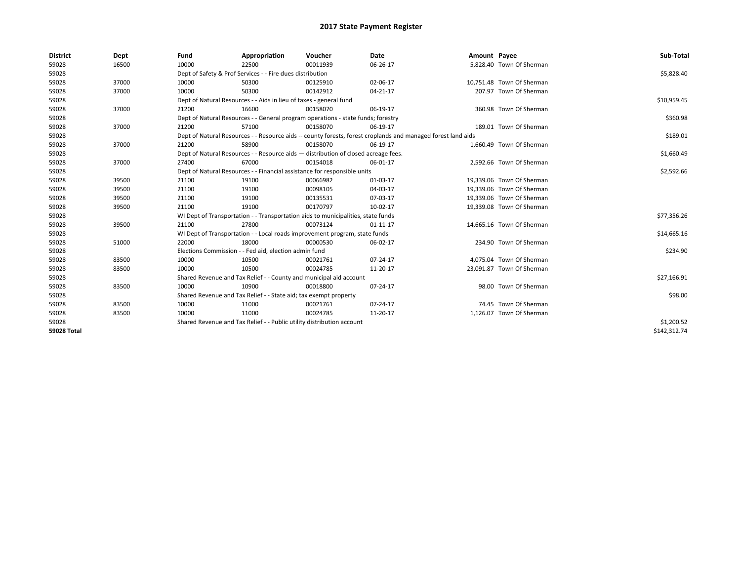# 2017 State Payment Register

| District | Dept | Fund | Appropriation | Voucher | Date | Amount | Payee | Sub-Total |
|---|---|---|---|---|---|---|---|---|
| 59028 | 16500 | 10000 | 22500 | 00011939 | 06-26-17 | 5,828.40 | Town Of Sherman | |
| 59028 | | Dept of Safety & Prof Services - - Fire dues distribution | | | | | | $5,828.40 |
| 59028 | 37000 | 10000 | 50300 | 00125910 | 02-06-17 | 10,751.48 | Town Of Sherman | |
| 59028 | 37000 | 10000 | 50300 | 00142912 | 04-21-17 | 207.97 | Town Of Sherman | |
| 59028 | | Dept of Natural Resources - - Aids in lieu of taxes - general fund | | | | | | $10,959.45 |
| 59028 | 37000 | 21200 | 16600 | 00158070 | 06-19-17 | 360.98 | Town Of Sherman | |
| 59028 | | Dept of Natural Resources - - General program operations - state funds; forestry | | | | | | $360.98 |
| 59028 | 37000 | 21200 | 57100 | 00158070 | 06-19-17 | 189.01 | Town Of Sherman | |
| 59028 | | Dept of Natural Resources - - Resource aids -- county forests, forest croplands and managed forest land aids | | | | | | $189.01 |
| 59028 | 37000 | 21200 | 58900 | 00158070 | 06-19-17 | 1,660.49 | Town Of Sherman | |
| 59028 | | Dept of Natural Resources - - Resource aids — distribution of closed acreage fees. | | | | | | $1,660.49 |
| 59028 | 37000 | 27400 | 67000 | 00154018 | 06-01-17 | 2,592.66 | Town Of Sherman | |
| 59028 | | Dept of Natural Resources - - Financial assistance for responsible units | | | | | | $2,592.66 |
| 59028 | 39500 | 21100 | 19100 | 00066982 | 01-03-17 | 19,339.06 | Town Of Sherman | |
| 59028 | 39500 | 21100 | 19100 | 00098105 | 04-03-17 | 19,339.06 | Town Of Sherman | |
| 59028 | 39500 | 21100 | 19100 | 00135531 | 07-03-17 | 19,339.06 | Town Of Sherman | |
| 59028 | 39500 | 21100 | 19100 | 00170797 | 10-02-17 | 19,339.08 | Town Of Sherman | |
| 59028 | | WI Dept of Transportation - - Transportation aids to municipalities, state funds | | | | | | $77,356.26 |
| 59028 | 39500 | 21100 | 27800 | 00073124 | 01-11-17 | 14,665.16 | Town Of Sherman | |
| 59028 | | WI Dept of Transportation - - Local roads improvement program, state funds | | | | | | $14,665.16 |
| 59028 | 51000 | 22000 | 18000 | 00000530 | 06-02-17 | 234.90 | Town Of Sherman | |
| 59028 | | Elections Commission - - Fed aid, election admin fund | | | | | | $234.90 |
| 59028 | 83500 | 10000 | 10500 | 00021761 | 07-24-17 | 4,075.04 | Town Of Sherman | |
| 59028 | 83500 | 10000 | 10500 | 00024785 | 11-20-17 | 23,091.87 | Town Of Sherman | |
| 59028 | | Shared Revenue and Tax Relief - - County and municipal aid account | | | | | | $27,166.91 |
| 59028 | 83500 | 10000 | 10900 | 00018800 | 07-24-17 | 98.00 | Town Of Sherman | |
| 59028 | | Shared Revenue and Tax Relief - - State aid; tax exempt property | | | | | | $98.00 |
| 59028 | 83500 | 10000 | 11000 | 00021761 | 07-24-17 | 74.45 | Town Of Sherman | |
| 59028 | 83500 | 10000 | 11000 | 00024785 | 11-20-17 | 1,126.07 | Town Of Sherman | |
| 59028 | | Shared Revenue and Tax Relief - - Public utility distribution account | | | | | | $1,200.52 |
| **59028 Total** | | | | | | | | $142,312.74 |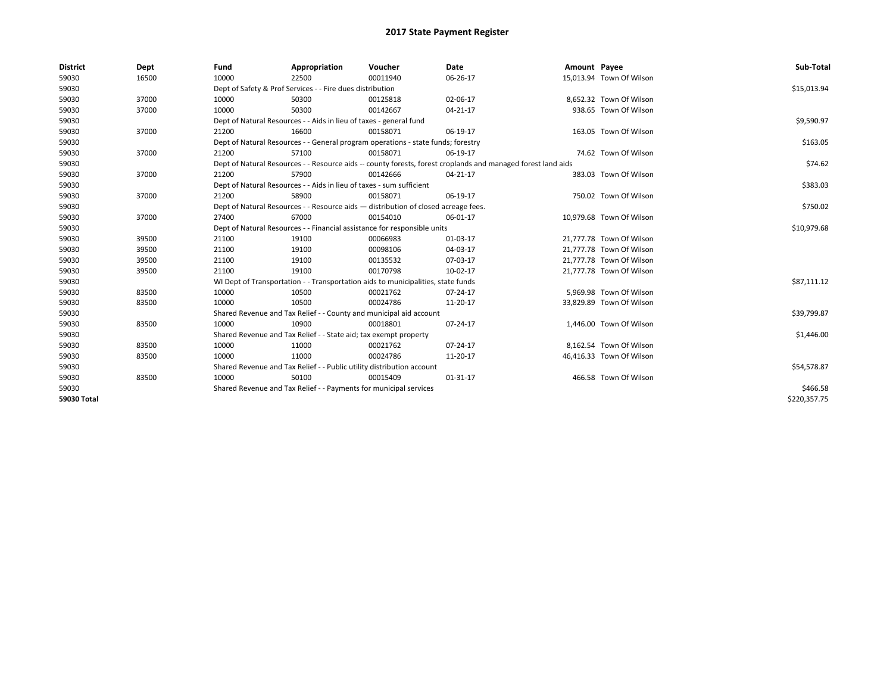# 2017 State Payment Register

| District | Dept | Fund | Appropriation | Voucher | Date | Amount | Payee | Sub-Total |
|---|---|---|---|---|---|---|---|---|
| 59030 | 16500 | 10000 | 22500 | 00011940 | 06-26-17 | 15,013.94 | Town Of Wilson | |
| 59030 | | Dept of Safety & Prof Services - - Fire dues distribution | | | | | | $15,013.94 |
| 59030 | 37000 | 10000 | 50300 | 00125818 | 02-06-17 | 8,652.32 | Town Of Wilson | |
| 59030 | 37000 | 10000 | 50300 | 00142667 | 04-21-17 | 938.65 | Town Of Wilson | |
| 59030 | | Dept of Natural Resources - - Aids in lieu of taxes - general fund | | | | | | $9,590.97 |
| 59030 | 37000 | 21200 | 16600 | 00158071 | 06-19-17 | 163.05 | Town Of Wilson | |
| 59030 | | Dept of Natural Resources - - General program operations - state funds; forestry | | | | | | $163.05 |
| 59030 | 37000 | 21200 | 57100 | 00158071 | 06-19-17 | 74.62 | Town Of Wilson | |
| 59030 | | Dept of Natural Resources - - Resource aids -- county forests, forest croplands and managed forest land aids | | | | | | $74.62 |
| 59030 | 37000 | 21200 | 57900 | 00142666 | 04-21-17 | 383.03 | Town Of Wilson | |
| 59030 | | Dept of Natural Resources - - Aids in lieu of taxes - sum sufficient | | | | | | $383.03 |
| 59030 | 37000 | 21200 | 58900 | 00158071 | 06-19-17 | 750.02 | Town Of Wilson | |
| 59030 | | Dept of Natural Resources - - Resource aids — distribution of closed acreage fees. | | | | | | $750.02 |
| 59030 | 37000 | 27400 | 67000 | 00154010 | 06-01-17 | 10,979.68 | Town Of Wilson | |
| 59030 | | Dept of Natural Resources - - Financial assistance for responsible units | | | | | | $10,979.68 |
| 59030 | 39500 | 21100 | 19100 | 00066983 | 01-03-17 | 21,777.78 | Town Of Wilson | |
| 59030 | 39500 | 21100 | 19100 | 00098106 | 04-03-17 | 21,777.78 | Town Of Wilson | |
| 59030 | 39500 | 21100 | 19100 | 00135532 | 07-03-17 | 21,777.78 | Town Of Wilson | |
| 59030 | 39500 | 21100 | 19100 | 00170798 | 10-02-17 | 21,777.78 | Town Of Wilson | |
| 59030 | | WI Dept of Transportation - - Transportation aids to municipalities, state funds | | | | | | $87,111.12 |
| 59030 | 83500 | 10000 | 10500 | 00021762 | 07-24-17 | 5,969.98 | Town Of Wilson | |
| 59030 | 83500 | 10000 | 10500 | 00024786 | 11-20-17 | 33,829.89 | Town Of Wilson | |
| 59030 | | Shared Revenue and Tax Relief - - County and municipal aid account | | | | | | $39,799.87 |
| 59030 | 83500 | 10000 | 10900 | 00018801 | 07-24-17 | 1,446.00 | Town Of Wilson | |
| 59030 | | Shared Revenue and Tax Relief - - State aid; tax exempt property | | | | | | $1,446.00 |
| 59030 | 83500 | 10000 | 11000 | 00021762 | 07-24-17 | 8,162.54 | Town Of Wilson | |
| 59030 | 83500 | 10000 | 11000 | 00024786 | 11-20-17 | 46,416.33 | Town Of Wilson | |
| 59030 | | Shared Revenue and Tax Relief - - Public utility distribution account | | | | | | $54,578.87 |
| 59030 | 83500 | 10000 | 50100 | 00015409 | 01-31-17 | 466.58 | Town Of Wilson | |
| 59030 | | Shared Revenue and Tax Relief - - Payments for municipal services | | | | | | $466.58 |
| **59030 Total** | | | | | | | | $220,357.75 |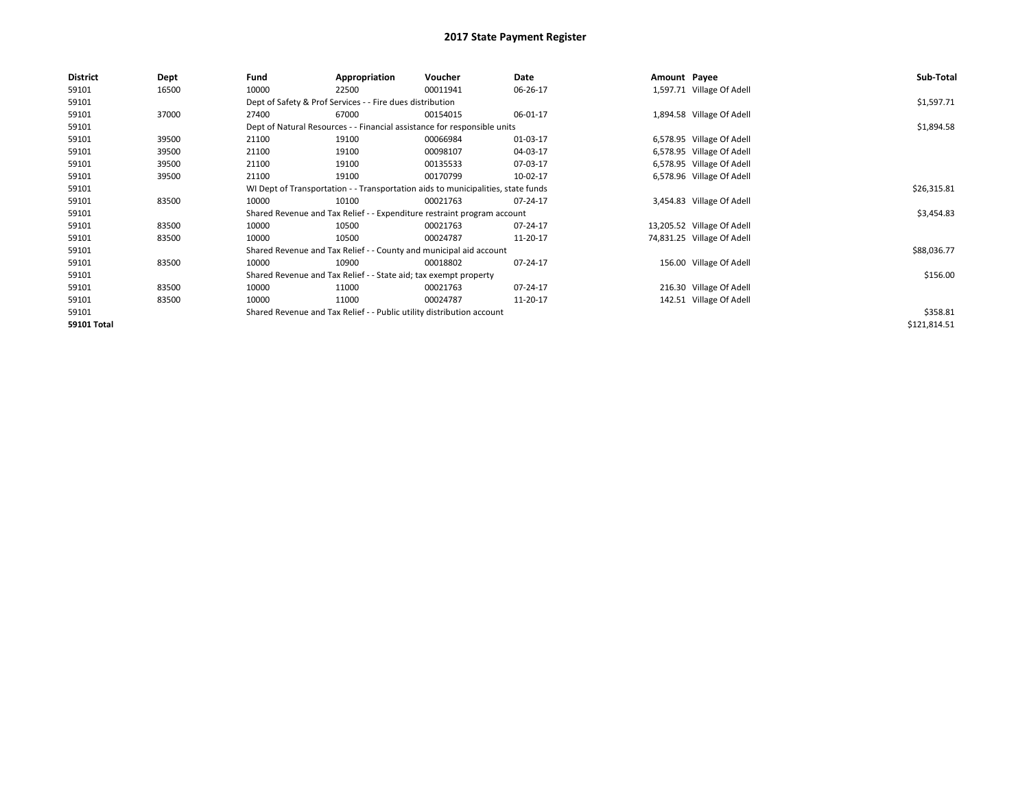# 2017 State Payment Register

| District | Dept | Fund | Appropriation | Voucher | Date | Amount | Payee | Sub-Total |
|---|---|---|---|---|---|---|---|---|
| 59101 | 16500 | 10000 | 22500 | 00011941 | 06-26-17 | 1,597.71 | Village Of Adell | |
| 59101 | | Dept of Safety & Prof Services - - Fire dues distribution | | | | | | $1,597.71 |
| 59101 | 37000 | 27400 | 67000 | 00154015 | 06-01-17 | 1,894.58 | Village Of Adell | |
| 59101 | | Dept of Natural Resources - - Financial assistance for responsible units | | | | | | $1,894.58 |
| 59101 | 39500 | 21100 | 19100 | 00066984 | 01-03-17 | 6,578.95 | Village Of Adell | |
| 59101 | 39500 | 21100 | 19100 | 00098107 | 04-03-17 | 6,578.95 | Village Of Adell | |
| 59101 | 39500 | 21100 | 19100 | 00135533 | 07-03-17 | 6,578.95 | Village Of Adell | |
| 59101 | 39500 | 21100 | 19100 | 00170799 | 10-02-17 | 6,578.96 | Village Of Adell | |
| 59101 | | WI Dept of Transportation - - Transportation aids to municipalities, state funds | | | | | | $26,315.81 |
| 59101 | 83500 | 10000 | 10100 | 00021763 | 07-24-17 | 3,454.83 | Village Of Adell | |
| 59101 | | Shared Revenue and Tax Relief - - Expenditure restraint program account | | | | | | $3,454.83 |
| 59101 | 83500 | 10000 | 10500 | 00021763 | 07-24-17 | 13,205.52 | Village Of Adell | |
| 59101 | 83500 | 10000 | 10500 | 00024787 | 11-20-17 | 74,831.25 | Village Of Adell | |
| 59101 | | Shared Revenue and Tax Relief - - County and municipal aid account | | | | | | $88,036.77 |
| 59101 | 83500 | 10000 | 10900 | 00018802 | 07-24-17 | 156.00 | Village Of Adell | |
| 59101 | | Shared Revenue and Tax Relief - - State aid; tax exempt property | | | | | | $156.00 |
| 59101 | 83500 | 10000 | 11000 | 00021763 | 07-24-17 | 216.30 | Village Of Adell | |
| 59101 | 83500 | 10000 | 11000 | 00024787 | 11-20-17 | 142.51 | Village Of Adell | |
| 59101 | | Shared Revenue and Tax Relief - - Public utility distribution account | | | | | | $358.81 |
| **59101 Total** | | | | | | | | $121,814.51 |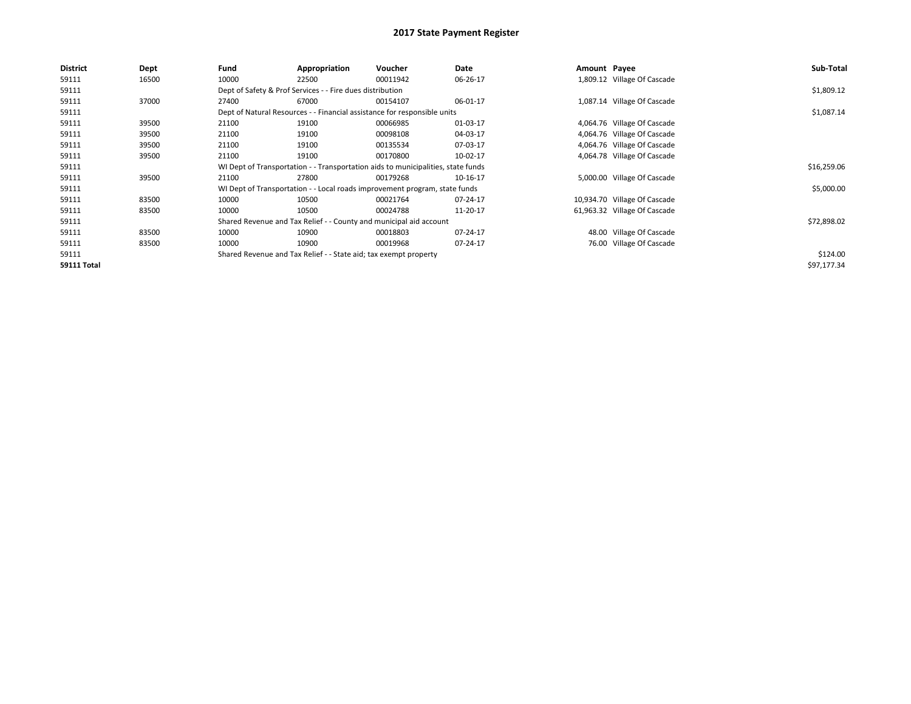# 2017 State Payment Register

| District | Dept | Fund | Appropriation | Voucher | Date | Amount | Payee | Sub-Total |
|---|---|---|---|---|---|---|---|---|
| 59111 | 16500 | 10000 | 22500 | 00011942 | 06-26-17 | 1,809.12 | Village Of Cascade | |
| 59111 | | Dept of Safety & Prof Services - - Fire dues distribution | | | | | | $1,809.12 |
| 59111 | 37000 | 27400 | 67000 | 00154107 | 06-01-17 | 1,087.14 | Village Of Cascade | |
| 59111 | | Dept of Natural Resources - - Financial assistance for responsible units | | | | | | $1,087.14 |
| 59111 | 39500 | 21100 | 19100 | 00066985 | 01-03-17 | 4,064.76 | Village Of Cascade | |
| 59111 | 39500 | 21100 | 19100 | 00098108 | 04-03-17 | 4,064.76 | Village Of Cascade | |
| 59111 | 39500 | 21100 | 19100 | 00135534 | 07-03-17 | 4,064.76 | Village Of Cascade | |
| 59111 | 39500 | 21100 | 19100 | 00170800 | 10-02-17 | 4,064.78 | Village Of Cascade | |
| 59111 | | WI Dept of Transportation - - Transportation aids to municipalities, state funds | | | | | | $16,259.06 |
| 59111 | 39500 | 21100 | 27800 | 00179268 | 10-16-17 | 5,000.00 | Village Of Cascade | |
| 59111 | | WI Dept of Transportation - - Local roads improvement program, state funds | | | | | | $5,000.00 |
| 59111 | 83500 | 10000 | 10500 | 00021764 | 07-24-17 | 10,934.70 | Village Of Cascade | |
| 59111 | 83500 | 10000 | 10500 | 00024788 | 11-20-17 | 61,963.32 | Village Of Cascade | |
| 59111 | | Shared Revenue and Tax Relief - - County and municipal aid account | | | | | | $72,898.02 |
| 59111 | 83500 | 10000 | 10900 | 00018803 | 07-24-17 | 48.00 | Village Of Cascade | |
| 59111 | 83500 | 10000 | 10900 | 00019968 | 07-24-17 | 76.00 | Village Of Cascade | |
| 59111 | | Shared Revenue and Tax Relief - - State aid; tax exempt property | | | | | | $124.00 |
| **59111 Total** | | | | | | | | $97,177.34 |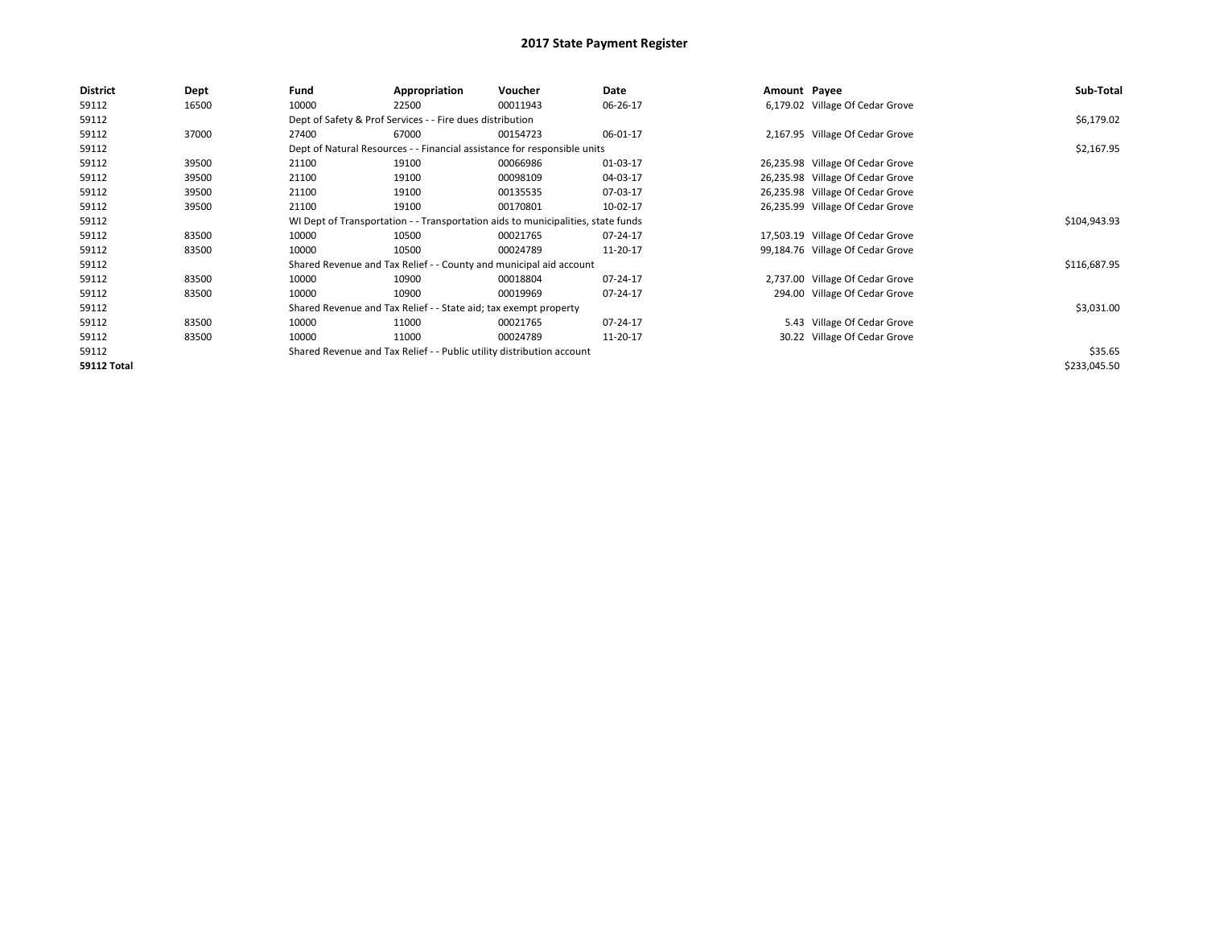# 2017 State Payment Register

| District | Dept | Fund | Appropriation | Voucher | Date | Amount | Payee | Sub-Total |
|---|---|---|---|---|---|---|---|---|
| 59112 | 16500 | 10000 | 22500 | 00011943 | 06-26-17 | 6,179.02 | Village Of Cedar Grove | |
| 59112 | | Dept of Safety & Prof Services - - Fire dues distribution | | | | | | $6,179.02 |
| 59112 | 37000 | 27400 | 67000 | 00154723 | 06-01-17 | 2,167.95 | Village Of Cedar Grove | |
| 59112 | | Dept of Natural Resources - - Financial assistance for responsible units | | | | | | $2,167.95 |
| 59112 | 39500 | 21100 | 19100 | 00066986 | 01-03-17 | 26,235.98 | Village Of Cedar Grove | |
| 59112 | 39500 | 21100 | 19100 | 00098109 | 04-03-17 | 26,235.98 | Village Of Cedar Grove | |
| 59112 | 39500 | 21100 | 19100 | 00135535 | 07-03-17 | 26,235.98 | Village Of Cedar Grove | |
| 59112 | 39500 | 21100 | 19100 | 00170801 | 10-02-17 | 26,235.99 | Village Of Cedar Grove | |
| 59112 | | WI Dept of Transportation - - Transportation aids to municipalities, state funds | | | | | | $104,943.93 |
| 59112 | 83500 | 10000 | 10500 | 00021765 | 07-24-17 | 17,503.19 | Village Of Cedar Grove | |
| 59112 | 83500 | 10000 | 10500 | 00024789 | 11-20-17 | 99,184.76 | Village Of Cedar Grove | |
| 59112 | | Shared Revenue and Tax Relief - - County and municipal aid account | | | | | | $116,687.95 |
| 59112 | 83500 | 10000 | 10900 | 00018804 | 07-24-17 | 2,737.00 | Village Of Cedar Grove | |
| 59112 | 83500 | 10000 | 10900 | 00019969 | 07-24-17 | 294.00 | Village Of Cedar Grove | |
| 59112 | | Shared Revenue and Tax Relief - - State aid; tax exempt property | | | | | | $3,031.00 |
| 59112 | 83500 | 10000 | 11000 | 00021765 | 07-24-17 | 5.43 | Village Of Cedar Grove | |
| 59112 | 83500 | 10000 | 11000 | 00024789 | 11-20-17 | 30.22 | Village Of Cedar Grove | |
| 59112 | | Shared Revenue and Tax Relief - - Public utility distribution account | | | | | | $35.65 |
| **59112 Total** | | | | | | | | $233,045.50 |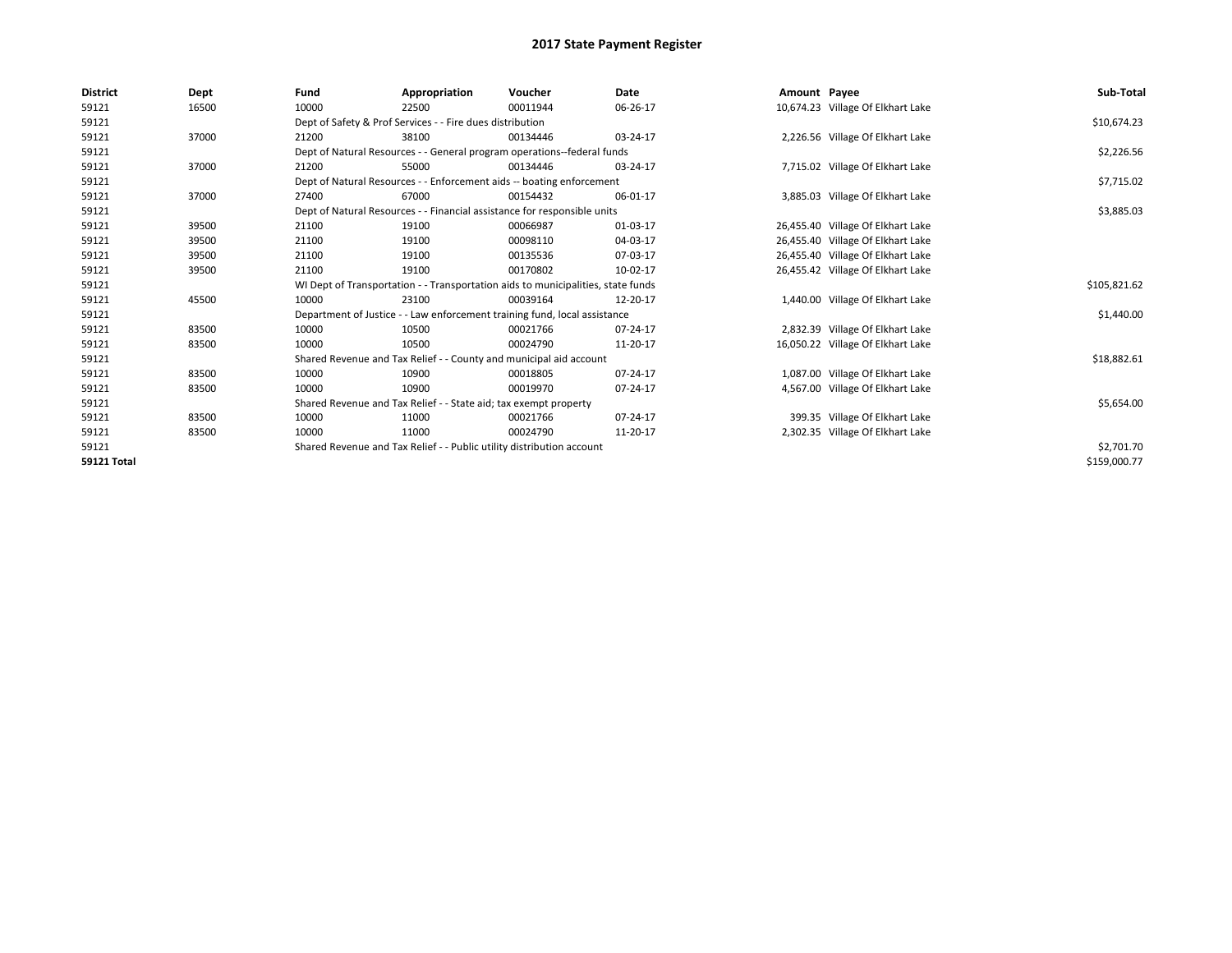# 2017 State Payment Register

| District | Dept | Fund | Appropriation | Voucher | Date | Amount | Payee | Sub-Total |
|---|---|---|---|---|---|---|---|---|
| 59121 | 16500 | 10000 | 22500 | 00011944 | 06-26-17 | 10,674.23 | Village Of Elkhart Lake | |
| 59121 | | Dept of Safety & Prof Services - - Fire dues distribution | | | | | | $10,674.23 |
| 59121 | 37000 | 21200 | 38100 | 00134446 | 03-24-17 | 2,226.56 | Village Of Elkhart Lake | |
| 59121 | | Dept of Natural Resources - - General program operations--federal funds | | | | | | $2,226.56 |
| 59121 | 37000 | 21200 | 55000 | 00134446 | 03-24-17 | 7,715.02 | Village Of Elkhart Lake | |
| 59121 | | Dept of Natural Resources - - Enforcement aids -- boating enforcement | | | | | | $7,715.02 |
| 59121 | 37000 | 27400 | 67000 | 00154432 | 06-01-17 | 3,885.03 | Village Of Elkhart Lake | |
| 59121 | | Dept of Natural Resources - - Financial assistance for responsible units | | | | | | $3,885.03 |
| 59121 | 39500 | 21100 | 19100 | 00066987 | 01-03-17 | 26,455.40 | Village Of Elkhart Lake | |
| 59121 | 39500 | 21100 | 19100 | 00098110 | 04-03-17 | 26,455.40 | Village Of Elkhart Lake | |
| 59121 | 39500 | 21100 | 19100 | 00135536 | 07-03-17 | 26,455.40 | Village Of Elkhart Lake | |
| 59121 | 39500 | 21100 | 19100 | 00170802 | 10-02-17 | 26,455.42 | Village Of Elkhart Lake | |
| 59121 | | WI Dept of Transportation - - Transportation aids to municipalities, state funds | | | | | | $105,821.62 |
| 59121 | 45500 | 10000 | 23100 | 00039164 | 12-20-17 | 1,440.00 | Village Of Elkhart Lake | |
| 59121 | | Department of Justice - - Law enforcement training fund, local assistance | | | | | | $1,440.00 |
| 59121 | 83500 | 10000 | 10500 | 00021766 | 07-24-17 | 2,832.39 | Village Of Elkhart Lake | |
| 59121 | 83500 | 10000 | 10500 | 00024790 | 11-20-17 | 16,050.22 | Village Of Elkhart Lake | |
| 59121 | | Shared Revenue and Tax Relief - - County and municipal aid account | | | | | | $18,882.61 |
| 59121 | 83500 | 10000 | 10900 | 00018805 | 07-24-17 | 1,087.00 | Village Of Elkhart Lake | |
| 59121 | 83500 | 10000 | 10900 | 00019970 | 07-24-17 | 4,567.00 | Village Of Elkhart Lake | |
| 59121 | | Shared Revenue and Tax Relief - - State aid; tax exempt property | | | | | | $5,654.00 |
| 59121 | 83500 | 10000 | 11000 | 00021766 | 07-24-17 | 399.35 | Village Of Elkhart Lake | |
| 59121 | 83500 | 10000 | 11000 | 00024790 | 11-20-17 | 2,302.35 | Village Of Elkhart Lake | |
| 59121 | | Shared Revenue and Tax Relief - - Public utility distribution account | | | | | | $2,701.70 |
| **59121 Total** | | | | | | | | $159,000.77 |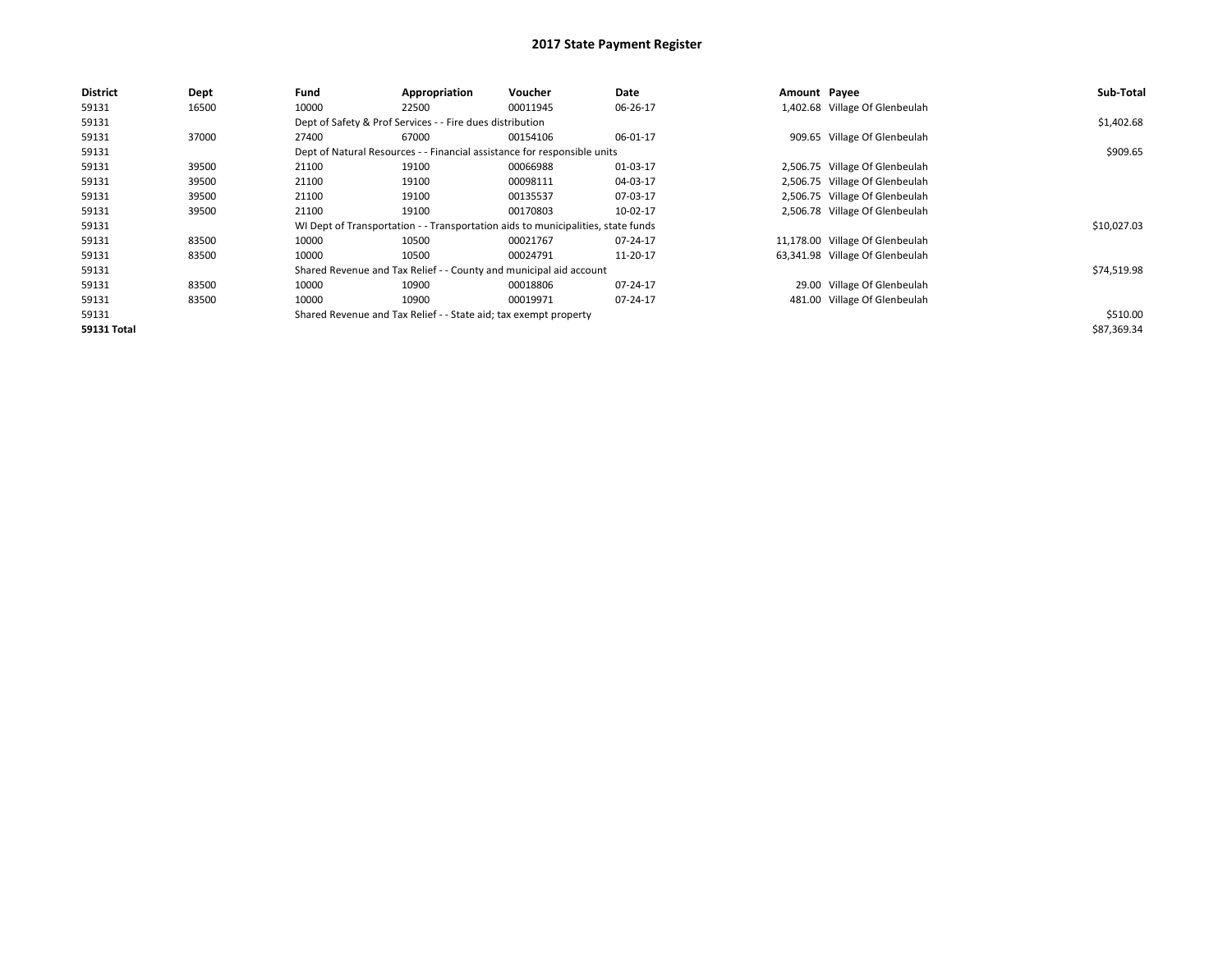# 2017 State Payment Register

| District | Dept | Fund | Appropriation | Voucher | Date | Amount | Payee | Sub-Total |
|---|---|---|---|---|---|---|---|---|
| 59131 | 16500 | 10000 | 22500 | 00011945 | 06-26-17 | 1,402.68 | Village Of Glenbeulah | |
| 59131 | | Dept of Safety & Prof Services - - Fire dues distribution | | | | | | $1,402.68 |
| 59131 | 37000 | 27400 | 67000 | 00154106 | 06-01-17 | 909.65 | Village Of Glenbeulah | |
| 59131 | | Dept of Natural Resources - - Financial assistance for responsible units | | | | | | $909.65 |
| 59131 | 39500 | 21100 | 19100 | 00066988 | 01-03-17 | 2,506.75 | Village Of Glenbeulah | |
| 59131 | 39500 | 21100 | 19100 | 00098111 | 04-03-17 | 2,506.75 | Village Of Glenbeulah | |
| 59131 | 39500 | 21100 | 19100 | 00135537 | 07-03-17 | 2,506.75 | Village Of Glenbeulah | |
| 59131 | 39500 | 21100 | 19100 | 00170803 | 10-02-17 | 2,506.78 | Village Of Glenbeulah | |
| 59131 | | WI Dept of Transportation - - Transportation aids to municipalities, state funds | | | | | | $10,027.03 |
| 59131 | 83500 | 10000 | 10500 | 00021767 | 07-24-17 | 11,178.00 | Village Of Glenbeulah | |
| 59131 | 83500 | 10000 | 10500 | 00024791 | 11-20-17 | 63,341.98 | Village Of Glenbeulah | |
| 59131 | | Shared Revenue and Tax Relief - - County and municipal aid account | | | | | | $74,519.98 |
| 59131 | 83500 | 10000 | 10900 | 00018806 | 07-24-17 | 29.00 | Village Of Glenbeulah | |
| 59131 | 83500 | 10000 | 10900 | 00019971 | 07-24-17 | 481.00 | Village Of Glenbeulah | |
| 59131 | | Shared Revenue and Tax Relief - - State aid; tax exempt property | | | | | | $510.00 |
| **59131 Total** | | | | | | | | $87,369.34 |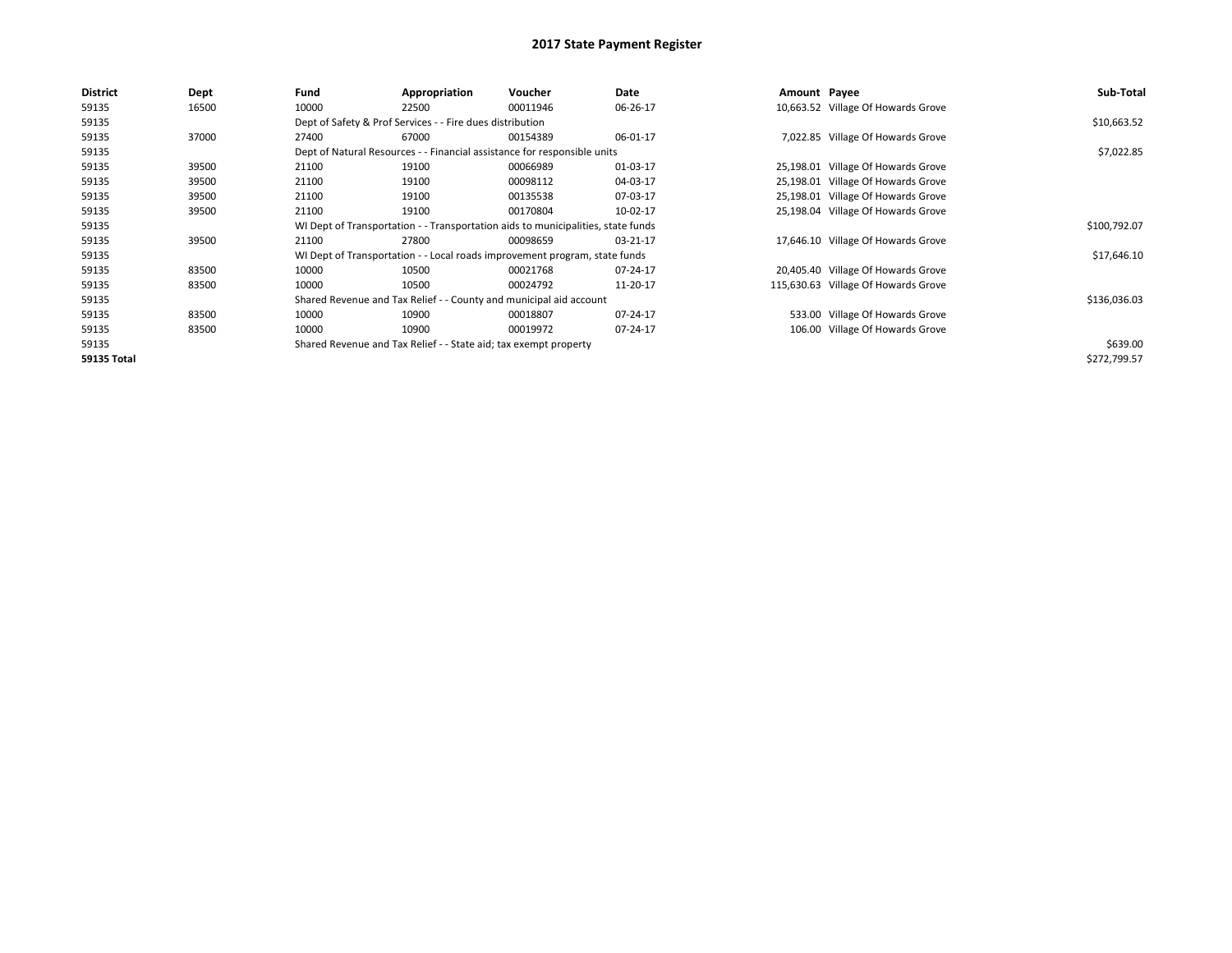# 2017 State Payment Register

| District | Dept | Fund | Appropriation | Voucher | Date | Amount | Payee | Sub-Total |
|---|---|---|---|---|---|---|---|---|
| 59135 | 16500 | 10000 | 22500 | 00011946 | 06-26-17 | 10,663.52 | Village Of Howards Grove | |
| 59135 | | Dept of Safety & Prof Services - - Fire dues distribution | | | | | | $10,663.52 |
| 59135 | 37000 | 27400 | 67000 | 00154389 | 06-01-17 | 7,022.85 | Village Of Howards Grove | |
| 59135 | | Dept of Natural Resources - - Financial assistance for responsible units | | | | | | $7,022.85 |
| 59135 | 39500 | 21100 | 19100 | 00066989 | 01-03-17 | 25,198.01 | Village Of Howards Grove | |
| 59135 | 39500 | 21100 | 19100 | 00098112 | 04-03-17 | 25,198.01 | Village Of Howards Grove | |
| 59135 | 39500 | 21100 | 19100 | 00135538 | 07-03-17 | 25,198.01 | Village Of Howards Grove | |
| 59135 | 39500 | 21100 | 19100 | 00170804 | 10-02-17 | 25,198.04 | Village Of Howards Grove | |
| 59135 | | WI Dept of Transportation - - Transportation aids to municipalities, state funds | | | | | | $100,792.07 |
| 59135 | 39500 | 21100 | 27800 | 00098659 | 03-21-17 | 17,646.10 | Village Of Howards Grove | |
| 59135 | | WI Dept of Transportation - - Local roads improvement program, state funds | | | | | | $17,646.10 |
| 59135 | 83500 | 10000 | 10500 | 00021768 | 07-24-17 | 20,405.40 | Village Of Howards Grove | |
| 59135 | 83500 | 10000 | 10500 | 00024792 | 11-20-17 | 115,630.63 | Village Of Howards Grove | |
| 59135 | | Shared Revenue and Tax Relief - - County and municipal aid account | | | | | | $136,036.03 |
| 59135 | 83500 | 10000 | 10900 | 00018807 | 07-24-17 | 533.00 | Village Of Howards Grove | |
| 59135 | 83500 | 10000 | 10900 | 00019972 | 07-24-17 | 106.00 | Village Of Howards Grove | |
| 59135 | | Shared Revenue and Tax Relief - - State aid; tax exempt property | | | | | | $639.00 |
| **59135 Total** | | | | | | | | $272,799.57 |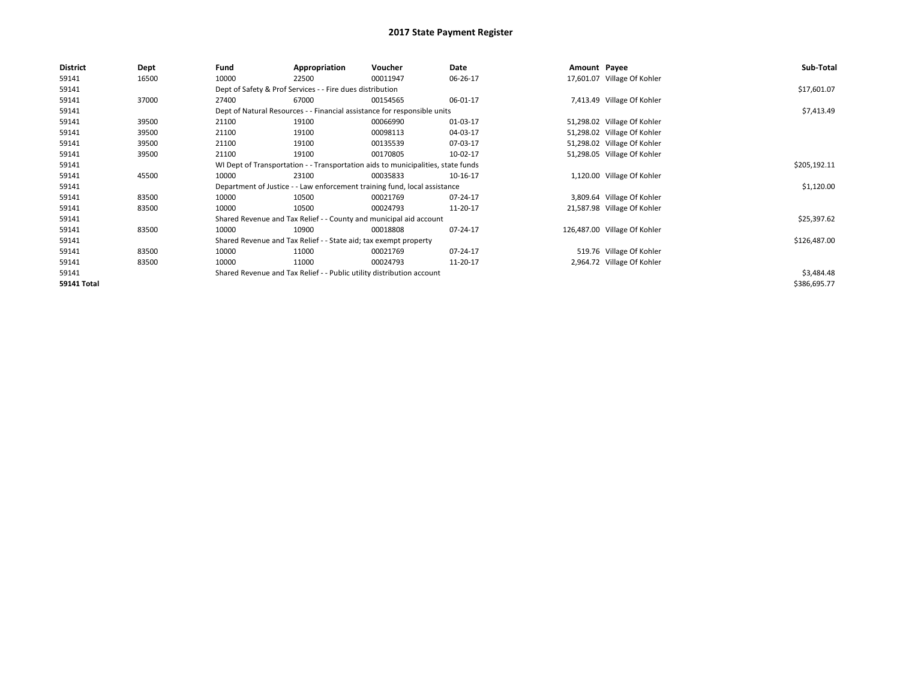# 2017 State Payment Register

| District | Dept | Fund | Appropriation | Voucher | Date | Amount | Payee | Sub-Total |
|---|---|---|---|---|---|---|---|---|
| 59141 | 16500 | 10000 | 22500 | 00011947 | 06-26-17 | 17,601.07 | Village Of Kohler | |
| 59141 | | Dept of Safety & Prof Services - - Fire dues distribution | | | | | | $17,601.07 |
| 59141 | 37000 | 27400 | 67000 | 00154565 | 06-01-17 | 7,413.49 | Village Of Kohler | |
| 59141 | | Dept of Natural Resources - - Financial assistance for responsible units | | | | | | $7,413.49 |
| 59141 | 39500 | 21100 | 19100 | 00066990 | 01-03-17 | 51,298.02 | Village Of Kohler | |
| 59141 | 39500 | 21100 | 19100 | 00098113 | 04-03-17 | 51,298.02 | Village Of Kohler | |
| 59141 | 39500 | 21100 | 19100 | 00135539 | 07-03-17 | 51,298.02 | Village Of Kohler | |
| 59141 | 39500 | 21100 | 19100 | 00170805 | 10-02-17 | 51,298.05 | Village Of Kohler | |
| 59141 | | WI Dept of Transportation - - Transportation aids to municipalities, state funds | | | | | | $205,192.11 |
| 59141 | 45500 | 10000 | 23100 | 00035833 | 10-16-17 | 1,120.00 | Village Of Kohler | |
| 59141 | | Department of Justice - - Law enforcement training fund, local assistance | | | | | | $1,120.00 |
| 59141 | 83500 | 10000 | 10500 | 00021769 | 07-24-17 | 3,809.64 | Village Of Kohler | |
| 59141 | 83500 | 10000 | 10500 | 00024793 | 11-20-17 | 21,587.98 | Village Of Kohler | |
| 59141 | | Shared Revenue and Tax Relief - - County and municipal aid account | | | | | | $25,397.62 |
| 59141 | 83500 | 10000 | 10900 | 00018808 | 07-24-17 | 126,487.00 | Village Of Kohler | |
| 59141 | | Shared Revenue and Tax Relief - - State aid; tax exempt property | | | | | | $126,487.00 |
| 59141 | 83500 | 10000 | 11000 | 00021769 | 07-24-17 | 519.76 | Village Of Kohler | |
| 59141 | 83500 | 10000 | 11000 | 00024793 | 11-20-17 | 2,964.72 | Village Of Kohler | |
| 59141 | | Shared Revenue and Tax Relief - - Public utility distribution account | | | | | | $3,484.48 |
| **59141 Total** | | | | | | | | $386,695.77 |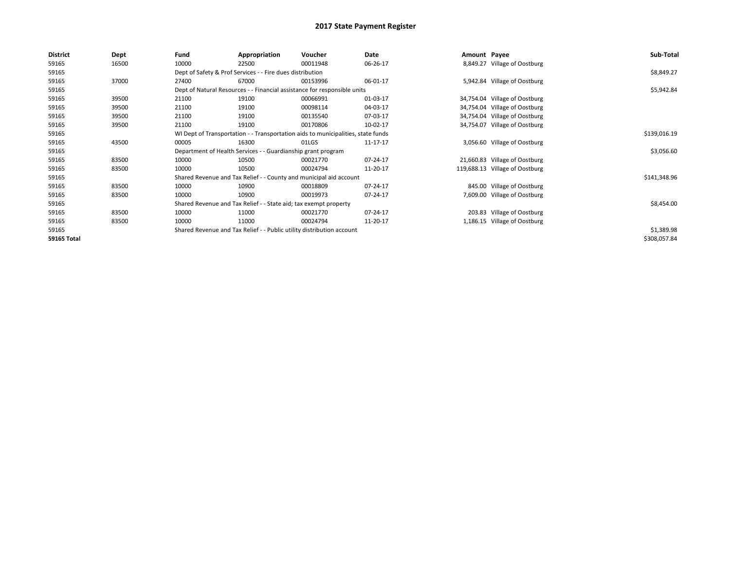# 2017 State Payment Register

| District | Dept | Fund | Appropriation | Voucher | Date | Amount | Payee | Sub-Total |
|---|---|---|---|---|---|---|---|---|
| 59165 | 16500 | 10000 | 22500 | 00011948 | 06-26-17 | 8,849.27 | Village of Oostburg | |
| 59165 | | Dept of Safety & Prof Services - - Fire dues distribution | | | | | | $8,849.27 |
| 59165 | 37000 | 27400 | 67000 | 00153996 | 06-01-17 | 5,942.84 | Village of Oostburg | |
| 59165 | | Dept of Natural Resources - - Financial assistance for responsible units | | | | | | $5,942.84 |
| 59165 | 39500 | 21100 | 19100 | 00066991 | 01-03-17 | 34,754.04 | Village of Oostburg | |
| 59165 | 39500 | 21100 | 19100 | 00098114 | 04-03-17 | 34,754.04 | Village of Oostburg | |
| 59165 | 39500 | 21100 | 19100 | 00135540 | 07-03-17 | 34,754.04 | Village of Oostburg | |
| 59165 | 39500 | 21100 | 19100 | 00170806 | 10-02-17 | 34,754.07 | Village of Oostburg | |
| 59165 | | WI Dept of Transportation - - Transportation aids to municipalities, state funds | | | | | | $139,016.19 |
| 59165 | 43500 | 00005 | 16300 | 01LGS | 11-17-17 | 3,056.60 | Village of Oostburg | |
| 59165 | | Department of Health Services - - Guardianship grant program | | | | | | $3,056.60 |
| 59165 | 83500 | 10000 | 10500 | 00021770 | 07-24-17 | 21,660.83 | Village of Oostburg | |
| 59165 | 83500 | 10000 | 10500 | 00024794 | 11-20-17 | 119,688.13 | Village of Oostburg | |
| 59165 | | Shared Revenue and Tax Relief - - County and municipal aid account | | | | | | $141,348.96 |
| 59165 | 83500 | 10000 | 10900 | 00018809 | 07-24-17 | 845.00 | Village of Oostburg | |
| 59165 | 83500 | 10000 | 10900 | 00019973 | 07-24-17 | 7,609.00 | Village of Oostburg | |
| 59165 | | Shared Revenue and Tax Relief - - State aid; tax exempt property | | | | | | $8,454.00 |
| 59165 | 83500 | 10000 | 11000 | 00021770 | 07-24-17 | 203.83 | Village of Oostburg | |
| 59165 | 83500 | 10000 | 11000 | 00024794 | 11-20-17 | 1,186.15 | Village of Oostburg | |
| 59165 | | Shared Revenue and Tax Relief - - Public utility distribution account | | | | | | $1,389.98 |
| **59165 Total** | | | | | | | | $308,057.84 |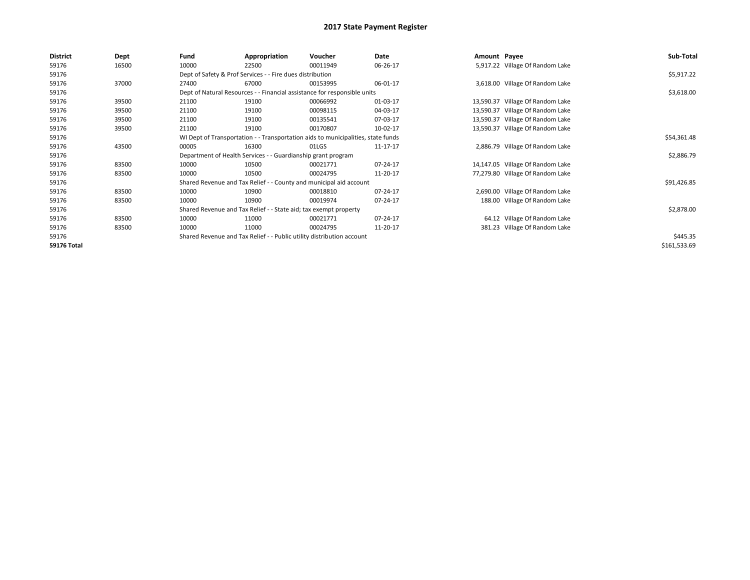# 2017 State Payment Register

| District | Dept | Fund | Appropriation | Voucher | Date | Amount | Payee | Sub-Total |
|---|---|---|---|---|---|---|---|---|
| 59176 | 16500 | 10000 | 22500 | 00011949 | 06-26-17 | 5,917.22 | Village Of Random Lake | |
| 59176 | | Dept of Safety & Prof Services - - Fire dues distribution | | | | | | $5,917.22 |
| 59176 | 37000 | 27400 | 67000 | 00153995 | 06-01-17 | 3,618.00 | Village Of Random Lake | |
| 59176 | | Dept of Natural Resources - - Financial assistance for responsible units | | | | | | $3,618.00 |
| 59176 | 39500 | 21100 | 19100 | 00066992 | 01-03-17 | 13,590.37 | Village Of Random Lake | |
| 59176 | 39500 | 21100 | 19100 | 00098115 | 04-03-17 | 13,590.37 | Village Of Random Lake | |
| 59176 | 39500 | 21100 | 19100 | 00135541 | 07-03-17 | 13,590.37 | Village Of Random Lake | |
| 59176 | 39500 | 21100 | 19100 | 00170807 | 10-02-17 | 13,590.37 | Village Of Random Lake | |
| 59176 | | WI Dept of Transportation - - Transportation aids to municipalities, state funds | | | | | | $54,361.48 |
| 59176 | 43500 | 00005 | 16300 | 01LGS | 11-17-17 | 2,886.79 | Village Of Random Lake | |
| 59176 | | Department of Health Services - - Guardianship grant program | | | | | | $2,886.79 |
| 59176 | 83500 | 10000 | 10500 | 00021771 | 07-24-17 | 14,147.05 | Village Of Random Lake | |
| 59176 | 83500 | 10000 | 10500 | 00024795 | 11-20-17 | 77,279.80 | Village Of Random Lake | |
| 59176 | | Shared Revenue and Tax Relief - - County and municipal aid account | | | | | | $91,426.85 |
| 59176 | 83500 | 10000 | 10900 | 00018810 | 07-24-17 | 2,690.00 | Village Of Random Lake | |
| 59176 | 83500 | 10000 | 10900 | 00019974 | 07-24-17 | 188.00 | Village Of Random Lake | |
| 59176 | | Shared Revenue and Tax Relief - - State aid; tax exempt property | | | | | | $2,878.00 |
| 59176 | 83500 | 10000 | 11000 | 00021771 | 07-24-17 | 64.12 | Village Of Random Lake | |
| 59176 | 83500 | 10000 | 11000 | 00024795 | 11-20-17 | 381.23 | Village Of Random Lake | |
| 59176 | | Shared Revenue and Tax Relief - - Public utility distribution account | | | | | | $445.35 |
| **59176 Total** | | | | | | | | $161,533.69 |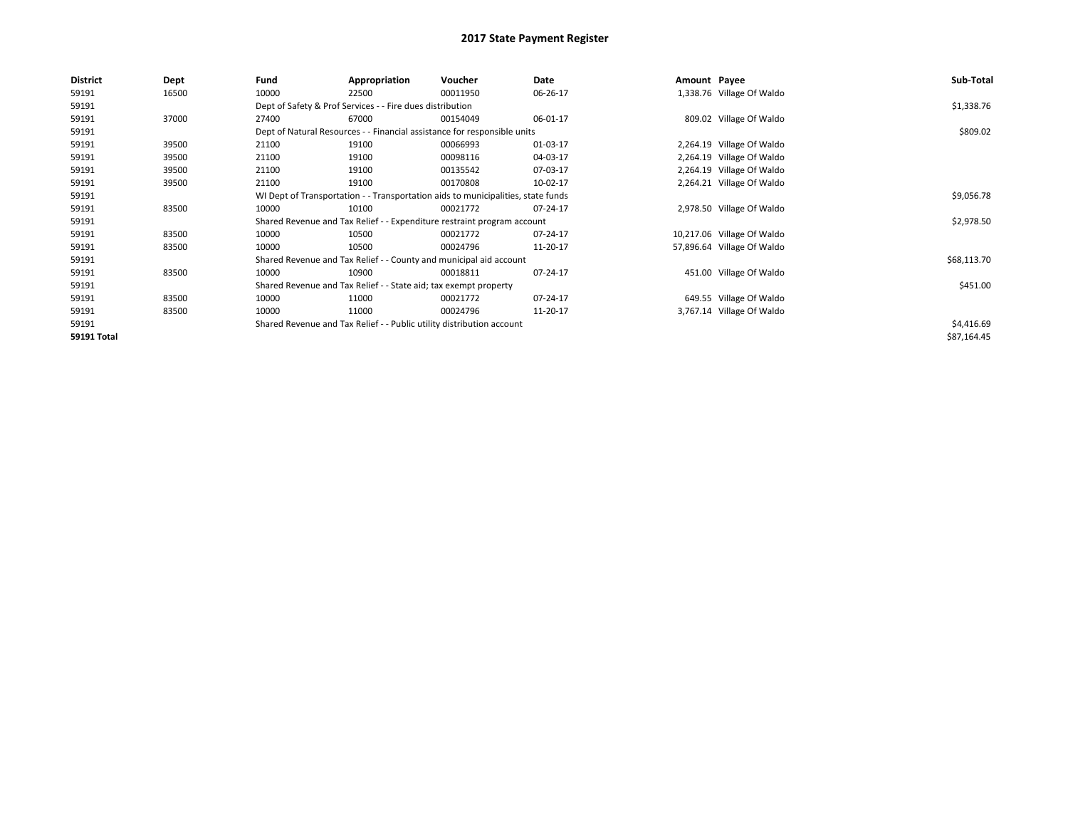# 2017 State Payment Register

| District | Dept | Fund | Appropriation | Voucher | Date | Amount | Payee | Sub-Total |
|---|---|---|---|---|---|---|---|---|
| 59191 | 16500 | 10000 | 22500 | 00011950 | 06-26-17 | 1,338.76 | Village Of Waldo | |
| 59191 | | Dept of Safety & Prof Services - - Fire dues distribution | | | | | | $1,338.76 |
| 59191 | 37000 | 27400 | 67000 | 00154049 | 06-01-17 | 809.02 | Village Of Waldo | |
| 59191 | | Dept of Natural Resources - - Financial assistance for responsible units | | | | | | $809.02 |
| 59191 | 39500 | 21100 | 19100 | 00066993 | 01-03-17 | 2,264.19 | Village Of Waldo | |
| 59191 | 39500 | 21100 | 19100 | 00098116 | 04-03-17 | 2,264.19 | Village Of Waldo | |
| 59191 | 39500 | 21100 | 19100 | 00135542 | 07-03-17 | 2,264.19 | Village Of Waldo | |
| 59191 | 39500 | 21100 | 19100 | 00170808 | 10-02-17 | 2,264.21 | Village Of Waldo | |
| 59191 | | WI Dept of Transportation - - Transportation aids to municipalities, state funds | | | | | | $9,056.78 |
| 59191 | 83500 | 10000 | 10100 | 00021772 | 07-24-17 | 2,978.50 | Village Of Waldo | |
| 59191 | | Shared Revenue and Tax Relief - - Expenditure restraint program account | | | | | | $2,978.50 |
| 59191 | 83500 | 10000 | 10500 | 00021772 | 07-24-17 | 10,217.06 | Village Of Waldo | |
| 59191 | 83500 | 10000 | 10500 | 00024796 | 11-20-17 | 57,896.64 | Village Of Waldo | |
| 59191 | | Shared Revenue and Tax Relief - - County and municipal aid account | | | | | | $68,113.70 |
| 59191 | 83500 | 10000 | 10900 | 00018811 | 07-24-17 | 451.00 | Village Of Waldo | |
| 59191 | | Shared Revenue and Tax Relief - - State aid; tax exempt property | | | | | | $451.00 |
| 59191 | 83500 | 10000 | 11000 | 00021772 | 07-24-17 | 649.55 | Village Of Waldo | |
| 59191 | 83500 | 10000 | 11000 | 00024796 | 11-20-17 | 3,767.14 | Village Of Waldo | |
| 59191 | | Shared Revenue and Tax Relief - - Public utility distribution account | | | | | | $4,416.69 |
| **59191 Total** | | | | | | | | $87,164.45 |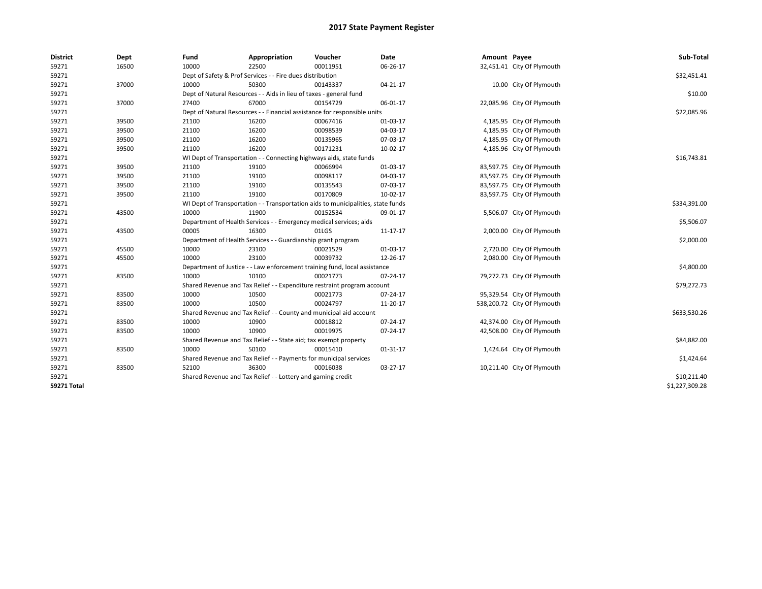# 2017 State Payment Register

| District | Dept | Fund | Appropriation | Voucher | Date | Amount | Payee | Sub-Total |
|---|---|---|---|---|---|---|---|---|
| 59271 | 16500 | 10000 | 22500 | 00011951 | 06-26-17 | 32,451.41 | City Of Plymouth | |
| 59271 | | Dept of Safety & Prof Services - - Fire dues distribution | | | | | | $32,451.41 |
| 59271 | 37000 | 10000 | 50300 | 00143337 | 04-21-17 | 10.00 | City Of Plymouth | |
| 59271 | | Dept of Natural Resources - - Aids in lieu of taxes - general fund | | | | | | $10.00 |
| 59271 | 37000 | 27400 | 67000 | 00154729 | 06-01-17 | 22,085.96 | City Of Plymouth | |
| 59271 | | Dept of Natural Resources - - Financial assistance for responsible units | | | | | | $22,085.96 |
| 59271 | 39500 | 21100 | 16200 | 00067416 | 01-03-17 | 4,185.95 | City Of Plymouth | |
| 59271 | 39500 | 21100 | 16200 | 00098539 | 04-03-17 | 4,185.95 | City Of Plymouth | |
| 59271 | 39500 | 21100 | 16200 | 00135965 | 07-03-17 | 4,185.95 | City Of Plymouth | |
| 59271 | 39500 | 21100 | 16200 | 00171231 | 10-02-17 | 4,185.96 | City Of Plymouth | |
| 59271 | | WI Dept of Transportation - - Connecting highways aids, state funds | | | | | | $16,743.81 |
| 59271 | 39500 | 21100 | 19100 | 00066994 | 01-03-17 | 83,597.75 | City Of Plymouth | |
| 59271 | 39500 | 21100 | 19100 | 00098117 | 04-03-17 | 83,597.75 | City Of Plymouth | |
| 59271 | 39500 | 21100 | 19100 | 00135543 | 07-03-17 | 83,597.75 | City Of Plymouth | |
| 59271 | 39500 | 21100 | 19100 | 00170809 | 10-02-17 | 83,597.75 | City Of Plymouth | |
| 59271 | | WI Dept of Transportation - - Transportation aids to municipalities, state funds | | | | | | $334,391.00 |
| 59271 | 43500 | 10000 | 11900 | 00152534 | 09-01-17 | 5,506.07 | City Of Plymouth | |
| 59271 | | Department of Health Services - - Emergency medical services; aids | | | | | | $5,506.07 |
| 59271 | 43500 | 00005 | 16300 | 01LGS | 11-17-17 | 2,000.00 | City Of Plymouth | |
| 59271 | | Department of Health Services - - Guardianship grant program | | | | | | $2,000.00 |
| 59271 | 45500 | 10000 | 23100 | 00021529 | 01-03-17 | 2,720.00 | City Of Plymouth | |
| 59271 | 45500 | 10000 | 23100 | 00039732 | 12-26-17 | 2,080.00 | City Of Plymouth | |
| 59271 | | Department of Justice - - Law enforcement training fund, local assistance | | | | | | $4,800.00 |
| 59271 | 83500 | 10000 | 10100 | 00021773 | 07-24-17 | 79,272.73 | City Of Plymouth | |
| 59271 | | Shared Revenue and Tax Relief - - Expenditure restraint program account | | | | | | $79,272.73 |
| 59271 | 83500 | 10000 | 10500 | 00021773 | 07-24-17 | 95,329.54 | City Of Plymouth | |
| 59271 | 83500 | 10000 | 10500 | 00024797 | 11-20-17 | 538,200.72 | City Of Plymouth | |
| 59271 | | Shared Revenue and Tax Relief - - County and municipal aid account | | | | | | $633,530.26 |
| 59271 | 83500 | 10000 | 10900 | 00018812 | 07-24-17 | 42,374.00 | City Of Plymouth | |
| 59271 | 83500 | 10000 | 10900 | 00019975 | 07-24-17 | 42,508.00 | City Of Plymouth | |
| 59271 | | Shared Revenue and Tax Relief - - State aid; tax exempt property | | | | | | $84,882.00 |
| 59271 | 83500 | 10000 | 50100 | 00015410 | 01-31-17 | 1,424.64 | City Of Plymouth | |
| 59271 | | Shared Revenue and Tax Relief - - Payments for municipal services | | | | | | $1,424.64 |
| 59271 | 83500 | 52100 | 36300 | 00016038 | 03-27-17 | 10,211.40 | City Of Plymouth | |
| 59271 | | Shared Revenue and Tax Relief - - Lottery and gaming credit | | | | | | $10,211.40 |
| **59271 Total** | | | | | | | | $1,227,309.28 |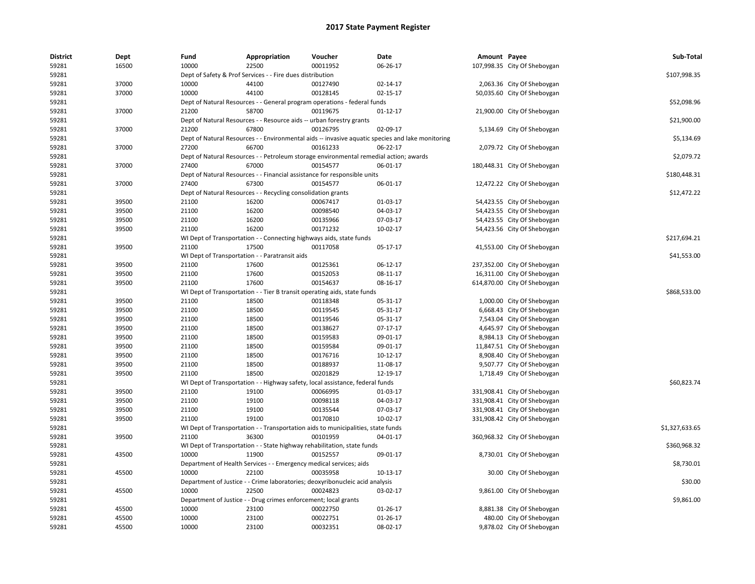# 2017 State Payment Register

| District | Dept | Fund | Appropriation | Voucher | Date | Amount | Payee | Sub-Total |
|---|---|---|---|---|---|---|---|---|
| 59281 | 16500 | 10000 | 22500 | 00011952 | 06-26-17 | 107,998.35 | City Of Sheboygan | |
| 59281 | | Dept of Safety & Prof Services - - Fire dues distribution | | | | | | $107,998.35 |
| 59281 | 37000 | 10000 | 44100 | 00127490 | 02-14-17 | 2,063.36 | City Of Sheboygan | |
| 59281 | 37000 | 10000 | 44100 | 00128145 | 02-15-17 | 50,035.60 | City Of Sheboygan | |
| 59281 | | Dept of Natural Resources - - General program operations - federal funds | | | | | | $52,098.96 |
| 59281 | 37000 | 21200 | 58700 | 00119675 | 01-12-17 | 21,900.00 | City Of Sheboygan | |
| 59281 | | Dept of Natural Resources - - Resource aids -- urban forestry grants | | | | | | $21,900.00 |
| 59281 | 37000 | 21200 | 67800 | 00126795 | 02-09-17 | 5,134.69 | City Of Sheboygan | |
| 59281 | | Dept of Natural Resources - - Environmental aids -- invasive aquatic species and lake monitoring | | | | | | $5,134.69 |
| 59281 | 37000 | 27200 | 66700 | 00161233 | 06-22-17 | 2,079.72 | City Of Sheboygan | |
| 59281 | | Dept of Natural Resources - - Petroleum storage environmental remedial action; awards | | | | | | $2,079.72 |
| 59281 | 37000 | 27400 | 67000 | 00154577 | 06-01-17 | 180,448.31 | City Of Sheboygan | |
| 59281 | | Dept of Natural Resources - - Financial assistance for responsible units | | | | | | $180,448.31 |
| 59281 | 37000 | 27400 | 67300 | 00154577 | 06-01-17 | 12,472.22 | City Of Sheboygan | |
| 59281 | | Dept of Natural Resources - - Recycling consolidation grants | | | | | | $12,472.22 |
| 59281 | 39500 | 21100 | 16200 | 00067417 | 01-03-17 | 54,423.55 | City Of Sheboygan | |
| 59281 | 39500 | 21100 | 16200 | 00098540 | 04-03-17 | 54,423.55 | City Of Sheboygan | |
| 59281 | 39500 | 21100 | 16200 | 00135966 | 07-03-17 | 54,423.55 | City Of Sheboygan | |
| 59281 | 39500 | 21100 | 16200 | 00171232 | 10-02-17 | 54,423.56 | City Of Sheboygan | |
| 59281 | | WI Dept of Transportation - - Connecting highways aids, state funds | | | | | | $217,694.21 |
| 59281 | 39500 | 21100 | 17500 | 00117058 | 05-17-17 | 41,553.00 | City Of Sheboygan | |
| 59281 | | WI Dept of Transportation - - Paratransit aids | | | | | | $41,553.00 |
| 59281 | 39500 | 21100 | 17600 | 00125361 | 06-12-17 | 237,352.00 | City Of Sheboygan | |
| 59281 | 39500 | 21100 | 17600 | 00152053 | 08-11-17 | 16,311.00 | City Of Sheboygan | |
| 59281 | 39500 | 21100 | 17600 | 00154637 | 08-16-17 | 614,870.00 | City Of Sheboygan | |
| 59281 | | WI Dept of Transportation - - Tier B transit operating aids, state funds | | | | | | $868,533.00 |
| 59281 | 39500 | 21100 | 18500 | 00118348 | 05-31-17 | 1,000.00 | City Of Sheboygan | |
| 59281 | 39500 | 21100 | 18500 | 00119545 | 05-31-17 | 6,668.43 | City Of Sheboygan | |
| 59281 | 39500 | 21100 | 18500 | 00119546 | 05-31-17 | 7,543.04 | City Of Sheboygan | |
| 59281 | 39500 | 21100 | 18500 | 00138627 | 07-17-17 | 4,645.97 | City Of Sheboygan | |
| 59281 | 39500 | 21100 | 18500 | 00159583 | 09-01-17 | 8,984.13 | City Of Sheboygan | |
| 59281 | 39500 | 21100 | 18500 | 00159584 | 09-01-17 | 11,847.51 | City Of Sheboygan | |
| 59281 | 39500 | 21100 | 18500 | 00176716 | 10-12-17 | 8,908.40 | City Of Sheboygan | |
| 59281 | 39500 | 21100 | 18500 | 00188937 | 11-08-17 | 9,507.77 | City Of Sheboygan | |
| 59281 | 39500 | 21100 | 18500 | 00201829 | 12-19-17 | 1,718.49 | City Of Sheboygan | |
| 59281 | | WI Dept of Transportation - - Highway safety, local assistance, federal funds | | | | | | $60,823.74 |
| 59281 | 39500 | 21100 | 19100 | 00066995 | 01-03-17 | 331,908.41 | City Of Sheboygan | |
| 59281 | 39500 | 21100 | 19100 | 00098118 | 04-03-17 | 331,908.41 | City Of Sheboygan | |
| 59281 | 39500 | 21100 | 19100 | 00135544 | 07-03-17 | 331,908.41 | City Of Sheboygan | |
| 59281 | 39500 | 21100 | 19100 | 00170810 | 10-02-17 | 331,908.42 | City Of Sheboygan | |
| 59281 | | WI Dept of Transportation - - Transportation aids to municipalities, state funds | | | | | | $1,327,633.65 |
| 59281 | 39500 | 21100 | 36300 | 00101959 | 04-01-17 | 360,968.32 | City Of Sheboygan | |
| 59281 | | WI Dept of Transportation - - State highway rehabilitation, state funds | | | | | | $360,968.32 |
| 59281 | 43500 | 10000 | 11900 | 00152557 | 09-01-17 | 8,730.01 | City Of Sheboygan | |
| 59281 | | Department of Health Services - - Emergency medical services; aids | | | | | | $8,730.01 |
| 59281 | 45500 | 10000 | 22100 | 00035958 | 10-13-17 | 30.00 | City Of Sheboygan | |
| 59281 | | Department of Justice - - Crime laboratories; deoxyribonucleic acid analysis | | | | | | $30.00 |
| 59281 | 45500 | 10000 | 22500 | 00024823 | 03-02-17 | 9,861.00 | City Of Sheboygan | |
| 59281 | | Department of Justice - - Drug crimes enforcement; local grants | | | | | | $9,861.00 |
| 59281 | 45500 | 10000 | 23100 | 00022750 | 01-26-17 | 8,881.38 | City Of Sheboygan | |
| 59281 | 45500 | 10000 | 23100 | 00022751 | 01-26-17 | 480.00 | City Of Sheboygan | |
| 59281 | 45500 | 10000 | 23100 | 00032351 | 08-02-17 | 9,878.02 | City Of Sheboygan | |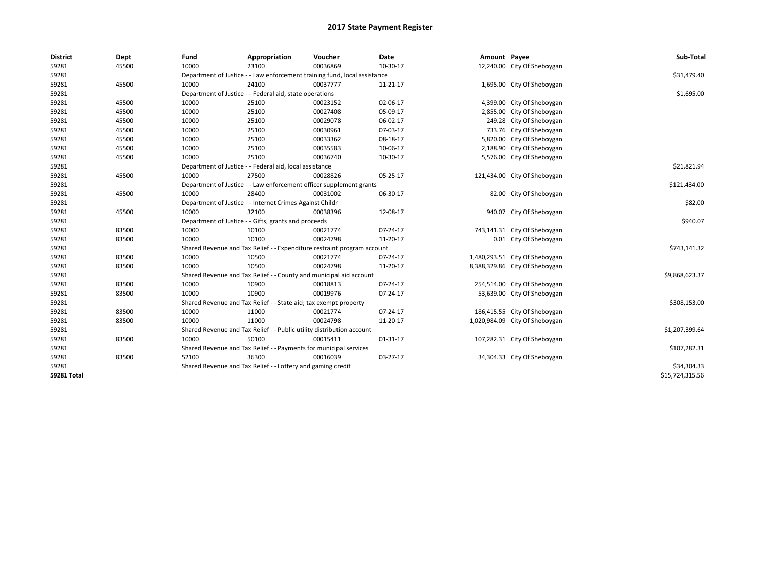# 2017 State Payment Register

| District | Dept | Fund | Appropriation | Voucher | Date | Amount | Payee | Sub-Total |
|---|---|---|---|---|---|---|---|---|
| 59281 | 45500 | 10000 | 23100 | 00036869 | 10-30-17 | 12,240.00 | City Of Sheboygan | |
| 59281 | | Department of Justice - - Law enforcement training fund, local assistance | | | | | | $31,479.40 |
| 59281 | 45500 | 10000 | 24100 | 00037777 | 11-21-17 | 1,695.00 | City Of Sheboygan | |
| 59281 | | Department of Justice - - Federal aid, state operations | | | | | | $1,695.00 |
| 59281 | 45500 | 10000 | 25100 | 00023152 | 02-06-17 | 4,399.00 | City Of Sheboygan | |
| 59281 | 45500 | 10000 | 25100 | 00027408 | 05-09-17 | 2,855.00 | City Of Sheboygan | |
| 59281 | 45500 | 10000 | 25100 | 00029078 | 06-02-17 | 249.28 | City Of Sheboygan | |
| 59281 | 45500 | 10000 | 25100 | 00030961 | 07-03-17 | 733.76 | City Of Sheboygan | |
| 59281 | 45500 | 10000 | 25100 | 00033362 | 08-18-17 | 5,820.00 | City Of Sheboygan | |
| 59281 | 45500 | 10000 | 25100 | 00035583 | 10-06-17 | 2,188.90 | City Of Sheboygan | |
| 59281 | 45500 | 10000 | 25100 | 00036740 | 10-30-17 | 5,576.00 | City Of Sheboygan | |
| 59281 | | Department of Justice - - Federal aid, local assistance | | | | | | $21,821.94 |
| 59281 | 45500 | 10000 | 27500 | 00028826 | 05-25-17 | 121,434.00 | City Of Sheboygan | |
| 59281 | | Department of Justice - - Law enforcement officer supplement grants | | | | | | $121,434.00 |
| 59281 | 45500 | 10000 | 28400 | 00031002 | 06-30-17 | 82.00 | City Of Sheboygan | |
| 59281 | | Department of Justice - - Internet Crimes Against Childr | | | | | | $82.00 |
| 59281 | 45500 | 10000 | 32100 | 00038396 | 12-08-17 | 940.07 | City Of Sheboygan | |
| 59281 | | Department of Justice - - Gifts, grants and proceeds | | | | | | $940.07 |
| 59281 | 83500 | 10000 | 10100 | 00021774 | 07-24-17 | 743,141.31 | City Of Sheboygan | |
| 59281 | 83500 | 10000 | 10100 | 00024798 | 11-20-17 | 0.01 | City Of Sheboygan | |
| 59281 | | Shared Revenue and Tax Relief - - Expenditure restraint program account | | | | | | $743,141.32 |
| 59281 | 83500 | 10000 | 10500 | 00021774 | 07-24-17 | 1,480,293.51 | City Of Sheboygan | |
| 59281 | 83500 | 10000 | 10500 | 00024798 | 11-20-17 | 8,388,329.86 | City Of Sheboygan | |
| 59281 | | Shared Revenue and Tax Relief - - County and municipal aid account | | | | | | $9,868,623.37 |
| 59281 | 83500 | 10000 | 10900 | 00018813 | 07-24-17 | 254,514.00 | City Of Sheboygan | |
| 59281 | 83500 | 10000 | 10900 | 00019976 | 07-24-17 | 53,639.00 | City Of Sheboygan | |
| 59281 | | Shared Revenue and Tax Relief - - State aid; tax exempt property | | | | | | $308,153.00 |
| 59281 | 83500 | 10000 | 11000 | 00021774 | 07-24-17 | 186,415.55 | City Of Sheboygan | |
| 59281 | 83500 | 10000 | 11000 | 00024798 | 11-20-17 | 1,020,984.09 | City Of Sheboygan | |
| 59281 | | Shared Revenue and Tax Relief - - Public utility distribution account | | | | | | $1,207,399.64 |
| 59281 | 83500 | 10000 | 50100 | 00015411 | 01-31-17 | 107,282.31 | City Of Sheboygan | |
| 59281 | | Shared Revenue and Tax Relief - - Payments for municipal services | | | | | | $107,282.31 |
| 59281 | 83500 | 52100 | 36300 | 00016039 | 03-27-17 | 34,304.33 | City Of Sheboygan | |
| 59281 | | Shared Revenue and Tax Relief - - Lottery and gaming credit | | | | | | $34,304.33 |
| **59281 Total** | | | | | | | | $15,724,315.56 |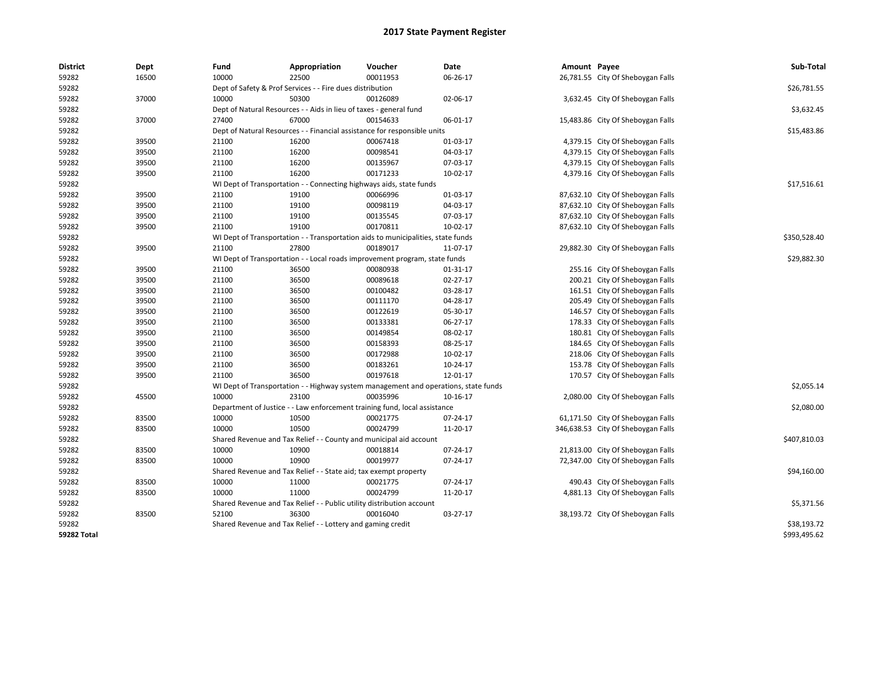# 2017 State Payment Register

| District | Dept | Fund | Appropriation | Voucher | Date | Amount | Payee | Sub-Total |
|---|---|---|---|---|---|---|---|---|
| 59282 | 16500 | 10000 | 22500 | 00011953 | 06-26-17 | 26,781.55 | City Of Sheboygan Falls | |
| 59282 | | Dept of Safety & Prof Services - - Fire dues distribution | | | | | | $26,781.55 |
| 59282 | 37000 | 10000 | 50300 | 00126089 | 02-06-17 | 3,632.45 | City Of Sheboygan Falls | |
| 59282 | | Dept of Natural Resources - - Aids in lieu of taxes - general fund | | | | | | $3,632.45 |
| 59282 | 37000 | 27400 | 67000 | 00154633 | 06-01-17 | 15,483.86 | City Of Sheboygan Falls | |
| 59282 | | Dept of Natural Resources - - Financial assistance for responsible units | | | | | | $15,483.86 |
| 59282 | 39500 | 21100 | 16200 | 00067418 | 01-03-17 | 4,379.15 | City Of Sheboygan Falls | |
| 59282 | 39500 | 21100 | 16200 | 00098541 | 04-03-17 | 4,379.15 | City Of Sheboygan Falls | |
| 59282 | 39500 | 21100 | 16200 | 00135967 | 07-03-17 | 4,379.15 | City Of Sheboygan Falls | |
| 59282 | 39500 | 21100 | 16200 | 00171233 | 10-02-17 | 4,379.16 | City Of Sheboygan Falls | |
| 59282 | | WI Dept of Transportation - - Connecting highways aids, state funds | | | | | | $17,516.61 |
| 59282 | 39500 | 21100 | 19100 | 00066996 | 01-03-17 | 87,632.10 | City Of Sheboygan Falls | |
| 59282 | 39500 | 21100 | 19100 | 00098119 | 04-03-17 | 87,632.10 | City Of Sheboygan Falls | |
| 59282 | 39500 | 21100 | 19100 | 00135545 | 07-03-17 | 87,632.10 | City Of Sheboygan Falls | |
| 59282 | 39500 | 21100 | 19100 | 00170811 | 10-02-17 | 87,632.10 | City Of Sheboygan Falls | |
| 59282 | | WI Dept of Transportation - - Transportation aids to municipalities, state funds | | | | | | $350,528.40 |
| 59282 | 39500 | 21100 | 27800 | 00189017 | 11-07-17 | 29,882.30 | City Of Sheboygan Falls | |
| 59282 | | WI Dept of Transportation - - Local roads improvement program, state funds | | | | | | $29,882.30 |
| 59282 | 39500 | 21100 | 36500 | 00080938 | 01-31-17 | 255.16 | City Of Sheboygan Falls | |
| 59282 | 39500 | 21100 | 36500 | 00089618 | 02-27-17 | 200.21 | City Of Sheboygan Falls | |
| 59282 | 39500 | 21100 | 36500 | 00100482 | 03-28-17 | 161.51 | City Of Sheboygan Falls | |
| 59282 | 39500 | 21100 | 36500 | 00111170 | 04-28-17 | 205.49 | City Of Sheboygan Falls | |
| 59282 | 39500 | 21100 | 36500 | 00122619 | 05-30-17 | 146.57 | City Of Sheboygan Falls | |
| 59282 | 39500 | 21100 | 36500 | 00133381 | 06-27-17 | 178.33 | City Of Sheboygan Falls | |
| 59282 | 39500 | 21100 | 36500 | 00149854 | 08-02-17 | 180.81 | City Of Sheboygan Falls | |
| 59282 | 39500 | 21100 | 36500 | 00158393 | 08-25-17 | 184.65 | City Of Sheboygan Falls | |
| 59282 | 39500 | 21100 | 36500 | 00172988 | 10-02-17 | 218.06 | City Of Sheboygan Falls | |
| 59282 | 39500 | 21100 | 36500 | 00183261 | 10-24-17 | 153.78 | City Of Sheboygan Falls | |
| 59282 | 39500 | 21100 | 36500 | 00197618 | 12-01-17 | 170.57 | City Of Sheboygan Falls | |
| 59282 | | WI Dept of Transportation - - Highway system management and operations, state funds | | | | | | $2,055.14 |
| 59282 | 45500 | 10000 | 23100 | 00035996 | 10-16-17 | 2,080.00 | City Of Sheboygan Falls | |
| 59282 | | Department of Justice - - Law enforcement training fund, local assistance | | | | | | $2,080.00 |
| 59282 | 83500 | 10000 | 10500 | 00021775 | 07-24-17 | 61,171.50 | City Of Sheboygan Falls | |
| 59282 | 83500 | 10000 | 10500 | 00024799 | 11-20-17 | 346,638.53 | City Of Sheboygan Falls | |
| 59282 | | Shared Revenue and Tax Relief - - County and municipal aid account | | | | | | $407,810.03 |
| 59282 | 83500 | 10000 | 10900 | 00018814 | 07-24-17 | 21,813.00 | City Of Sheboygan Falls | |
| 59282 | 83500 | 10000 | 10900 | 00019977 | 07-24-17 | 72,347.00 | City Of Sheboygan Falls | |
| 59282 | | Shared Revenue and Tax Relief - - State aid; tax exempt property | | | | | | $94,160.00 |
| 59282 | 83500 | 10000 | 11000 | 00021775 | 07-24-17 | 490.43 | City Of Sheboygan Falls | |
| 59282 | 83500 | 10000 | 11000 | 00024799 | 11-20-17 | 4,881.13 | City Of Sheboygan Falls | |
| 59282 | | Shared Revenue and Tax Relief - - Public utility distribution account | | | | | | $5,371.56 |
| 59282 | 83500 | 52100 | 36300 | 00016040 | 03-27-17 | 38,193.72 | City Of Sheboygan Falls | |
| 59282 | | Shared Revenue and Tax Relief - - Lottery and gaming credit | | | | | | $38,193.72 |
| **59282 Total** | | | | | | | | $993,495.62 |